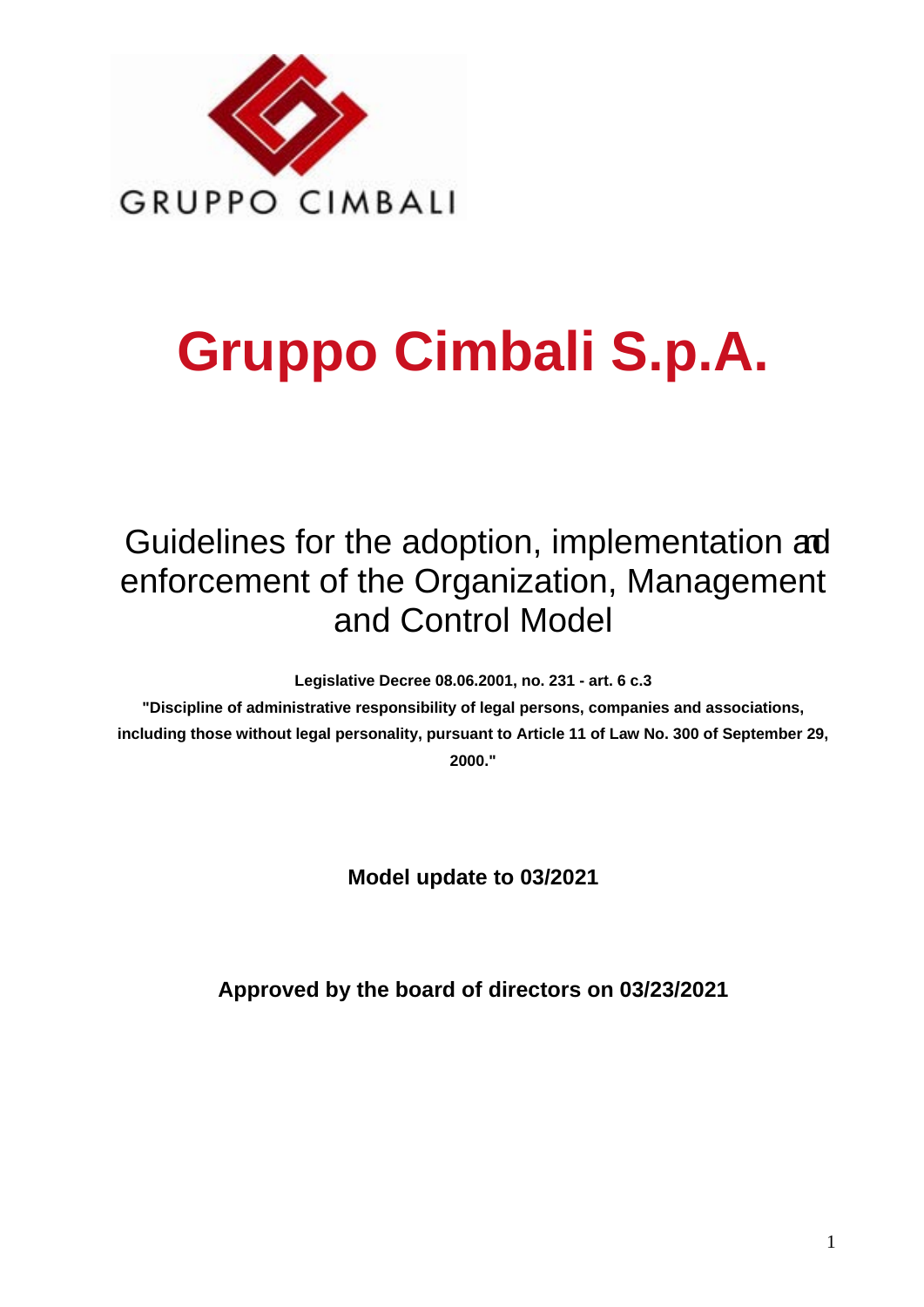GRUPPO CIMBALI

# Gruppo Cimbali S.p.A.

## Guidelines for the adoption, implementation and enforcement of the Organization, Management and Control Model

**Legislative Decree 08.06.2001, no. 231 - art. 6 c.3**

**"Discipline of administrative responsibility of legal persons, companies and associations, including those without legal personality, pursuant to Article 11 of Law No. 300 of September 29, 2000."**

**Model update to 03/2021**

**Approved by the board of directors on 03/23/2021**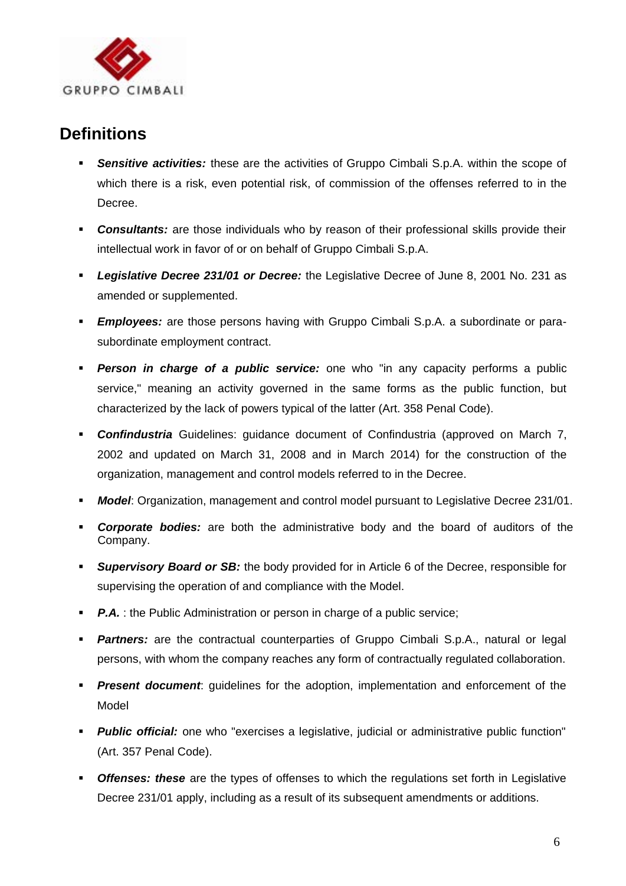## Definitions

- ***Sensitive activities:*** these are the activities of Gruppo Cimbali S.p.A. within the scope of which there is a risk, even potential risk, of commission of the offenses referred to in the Decree.
- ***Consultants:*** are those individuals who by reason of their professional skills provide their intellectual work in favor of or on behalf of Gruppo Cimbali S.p.A.
- ***Legislative Decree 231/01 or Decree:*** the Legislative Decree of June 8, 2001 No. 231 as amended or supplemented.
- ***Employees:*** are those persons having with Gruppo Cimbali S.p.A. a subordinate or para-subordinate employment contract.
- ***Person in charge of a public service:*** one who "in any capacity performs a public service," meaning an activity governed in the same forms as the public function, but characterized by the lack of powers typical of the latter (Art. 358 Penal Code).
- ***Confindustria*** Guidelines: guidance document of Confindustria (approved on March 7, 2002 and updated on March 31, 2008 and in March 2014) for the construction of the organization, management and control models referred to in the Decree.
- ***Model***: Organization, management and control model pursuant to Legislative Decree 231/01.
- ***Corporate bodies:*** are both the administrative body and the board of auditors of the Company.
- ***Supervisory Board or SB:*** the body provided for in Article 6 of the Decree, responsible for supervising the operation of and compliance with the Model.
- ***P.A.*** : the Public Administration or person in charge of a public service;
- ***Partners:*** are the contractual counterparties of Gruppo Cimbali S.p.A., natural or legal persons, with whom the company reaches any form of contractually regulated collaboration.
- ***Present document***: guidelines for the adoption, implementation and enforcement of the Model
- ***Public official:*** one who "exercises a legislative, judicial or administrative public function" (Art. 357 Penal Code).
- ***Offenses: these*** are the types of offenses to which the regulations set forth in Legislative Decree 231/01 apply, including as a result of its subsequent amendments or additions.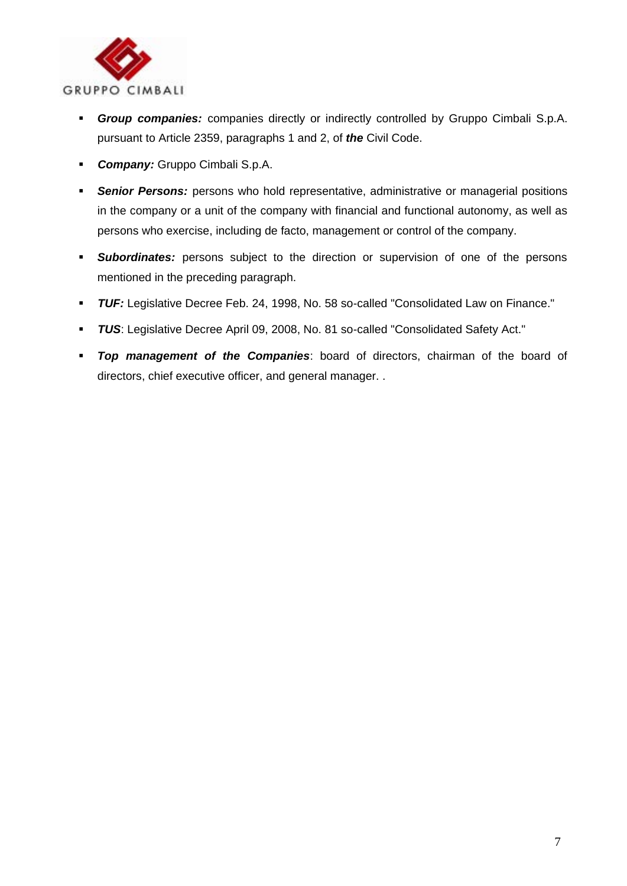- ***Group companies:*** companies directly or indirectly controlled by Gruppo Cimbali S.p.A. pursuant to Article 2359, paragraphs 1 and 2, of ***the*** Civil Code.
- ***Company:*** Gruppo Cimbali S.p.A.
- ***Senior Persons:*** persons who hold representative, administrative or managerial positions in the company or a unit of the company with financial and functional autonomy, as well as persons who exercise, including de facto, management or control of the company.
- ***Subordinates:*** persons subject to the direction or supervision of one of the persons mentioned in the preceding paragraph.
- ***TUF:*** Legislative Decree Feb. 24, 1998, No. 58 so-called "Consolidated Law on Finance."
- ***TUS***: Legislative Decree April 09, 2008, No. 81 so-called "Consolidated Safety Act."
- ***Top management of the Companies***: board of directors, chairman of the board of directors, chief executive officer, and general manager. .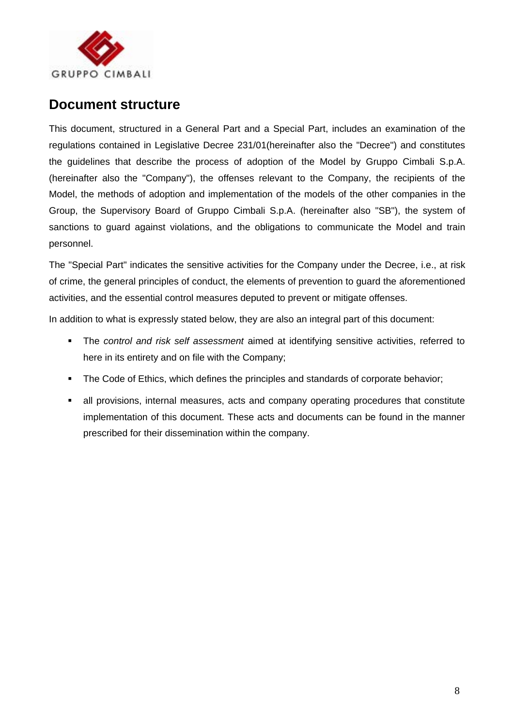## Document structure

This document, structured in a General Part and a Special Part, includes an examination of the regulations contained in Legislative Decree 231/01(hereinafter also the "Decree") and constitutes the guidelines that describe the process of adoption of the Model by Gruppo Cimbali S.p.A. (hereinafter also the "Company"), the offenses relevant to the Company, the recipients of the Model, the methods of adoption and implementation of the models of the other companies in the Group, the Supervisory Board of Gruppo Cimbali S.p.A. (hereinafter also "SB"), the system of sanctions to guard against violations, and the obligations to communicate the Model and train personnel.

The "Special Part" indicates the sensitive activities for the Company under the Decree, i.e., at risk of crime, the general principles of conduct, the elements of prevention to guard the aforementioned activities, and the essential control measures deputed to prevent or mitigate offenses.

In addition to what is expressly stated below, they are also an integral part of this document:

- The *control and risk self assessment* aimed at identifying sensitive activities, referred to here in its entirety and on file with the Company;
- The Code of Ethics, which defines the principles and standards of corporate behavior;
- all provisions, internal measures, acts and company operating procedures that constitute implementation of this document. These acts and documents can be found in the manner prescribed for their dissemination within the company.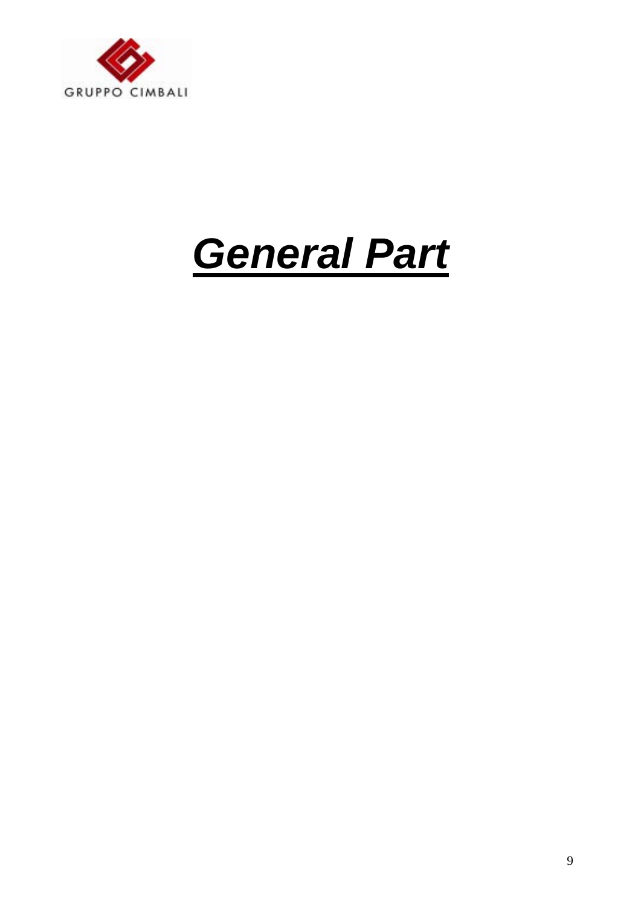# ***General Part***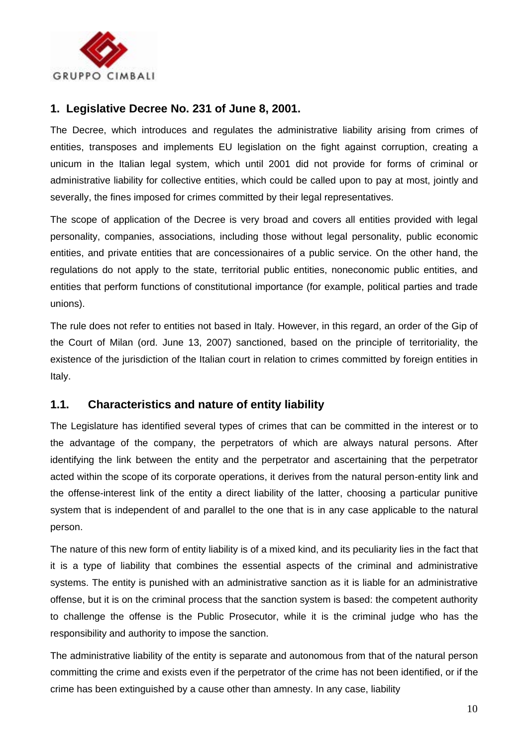## 1. Legislative Decree No. 231 of June 8, 2001.

The Decree, which introduces and regulates the administrative liability arising from crimes of entities, transposes and implements EU legislation on the fight against corruption, creating a unicum in the Italian legal system, which until 2001 did not provide for forms of criminal or administrative liability for collective entities, which could be called upon to pay at most, jointly and severally, the fines imposed for crimes committed by their legal representatives.

The scope of application of the Decree is very broad and covers all entities provided with legal personality, companies, associations, including those without legal personality, public economic entities, and private entities that are concessionaires of a public service. On the other hand, the regulations do not apply to the state, territorial public entities, noneconomic public entities, and entities that perform functions of constitutional importance (for example, political parties and trade unions).

The rule does not refer to entities not based in Italy. However, in this regard, an order of the Gip of the Court of Milan (ord. June 13, 2007) sanctioned, based on the principle of territoriality, the existence of the jurisdiction of the Italian court in relation to crimes committed by foreign entities in Italy.

### 1.1. Characteristics and nature of entity liability

The Legislature has identified several types of crimes that can be committed in the interest or to the advantage of the company, the perpetrators of which are always natural persons. After identifying the link between the entity and the perpetrator and ascertaining that the perpetrator acted within the scope of its corporate operations, it derives from the natural person-entity link and the offense-interest link of the entity a direct liability of the latter, choosing a particular punitive system that is independent of and parallel to the one that is in any case applicable to the natural person.

The nature of this new form of entity liability is of a mixed kind, and its peculiarity lies in the fact that it is a type of liability that combines the essential aspects of the criminal and administrative systems. The entity is punished with an administrative sanction as it is liable for an administrative offense, but it is on the criminal process that the sanction system is based: the competent authority to challenge the offense is the Public Prosecutor, while it is the criminal judge who has the responsibility and authority to impose the sanction.

The administrative liability of the entity is separate and autonomous from that of the natural person committing the crime and exists even if the perpetrator of the crime has not been identified, or if the crime has been extinguished by a cause other than amnesty. In any case, liability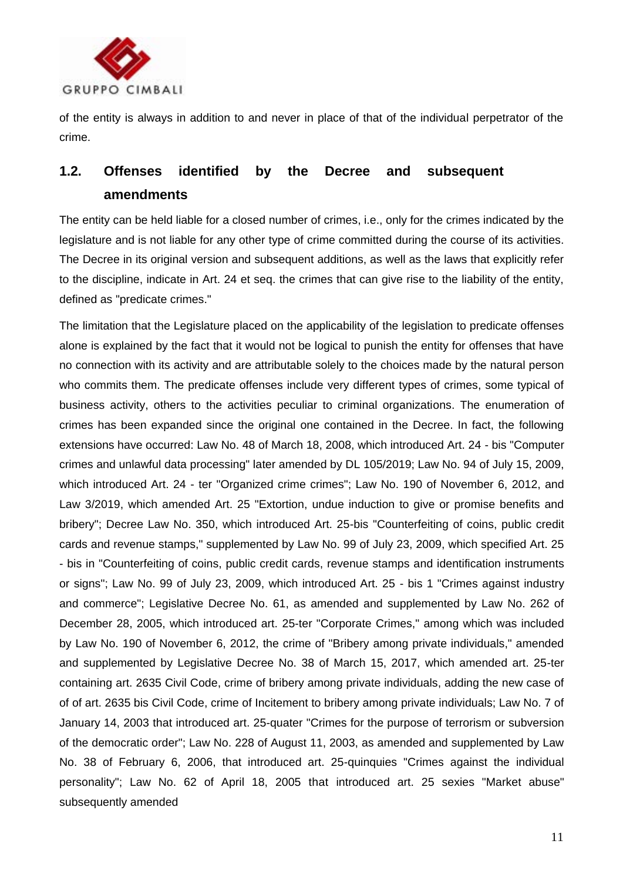of the entity is always in addition to and never in place of that of the individual perpetrator of the crime.

## 1.2. Offenses identified by the Decree and subsequent amendments

The entity can be held liable for a closed number of crimes, i.e., only for the crimes indicated by the legislature and is not liable for any other type of crime committed during the course of its activities. The Decree in its original version and subsequent additions, as well as the laws that explicitly refer to the discipline, indicate in Art. 24 et seq. the crimes that can give rise to the liability of the entity, defined as "predicate crimes."

The limitation that the Legislature placed on the applicability of the legislation to predicate offenses alone is explained by the fact that it would not be logical to punish the entity for offenses that have no connection with its activity and are attributable solely to the choices made by the natural person who commits them. The predicate offenses include very different types of crimes, some typical of business activity, others to the activities peculiar to criminal organizations. The enumeration of crimes has been expanded since the original one contained in the Decree. In fact, the following extensions have occurred: Law No. 48 of March 18, 2008, which introduced Art. 24 - bis "Computer crimes and unlawful data processing" later amended by DL 105/2019; Law No. 94 of July 15, 2009, which introduced Art. 24 - ter "Organized crime crimes"; Law No. 190 of November 6, 2012, and Law 3/2019, which amended Art. 25 "Extortion, undue induction to give or promise benefits and bribery"; Decree Law No. 350, which introduced Art. 25-bis "Counterfeiting of coins, public credit cards and revenue stamps," supplemented by Law No. 99 of July 23, 2009, which specified Art. 25 - bis in "Counterfeiting of coins, public credit cards, revenue stamps and identification instruments or signs"; Law No. 99 of July 23, 2009, which introduced Art. 25 - bis 1 "Crimes against industry and commerce"; Legislative Decree No. 61, as amended and supplemented by Law No. 262 of December 28, 2005, which introduced art. 25-ter "Corporate Crimes," among which was included by Law No. 190 of November 6, 2012, the crime of "Bribery among private individuals," amended and supplemented by Legislative Decree No. 38 of March 15, 2017, which amended art. 25-ter containing art. 2635 Civil Code, crime of bribery among private individuals, adding the new case of of of art. 2635 bis Civil Code, crime of Incitement to bribery among private individuals; Law No. 7 of January 14, 2003 that introduced art. 25-quater "Crimes for the purpose of terrorism or subversion of the democratic order"; Law No. 228 of August 11, 2003, as amended and supplemented by Law No. 38 of February 6, 2006, that introduced art. 25-quinquies "Crimes against the individual personality"; Law No. 62 of April 18, 2005 that introduced art. 25 sexies "Market abuse" subsequently amended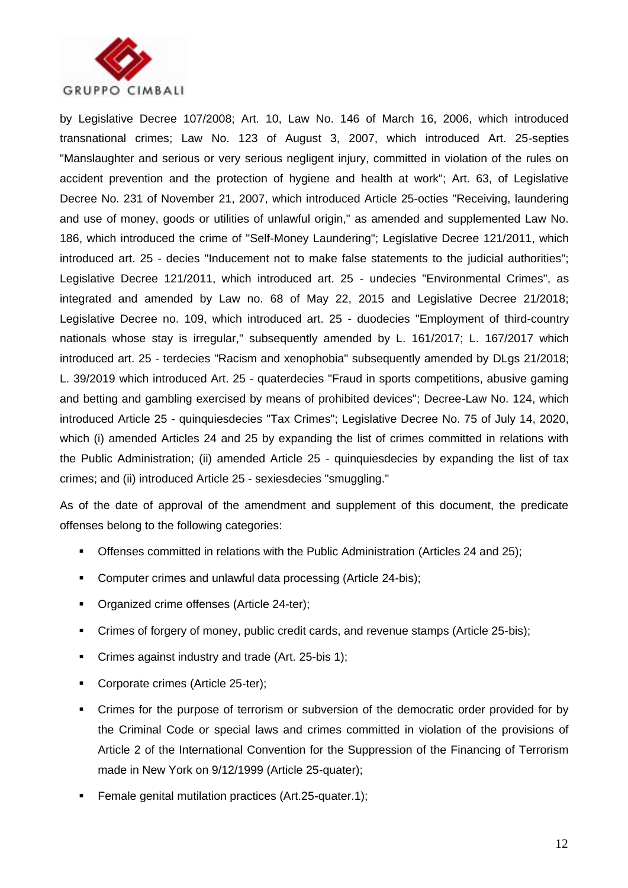by Legislative Decree 107/2008; Art. 10, Law No. 146 of March 16, 2006, which introduced transnational crimes; Law No. 123 of August 3, 2007, which introduced Art. 25-septies "Manslaughter and serious or very serious negligent injury, committed in violation of the rules on accident prevention and the protection of hygiene and health at work"; Art. 63, of Legislative Decree No. 231 of November 21, 2007, which introduced Article 25-octies "Receiving, laundering and use of money, goods or utilities of unlawful origin," as amended and supplemented Law No. 186, which introduced the crime of "Self-Money Laundering"; Legislative Decree 121/2011, which introduced art. 25 - decies "Inducement not to make false statements to the judicial authorities"; Legislative Decree 121/2011, which introduced art. 25 - undecies "Environmental Crimes", as integrated and amended by Law no. 68 of May 22, 2015 and Legislative Decree 21/2018; Legislative Decree no. 109, which introduced art. 25 - duodecies "Employment of third-country nationals whose stay is irregular," subsequently amended by L. 161/2017; L. 167/2017 which introduced art. 25 - terdecies "Racism and xenophobia" subsequently amended by DLgs 21/2018; L. 39/2019 which introduced Art. 25 - quaterdecies "Fraud in sports competitions, abusive gaming and betting and gambling exercised by means of prohibited devices"; Decree-Law No. 124, which introduced Article 25 - quinquiesdecies "Tax Crimes"; Legislative Decree No. 75 of July 14, 2020, which (i) amended Articles 24 and 25 by expanding the list of crimes committed in relations with the Public Administration; (ii) amended Article 25 - quinquiesdecies by expanding the list of tax crimes; and (ii) introduced Article 25 - sexiesdecies "smuggling."

As of the date of approval of the amendment and supplement of this document, the predicate offenses belong to the following categories:

- Offenses committed in relations with the Public Administration (Articles 24 and 25);
- Computer crimes and unlawful data processing (Article 24-bis);
- Organized crime offenses (Article 24-ter);
- Crimes of forgery of money, public credit cards, and revenue stamps (Article 25-bis);
- Crimes against industry and trade (Art. 25-bis 1);
- Corporate crimes (Article 25-ter);
- Crimes for the purpose of terrorism or subversion of the democratic order provided for by the Criminal Code or special laws and crimes committed in violation of the provisions of Article 2 of the International Convention for the Suppression of the Financing of Terrorism made in New York on 9/12/1999 (Article 25-quater);
- Female genital mutilation practices (Art.25-quater.1);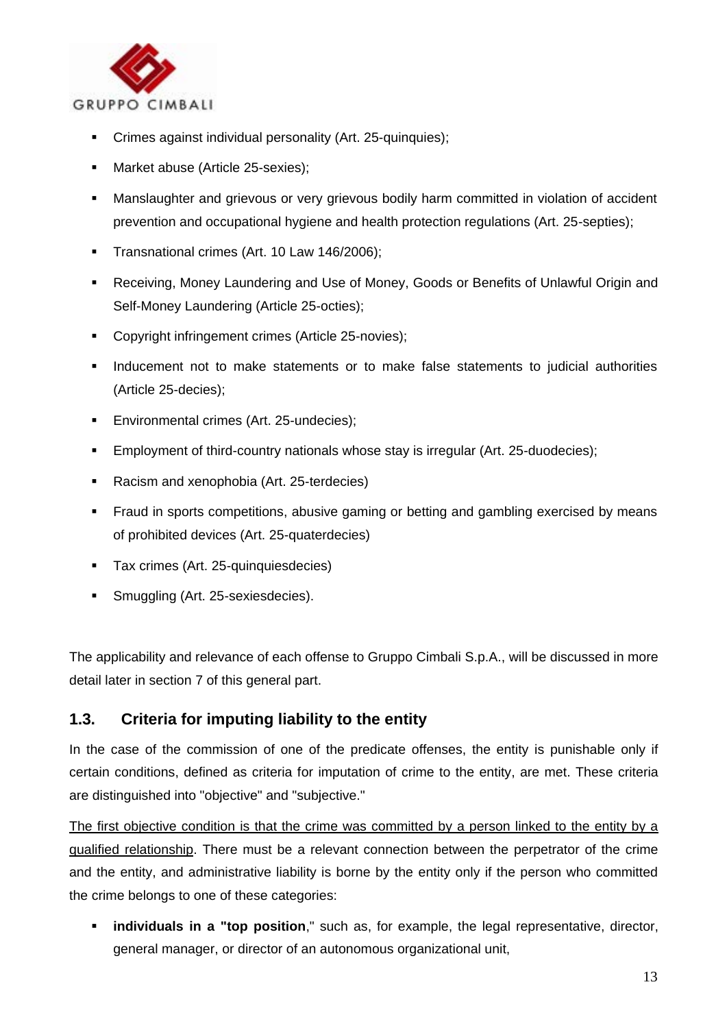- Crimes against individual personality (Art. 25-quinquies);
- Market abuse (Article 25-sexies);
- Manslaughter and grievous or very grievous bodily harm committed in violation of accident prevention and occupational hygiene and health protection regulations (Art. 25-septies);
- Transnational crimes (Art. 10 Law 146/2006);
- Receiving, Money Laundering and Use of Money, Goods or Benefits of Unlawful Origin and Self-Money Laundering (Article 25-octies);
- Copyright infringement crimes (Article 25-novies);
- Inducement not to make statements or to make false statements to judicial authorities (Article 25-decies);
- Environmental crimes (Art. 25-undecies);
- Employment of third-country nationals whose stay is irregular (Art. 25-duodecies);
- Racism and xenophobia (Art. 25-terdecies)
- Fraud in sports competitions, abusive gaming or betting and gambling exercised by means of prohibited devices (Art. 25-quaterdecies)
- Tax crimes (Art. 25-quinquiesdecies)
- Smuggling (Art. 25-sexiesdecies).

The applicability and relevance of each offense to Gruppo Cimbali S.p.A., will be discussed in more detail later in section 7 of this general part.

## 1.3. Criteria for imputing liability to the entity

In the case of the commission of one of the predicate offenses, the entity is punishable only if certain conditions, defined as criteria for imputation of crime to the entity, are met. These criteria are distinguished into "objective" and "subjective."

The first objective condition is that the crime was committed by a person linked to the entity by a qualified relationship. There must be a relevant connection between the perpetrator of the crime and the entity, and administrative liability is borne by the entity only if the person who committed the crime belongs to one of these categories:

- **individuals in a "top position**," such as, for example, the legal representative, director, general manager, or director of an autonomous organizational unit,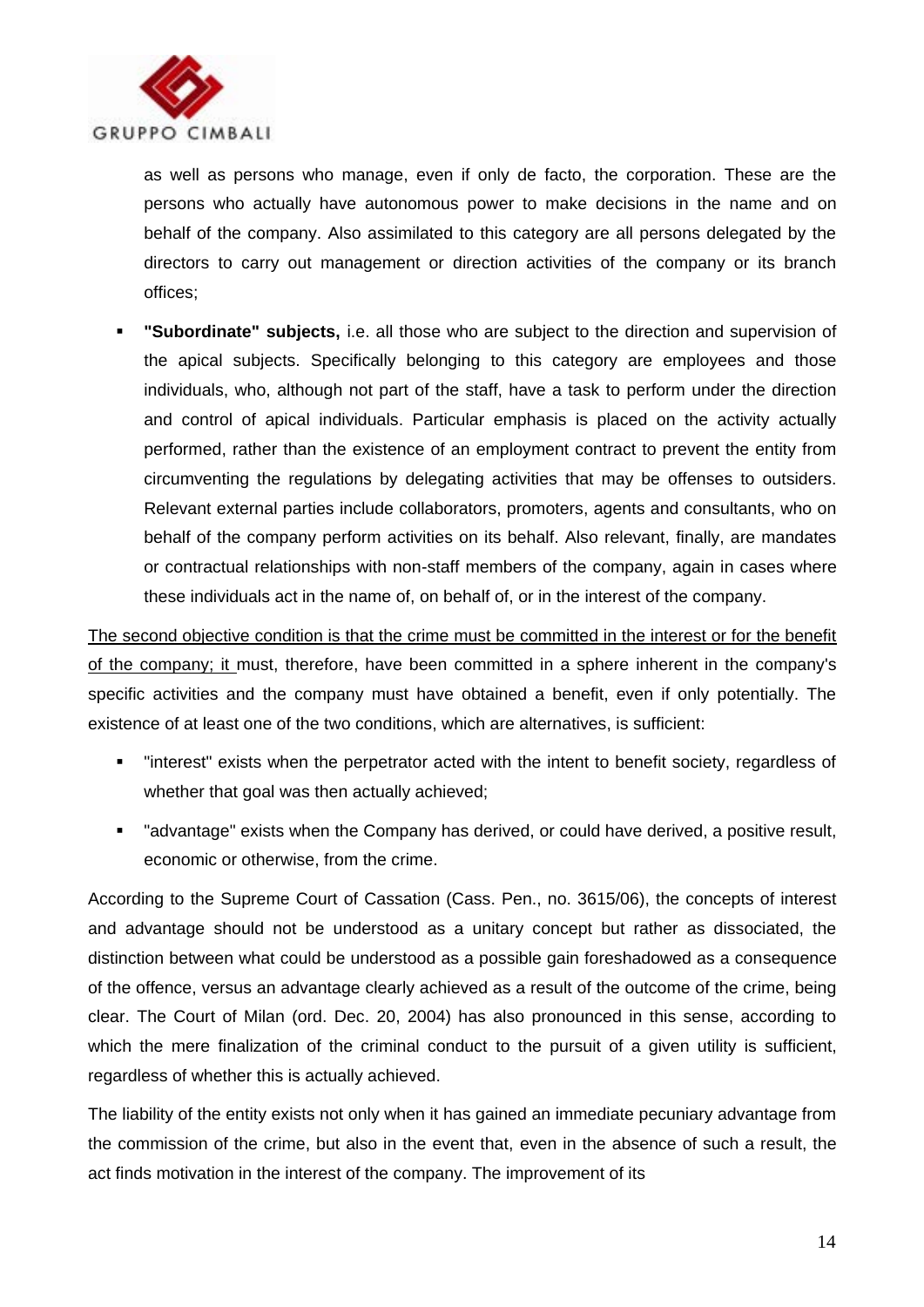as well as persons who manage, even if only de facto, the corporation. These are the persons who actually have autonomous power to make decisions in the name and on behalf of the company. Also assimilated to this category are all persons delegated by the directors to carry out management or direction activities of the company or its branch offices;

- **"Subordinate" subjects,** i.e. all those who are subject to the direction and supervision of the apical subjects. Specifically belonging to this category are employees and those individuals, who, although not part of the staff, have a task to perform under the direction and control of apical individuals. Particular emphasis is placed on the activity actually performed, rather than the existence of an employment contract to prevent the entity from circumventing the regulations by delegating activities that may be offenses to outsiders. Relevant external parties include collaborators, promoters, agents and consultants, who on behalf of the company perform activities on its behalf. Also relevant, finally, are mandates or contractual relationships with non-staff members of the company, again in cases where these individuals act in the name of, on behalf of, or in the interest of the company.

<u>The second objective condition is that the crime must be committed in the interest or for the benefit of the company; it</u> must, therefore, have been committed in a sphere inherent in the company's specific activities and the company must have obtained a benefit, even if only potentially. The existence of at least one of the two conditions, which are alternatives, is sufficient:

- "interest" exists when the perpetrator acted with the intent to benefit society, regardless of whether that goal was then actually achieved;
- "advantage" exists when the Company has derived, or could have derived, a positive result, economic or otherwise, from the crime.

According to the Supreme Court of Cassation (Cass. Pen., no. 3615/06), the concepts of interest and advantage should not be understood as a unitary concept but rather as dissociated, the distinction between what could be understood as a possible gain foreshadowed as a consequence of the offence, versus an advantage clearly achieved as a result of the outcome of the crime, being clear. The Court of Milan (ord. Dec. 20, 2004) has also pronounced in this sense, according to which the mere finalization of the criminal conduct to the pursuit of a given utility is sufficient, regardless of whether this is actually achieved.

The liability of the entity exists not only when it has gained an immediate pecuniary advantage from the commission of the crime, but also in the event that, even in the absence of such a result, the act finds motivation in the interest of the company. The improvement of its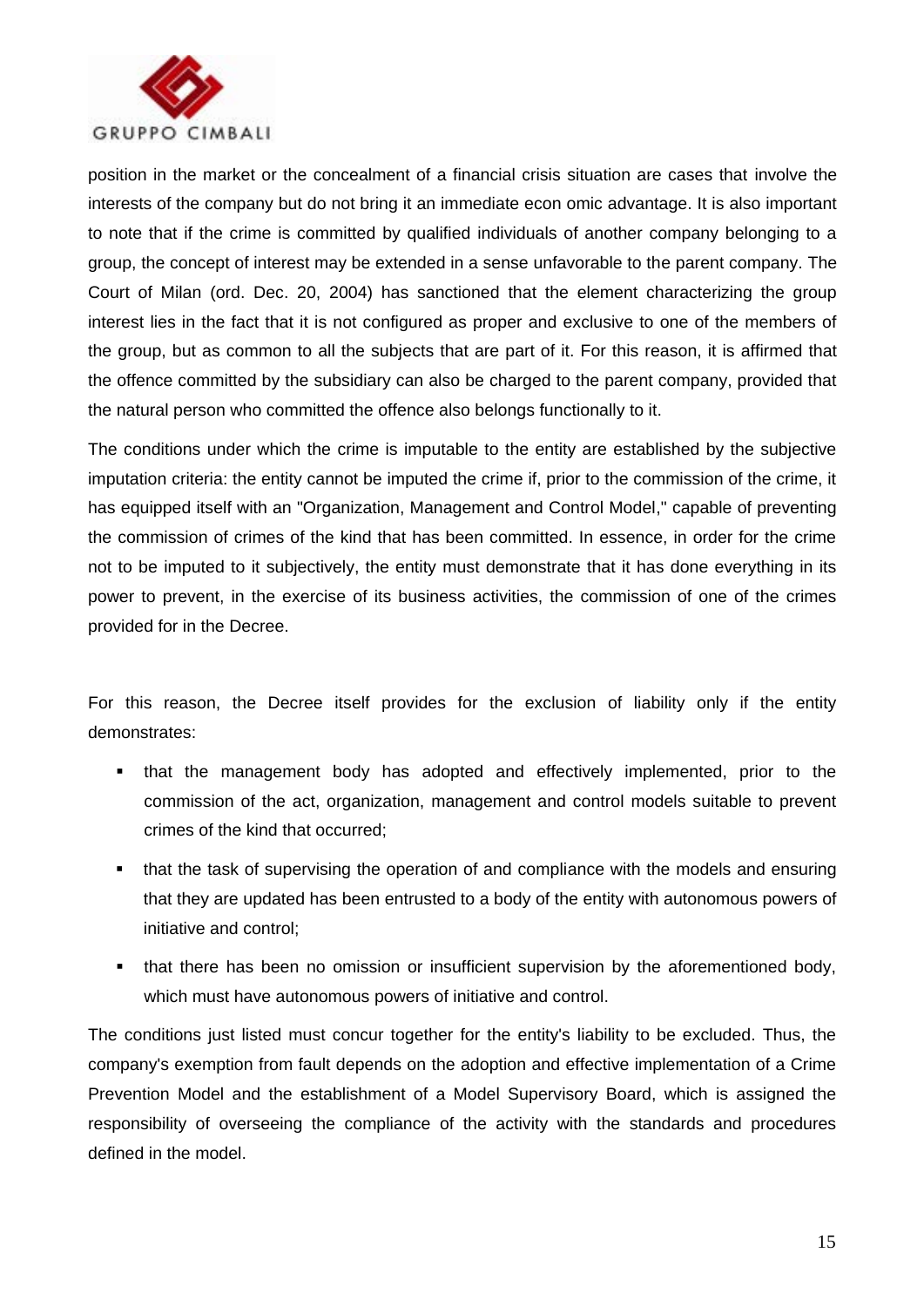position in the market or the concealment of a financial crisis situation are cases that involve the interests of the company but do not bring it an immediate econ omic advantage. It is also important to note that if the crime is committed by qualified individuals of another company belonging to a group, the concept of interest may be extended in a sense unfavorable to the parent company. The Court of Milan (ord. Dec. 20, 2004) has sanctioned that the element characterizing the group interest lies in the fact that it is not configured as proper and exclusive to one of the members of the group, but as common to all the subjects that are part of it. For this reason, it is affirmed that the offence committed by the subsidiary can also be charged to the parent company, provided that the natural person who committed the offence also belongs functionally to it.

The conditions under which the crime is imputable to the entity are established by the subjective imputation criteria: the entity cannot be imputed the crime if, prior to the commission of the crime, it has equipped itself with an "Organization, Management and Control Model," capable of preventing the commission of crimes of the kind that has been committed. In essence, in order for the crime not to be imputed to it subjectively, the entity must demonstrate that it has done everything in its power to prevent, in the exercise of its business activities, the commission of one of the crimes provided for in the Decree.

For this reason, the Decree itself provides for the exclusion of liability only if the entity demonstrates:

- that the management body has adopted and effectively implemented, prior to the commission of the act, organization, management and control models suitable to prevent crimes of the kind that occurred;
- that the task of supervising the operation of and compliance with the models and ensuring that they are updated has been entrusted to a body of the entity with autonomous powers of initiative and control;
- that there has been no omission or insufficient supervision by the aforementioned body, which must have autonomous powers of initiative and control.

The conditions just listed must concur together for the entity's liability to be excluded. Thus, the company's exemption from fault depends on the adoption and effective implementation of a Crime Prevention Model and the establishment of a Model Supervisory Board, which is assigned the responsibility of overseeing the compliance of the activity with the standards and procedures defined in the model.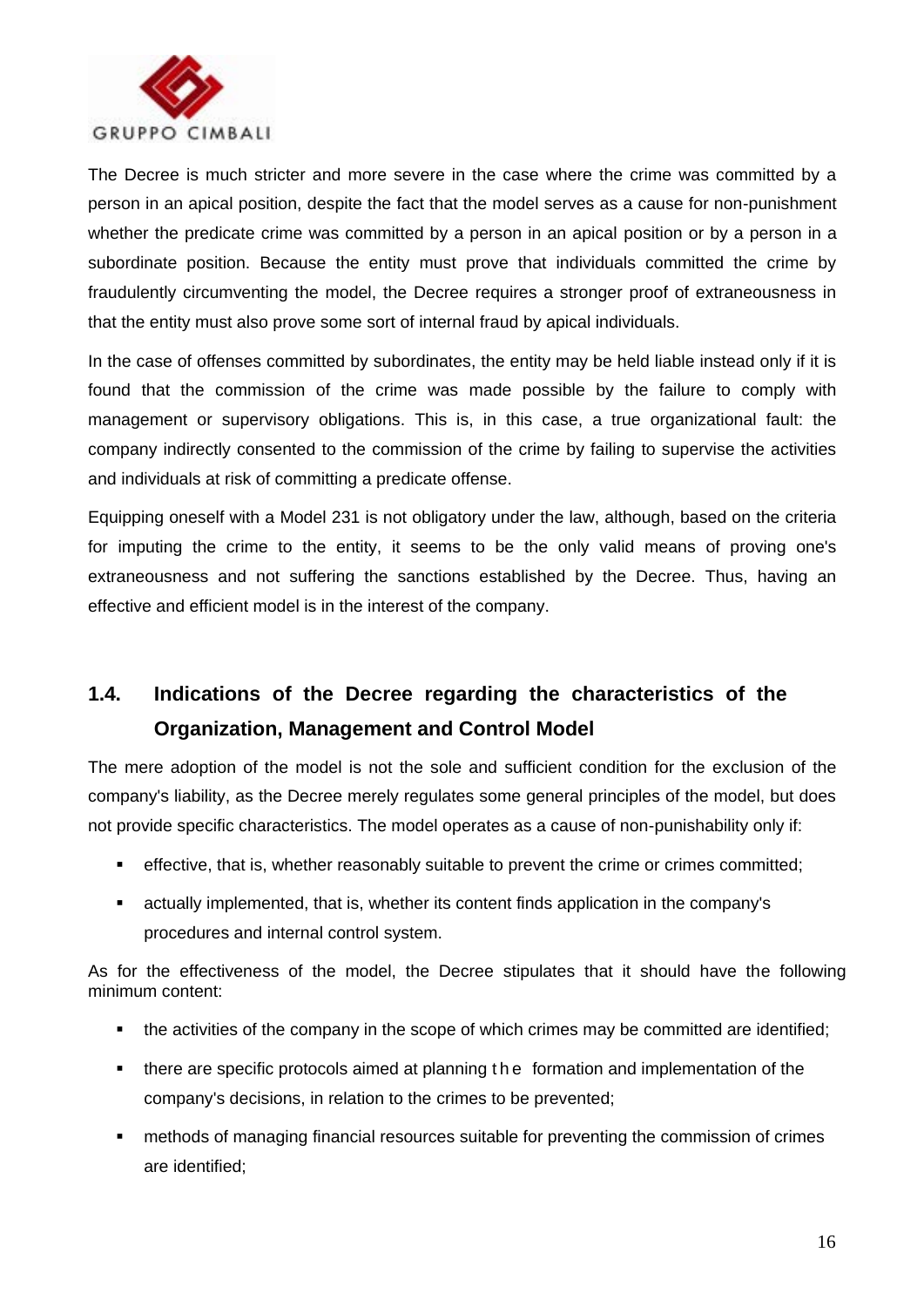The Decree is much stricter and more severe in the case where the crime was committed by a person in an apical position, despite the fact that the model serves as a cause for non-punishment whether the predicate crime was committed by a person in an apical position or by a person in a subordinate position. Because the entity must prove that individuals committed the crime by fraudulently circumventing the model, the Decree requires a stronger proof of extraneousness in that the entity must also prove some sort of internal fraud by apical individuals.

In the case of offenses committed by subordinates, the entity may be held liable instead only if it is found that the commission of the crime was made possible by the failure to comply with management or supervisory obligations. This is, in this case, a true organizational fault: the company indirectly consented to the commission of the crime by failing to supervise the activities and individuals at risk of committing a predicate offense.

Equipping oneself with a Model 231 is not obligatory under the law, although, based on the criteria for imputing the crime to the entity, it seems to be the only valid means of proving one's extraneousness and not suffering the sanctions established by the Decree. Thus, having an effective and efficient model is in the interest of the company.

## 1.4. Indications of the Decree regarding the characteristics of the Organization, Management and Control Model

The mere adoption of the model is not the sole and sufficient condition for the exclusion of the company's liability, as the Decree merely regulates some general principles of the model, but does not provide specific characteristics. The model operates as a cause of non-punishability only if:

- effective, that is, whether reasonably suitable to prevent the crime or crimes committed;
- actually implemented, that is, whether its content finds application in the company's procedures and internal control system.

As for the effectiveness of the model, the Decree stipulates that it should have the following minimum content:

- the activities of the company in the scope of which crimes may be committed are identified;
- there are specific protocols aimed at planning the formation and implementation of the company's decisions, in relation to the crimes to be prevented;
- methods of managing financial resources suitable for preventing the commission of crimes are identified;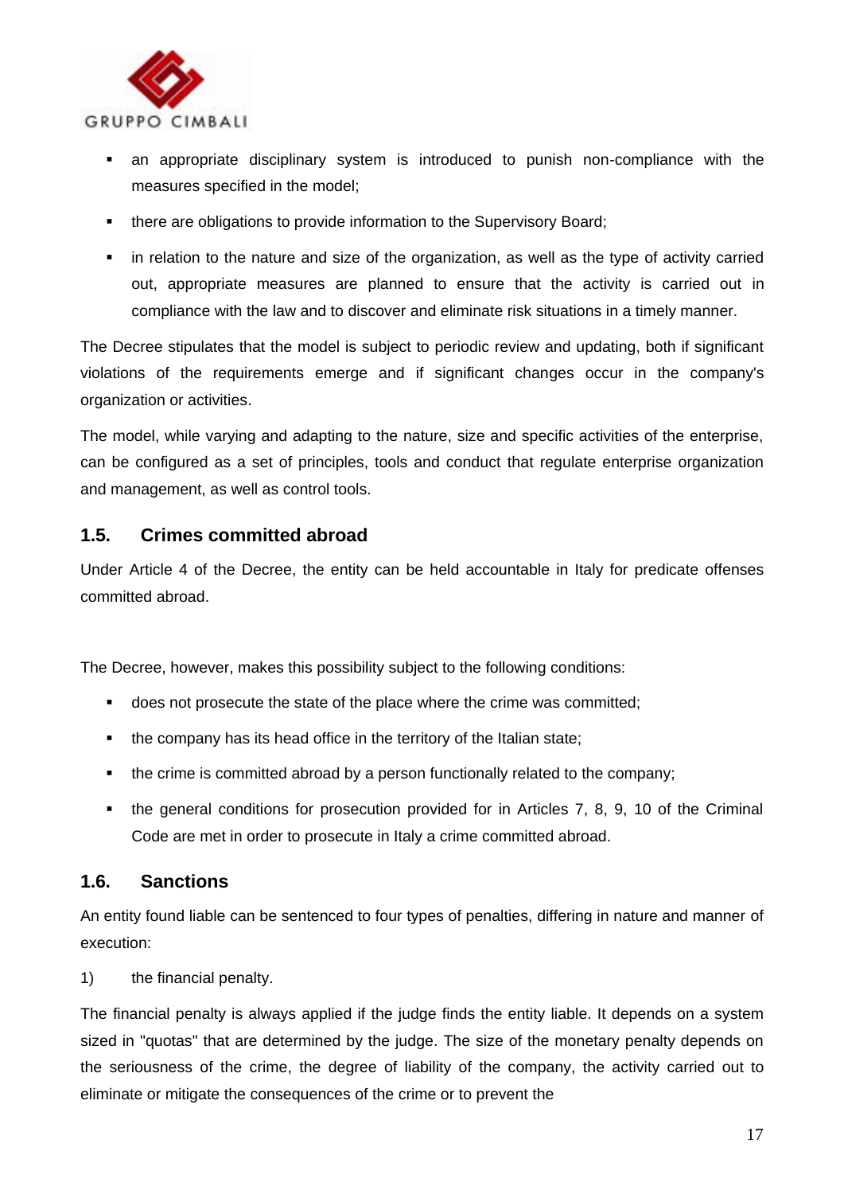- an appropriate disciplinary system is introduced to punish non-compliance with the measures specified in the model;
- there are obligations to provide information to the Supervisory Board;
- in relation to the nature and size of the organization, as well as the type of activity carried out, appropriate measures are planned to ensure that the activity is carried out in compliance with the law and to discover and eliminate risk situations in a timely manner.

The Decree stipulates that the model is subject to periodic review and updating, both if significant violations of the requirements emerge and if significant changes occur in the company's organization or activities.

The model, while varying and adapting to the nature, size and specific activities of the enterprise, can be configured as a set of principles, tools and conduct that regulate enterprise organization and management, as well as control tools.

## 1.5. Crimes committed abroad

Under Article 4 of the Decree, the entity can be held accountable in Italy for predicate offenses committed abroad.

The Decree, however, makes this possibility subject to the following conditions:

- does not prosecute the state of the place where the crime was committed;
- the company has its head office in the territory of the Italian state;
- the crime is committed abroad by a person functionally related to the company;
- the general conditions for prosecution provided for in Articles 7, 8, 9, 10 of the Criminal Code are met in order to prosecute in Italy a crime committed abroad.

## 1.6. Sanctions

An entity found liable can be sentenced to four types of penalties, differing in nature and manner of execution:

1) the financial penalty.

The financial penalty is always applied if the judge finds the entity liable. It depends on a system sized in "quotas" that are determined by the judge. The size of the monetary penalty depends on the seriousness of the crime, the degree of liability of the company, the activity carried out to eliminate or mitigate the consequences of the crime or to prevent the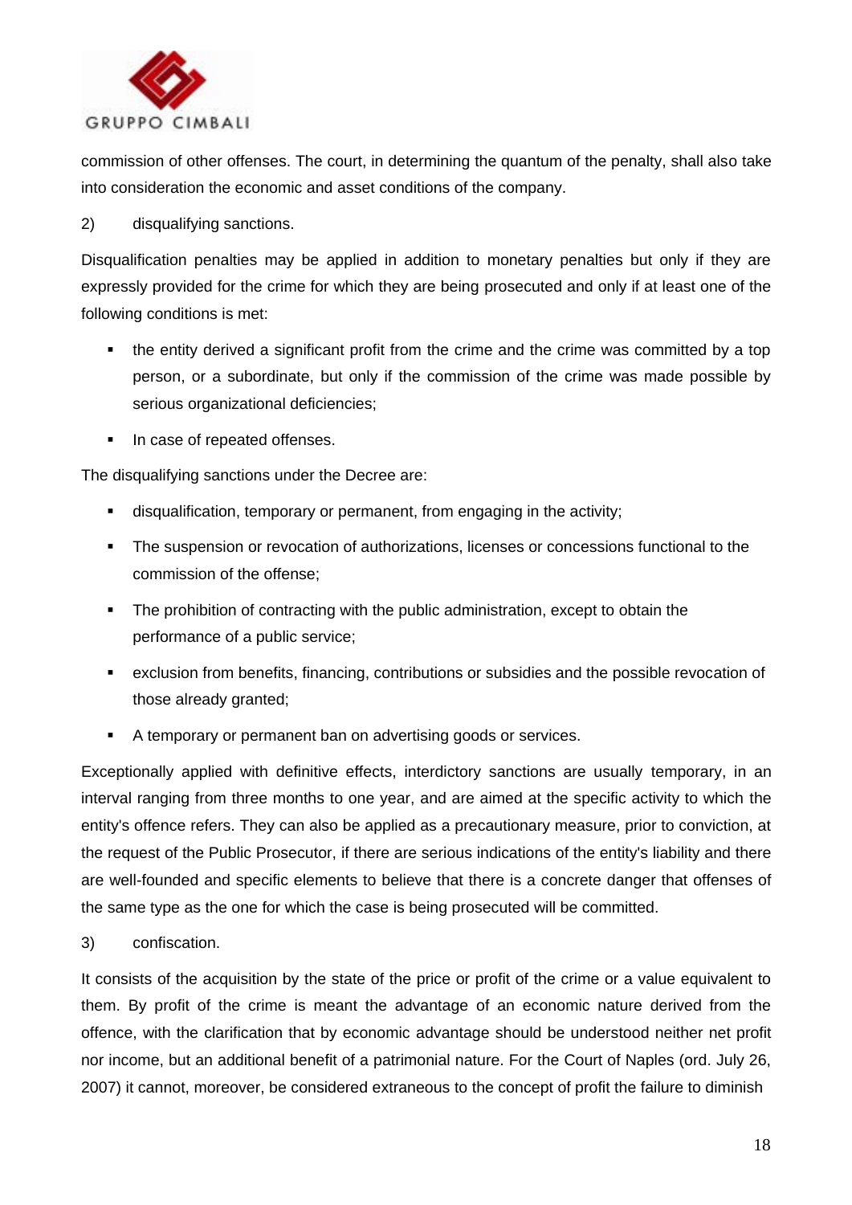commission of other offenses. The court, in determining the quantum of the penalty, shall also take into consideration the economic and asset conditions of the company.

2) disqualifying sanctions.

Disqualification penalties may be applied in addition to monetary penalties but only if they are expressly provided for the crime for which they are being prosecuted and only if at least one of the following conditions is met:

- the entity derived a significant profit from the crime and the crime was committed by a top person, or a subordinate, but only if the commission of the crime was made possible by serious organizational deficiencies;
- In case of repeated offenses.

The disqualifying sanctions under the Decree are:

- disqualification, temporary or permanent, from engaging in the activity;
- The suspension or revocation of authorizations, licenses or concessions functional to the commission of the offense;
- The prohibition of contracting with the public administration, except to obtain the performance of a public service;
- exclusion from benefits, financing, contributions or subsidies and the possible revocation of those already granted;
- A temporary or permanent ban on advertising goods or services.

Exceptionally applied with definitive effects, interdictory sanctions are usually temporary, in an interval ranging from three months to one year, and are aimed at the specific activity to which the entity's offence refers. They can also be applied as a precautionary measure, prior to conviction, at the request of the Public Prosecutor, if there are serious indications of the entity's liability and there are well-founded and specific elements to believe that there is a concrete danger that offenses of the same type as the one for which the case is being prosecuted will be committed.

3) confiscation.

It consists of the acquisition by the state of the price or profit of the crime or a value equivalent to them. By profit of the crime is meant the advantage of an economic nature derived from the offence, with the clarification that by economic advantage should be understood neither net profit nor income, but an additional benefit of a patrimonial nature. For the Court of Naples (ord. July 26, 2007) it cannot, moreover, be considered extraneous to the concept of profit the failure to diminish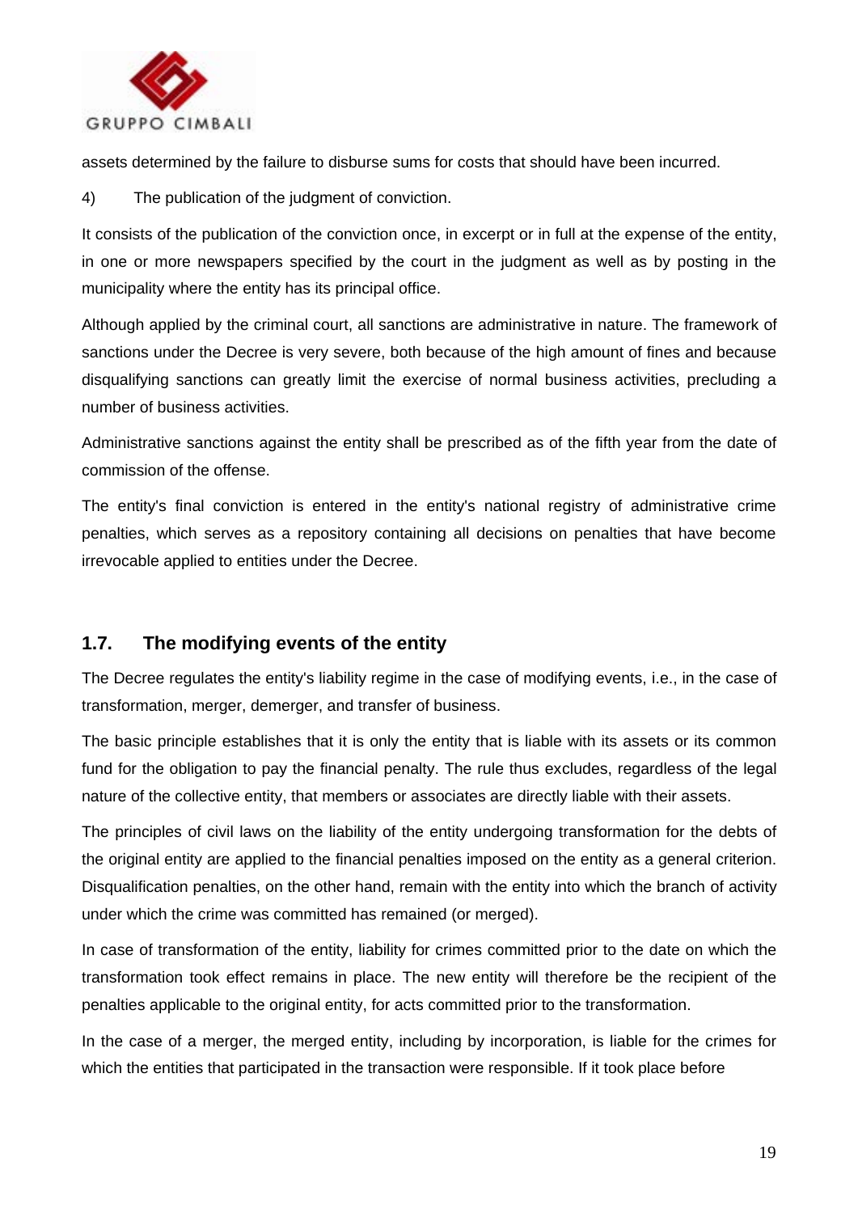assets determined by the failure to disburse sums for costs that should have been incurred.

4) The publication of the judgment of conviction.

It consists of the publication of the conviction once, in excerpt or in full at the expense of the entity, in one or more newspapers specified by the court in the judgment as well as by posting in the municipality where the entity has its principal office.

Although applied by the criminal court, all sanctions are administrative in nature. The framework of sanctions under the Decree is very severe, both because of the high amount of fines and because disqualifying sanctions can greatly limit the exercise of normal business activities, precluding a number of business activities.

Administrative sanctions against the entity shall be prescribed as of the fifth year from the date of commission of the offense.

The entity's final conviction is entered in the entity's national registry of administrative crime penalties, which serves as a repository containing all decisions on penalties that have become irrevocable applied to entities under the Decree.

## 1.7. The modifying events of the entity

The Decree regulates the entity's liability regime in the case of modifying events, i.e., in the case of transformation, merger, demerger, and transfer of business.

The basic principle establishes that it is only the entity that is liable with its assets or its common fund for the obligation to pay the financial penalty. The rule thus excludes, regardless of the legal nature of the collective entity, that members or associates are directly liable with their assets.

The principles of civil laws on the liability of the entity undergoing transformation for the debts of the original entity are applied to the financial penalties imposed on the entity as a general criterion. Disqualification penalties, on the other hand, remain with the entity into which the branch of activity under which the crime was committed has remained (or merged).

In case of transformation of the entity, liability for crimes committed prior to the date on which the transformation took effect remains in place. The new entity will therefore be the recipient of the penalties applicable to the original entity, for acts committed prior to the transformation.

In the case of a merger, the merged entity, including by incorporation, is liable for the crimes for which the entities that participated in the transaction were responsible. If it took place before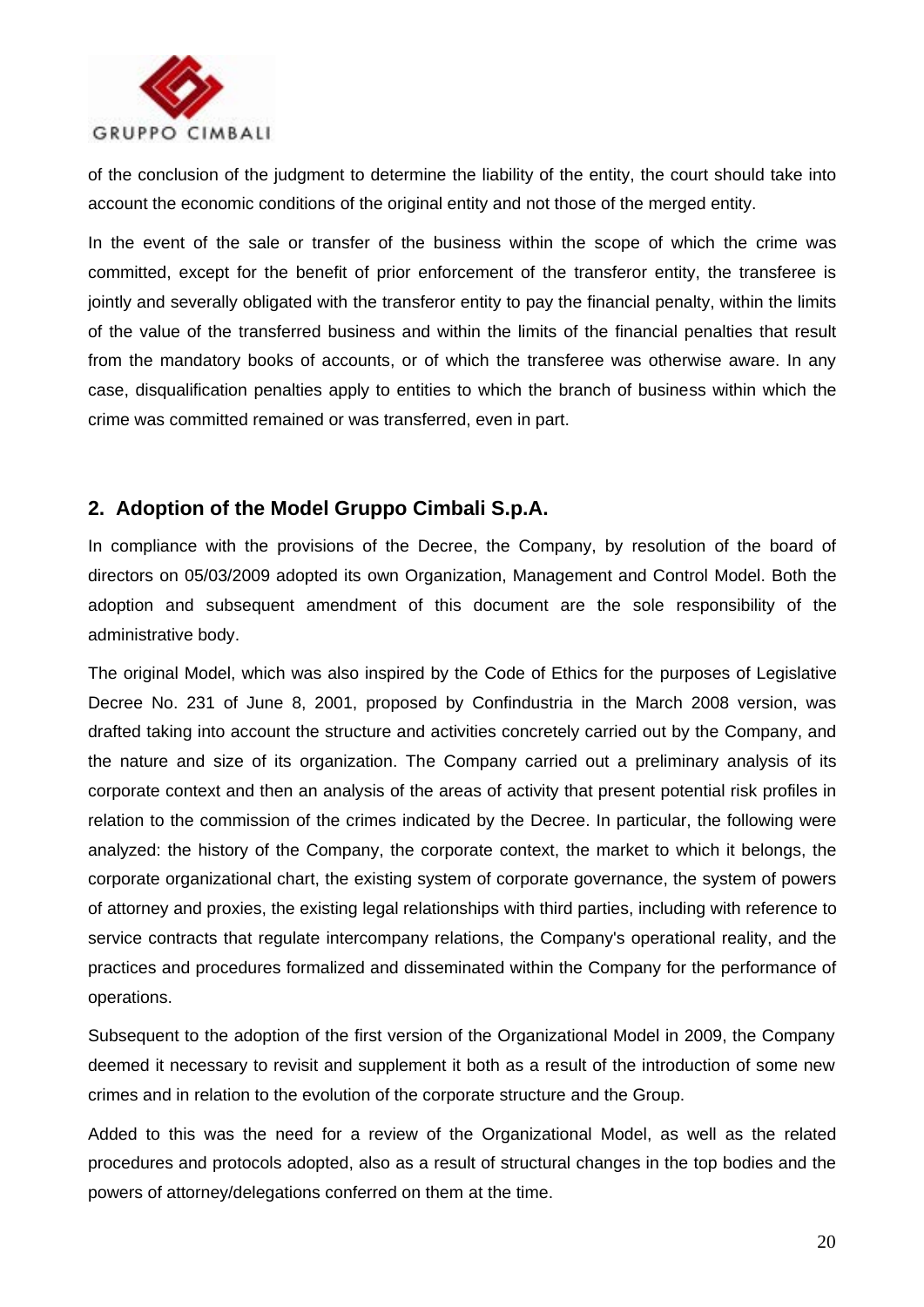of the conclusion of the judgment to determine the liability of the entity, the court should take into account the economic conditions of the original entity and not those of the merged entity.

In the event of the sale or transfer of the business within the scope of which the crime was committed, except for the benefit of prior enforcement of the transferor entity, the transferee is jointly and severally obligated with the transferor entity to pay the financial penalty, within the limits of the value of the transferred business and within the limits of the financial penalties that result from the mandatory books of accounts, or of which the transferee was otherwise aware. In any case, disqualification penalties apply to entities to which the branch of business within which the crime was committed remained or was transferred, even in part.

## 2. Adoption of the Model Gruppo Cimbali S.p.A.

In compliance with the provisions of the Decree, the Company, by resolution of the board of directors on 05/03/2009 adopted its own Organization, Management and Control Model. Both the adoption and subsequent amendment of this document are the sole responsibility of the administrative body.

The original Model, which was also inspired by the Code of Ethics for the purposes of Legislative Decree No. 231 of June 8, 2001, proposed by Confindustria in the March 2008 version, was drafted taking into account the structure and activities concretely carried out by the Company, and the nature and size of its organization. The Company carried out a preliminary analysis of its corporate context and then an analysis of the areas of activity that present potential risk profiles in relation to the commission of the crimes indicated by the Decree. In particular, the following were analyzed: the history of the Company, the corporate context, the market to which it belongs, the corporate organizational chart, the existing system of corporate governance, the system of powers of attorney and proxies, the existing legal relationships with third parties, including with reference to service contracts that regulate intercompany relations, the Company's operational reality, and the practices and procedures formalized and disseminated within the Company for the performance of operations.

Subsequent to the adoption of the first version of the Organizational Model in 2009, the Company deemed it necessary to revisit and supplement it both as a result of the introduction of some new crimes and in relation to the evolution of the corporate structure and the Group.

Added to this was the need for a review of the Organizational Model, as well as the related procedures and protocols adopted, also as a result of structural changes in the top bodies and the powers of attorney/delegations conferred on them at the time.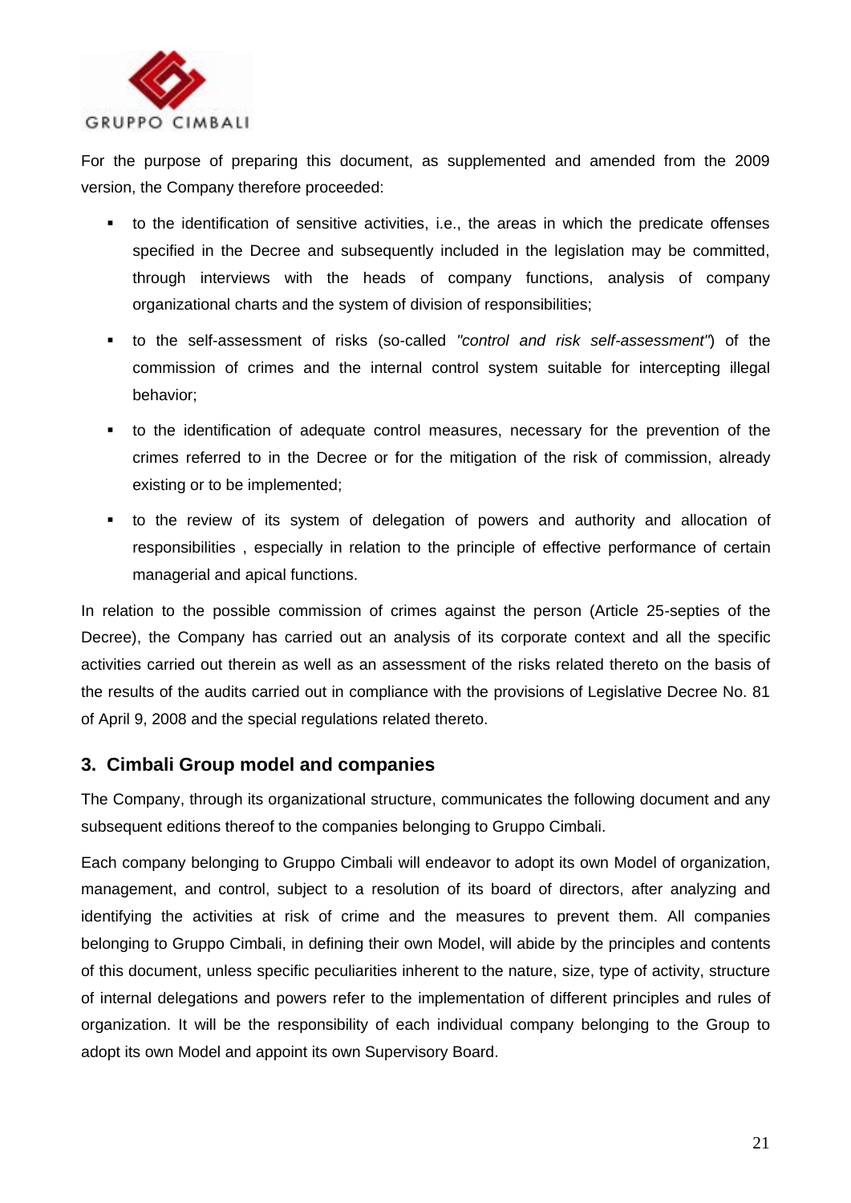For the purpose of preparing this document, as supplemented and amended from the 2009 version, the Company therefore proceeded:

- to the identification of sensitive activities, i.e., the areas in which the predicate offenses specified in the Decree and subsequently included in the legislation may be committed, through interviews with the heads of company functions, analysis of company organizational charts and the system of division of responsibilities;
- to the self-assessment of risks (so-called *"control and risk self-assessment"*) of the commission of crimes and the internal control system suitable for intercepting illegal behavior;
- to the identification of adequate control measures, necessary for the prevention of the crimes referred to in the Decree or for the mitigation of the risk of commission, already existing or to be implemented;
- to the review of its system of delegation of powers and authority and allocation of responsibilities , especially in relation to the principle of effective performance of certain managerial and apical functions.

In relation to the possible commission of crimes against the person (Article 25-septies of the Decree), the Company has carried out an analysis of its corporate context and all the specific activities carried out therein as well as an assessment of the risks related thereto on the basis of the results of the audits carried out in compliance with the provisions of Legislative Decree No. 81 of April 9, 2008 and the special regulations related thereto.

## 3. Cimbali Group model and companies

The Company, through its organizational structure, communicates the following document and any subsequent editions thereof to the companies belonging to Gruppo Cimbali.

Each company belonging to Gruppo Cimbali will endeavor to adopt its own Model of organization, management, and control, subject to a resolution of its board of directors, after analyzing and identifying the activities at risk of crime and the measures to prevent them. All companies belonging to Gruppo Cimbali, in defining their own Model, will abide by the principles and contents of this document, unless specific peculiarities inherent to the nature, size, type of activity, structure of internal delegations and powers refer to the implementation of different principles and rules of organization. It will be the responsibility of each individual company belonging to the Group to adopt its own Model and appoint its own Supervisory Board.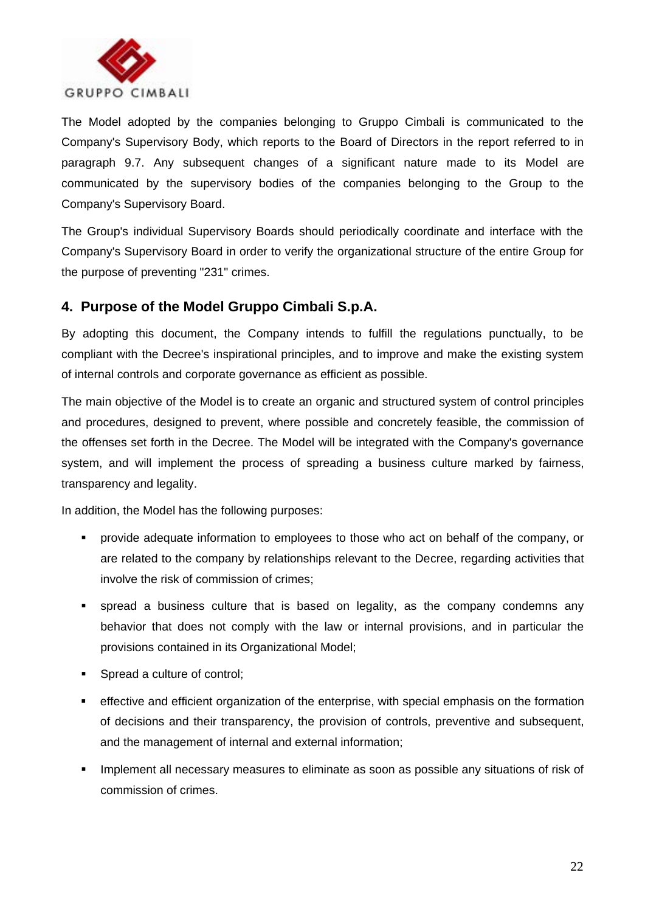The Model adopted by the companies belonging to Gruppo Cimbali is communicated to the Company's Supervisory Body, which reports to the Board of Directors in the report referred to in paragraph 9.7. Any subsequent changes of a significant nature made to its Model are communicated by the supervisory bodies of the companies belonging to the Group to the Company's Supervisory Board.

The Group's individual Supervisory Boards should periodically coordinate and interface with the Company's Supervisory Board in order to verify the organizational structure of the entire Group for the purpose of preventing "231" crimes.

## 4. Purpose of the Model Gruppo Cimbali S.p.A.

By adopting this document, the Company intends to fulfill the regulations punctually, to be compliant with the Decree's inspirational principles, and to improve and make the existing system of internal controls and corporate governance as efficient as possible.

The main objective of the Model is to create an organic and structured system of control principles and procedures, designed to prevent, where possible and concretely feasible, the commission of the offenses set forth in the Decree. The Model will be integrated with the Company's governance system, and will implement the process of spreading a business culture marked by fairness, transparency and legality.

In addition, the Model has the following purposes:

- provide adequate information to employees to those who act on behalf of the company, or are related to the company by relationships relevant to the Decree, regarding activities that involve the risk of commission of crimes;
- spread a business culture that is based on legality, as the company condemns any behavior that does not comply with the law or internal provisions, and in particular the provisions contained in its Organizational Model;
- Spread a culture of control;
- effective and efficient organization of the enterprise, with special emphasis on the formation of decisions and their transparency, the provision of controls, preventive and subsequent, and the management of internal and external information;
- Implement all necessary measures to eliminate as soon as possible any situations of risk of commission of crimes.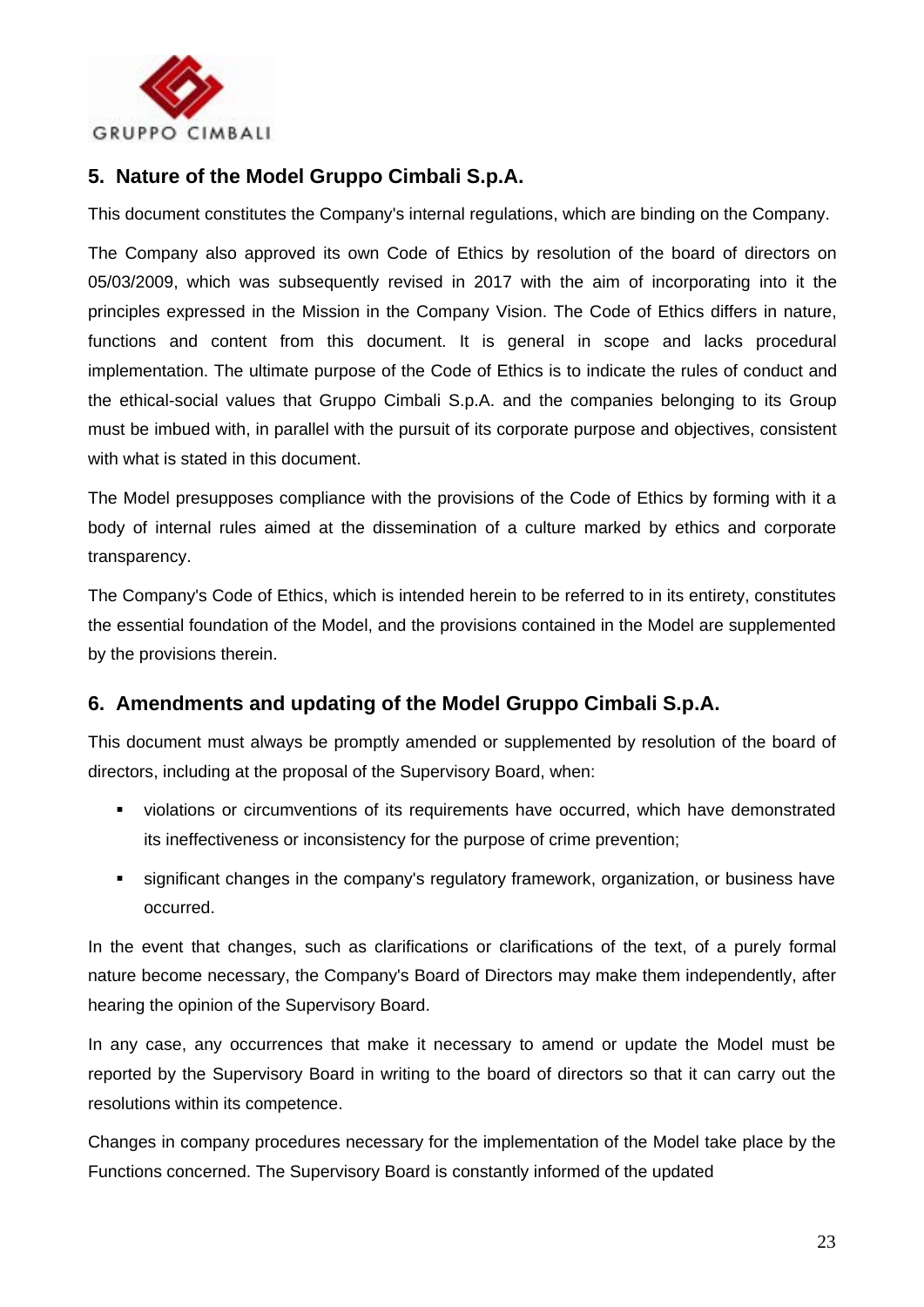## 5. Nature of the Model Gruppo Cimbali S.p.A.

This document constitutes the Company's internal regulations, which are binding on the Company.

The Company also approved its own Code of Ethics by resolution of the board of directors on 05/03/2009, which was subsequently revised in 2017 with the aim of incorporating into it the principles expressed in the Mission in the Company Vision. The Code of Ethics differs in nature, functions and content from this document. It is general in scope and lacks procedural implementation. The ultimate purpose of the Code of Ethics is to indicate the rules of conduct and the ethical-social values that Gruppo Cimbali S.p.A. and the companies belonging to its Group must be imbued with, in parallel with the pursuit of its corporate purpose and objectives, consistent with what is stated in this document.

The Model presupposes compliance with the provisions of the Code of Ethics by forming with it a body of internal rules aimed at the dissemination of a culture marked by ethics and corporate transparency.

The Company's Code of Ethics, which is intended herein to be referred to in its entirety, constitutes the essential foundation of the Model, and the provisions contained in the Model are supplemented by the provisions therein.

## 6. Amendments and updating of the Model Gruppo Cimbali S.p.A.

This document must always be promptly amended or supplemented by resolution of the board of directors, including at the proposal of the Supervisory Board, when:

- violations or circumventions of its requirements have occurred, which have demonstrated its ineffectiveness or inconsistency for the purpose of crime prevention;
- significant changes in the company's regulatory framework, organization, or business have occurred.

In the event that changes, such as clarifications or clarifications of the text, of a purely formal nature become necessary, the Company's Board of Directors may make them independently, after hearing the opinion of the Supervisory Board.

In any case, any occurrences that make it necessary to amend or update the Model must be reported by the Supervisory Board in writing to the board of directors so that it can carry out the resolutions within its competence.

Changes in company procedures necessary for the implementation of the Model take place by the Functions concerned. The Supervisory Board is constantly informed of the updated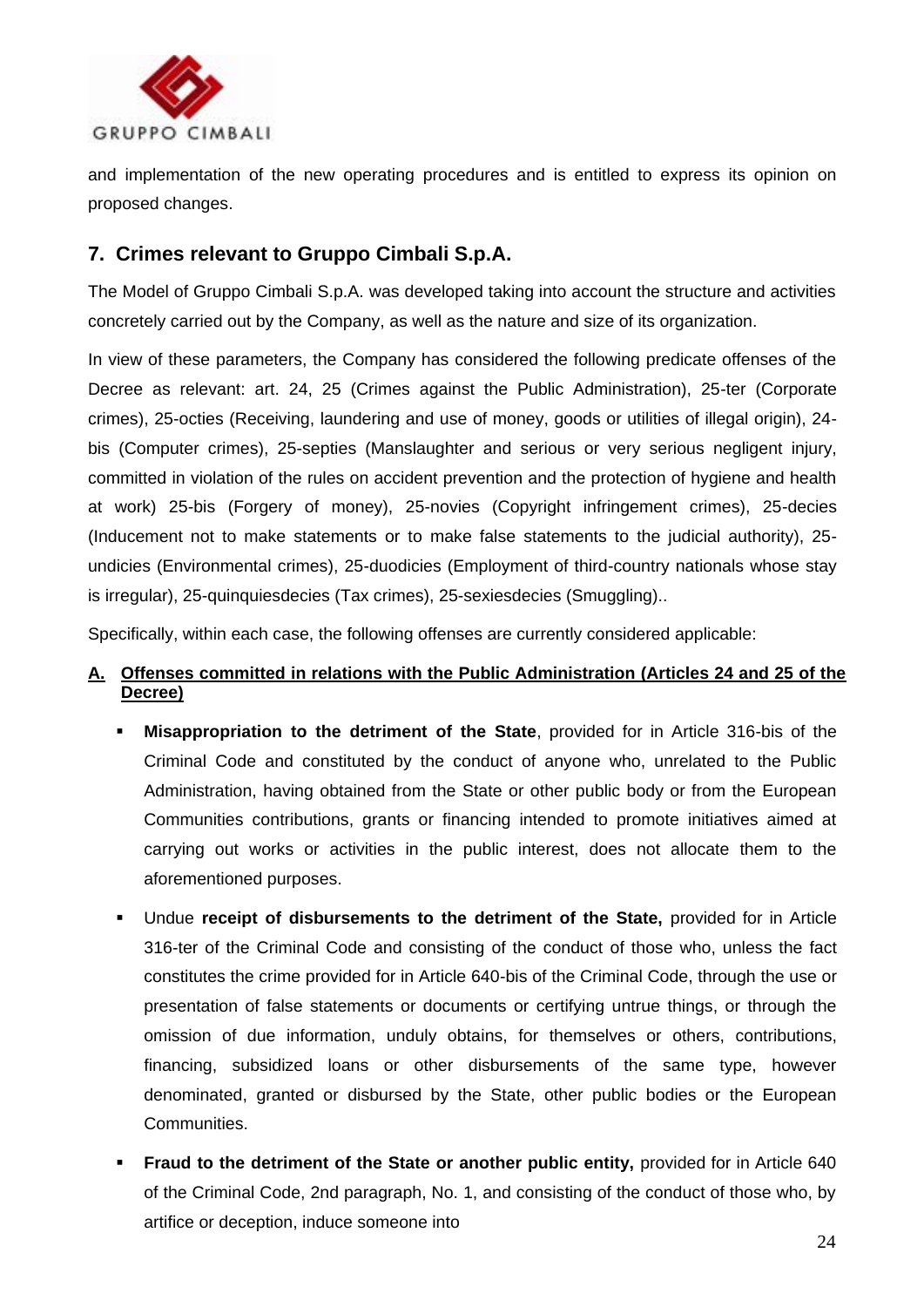and implementation of the new operating procedures and is entitled to express its opinion on proposed changes.

## 7. Crimes relevant to Gruppo Cimbali S.p.A.

The Model of Gruppo Cimbali S.p.A. was developed taking into account the structure and activities concretely carried out by the Company, as well as the nature and size of its organization.

In view of these parameters, the Company has considered the following predicate offenses of the Decree as relevant: art. 24, 25 (Crimes against the Public Administration), 25-ter (Corporate crimes), 25-octies (Receiving, laundering and use of money, goods or utilities of illegal origin), 24-bis (Computer crimes), 25-septies (Manslaughter and serious or very serious negligent injury, committed in violation of the rules on accident prevention and the protection of hygiene and health at work) 25-bis (Forgery of money), 25-novies (Copyright infringement crimes), 25-decies (Inducement not to make statements or to make false statements to the judicial authority), 25-undicies (Environmental crimes), 25-duodicies (Employment of third-country nationals whose stay is irregular), 25-quinquiesdecies (Tax crimes), 25-sexiesdecies (Smuggling)..

Specifically, within each case, the following offenses are currently considered applicable:

### A. Offenses committed in relations with the Public Administration (Articles 24 and 25 of the Decree)

- **Misappropriation to the detriment of the State**, provided for in Article 316-bis of the Criminal Code and constituted by the conduct of anyone who, unrelated to the Public Administration, having obtained from the State or other public body or from the European Communities contributions, grants or financing intended to promote initiatives aimed at carrying out works or activities in the public interest, does not allocate them to the aforementioned purposes.
- Undue **receipt of disbursements to the detriment of the State,** provided for in Article 316-ter of the Criminal Code and consisting of the conduct of those who, unless the fact constitutes the crime provided for in Article 640-bis of the Criminal Code, through the use or presentation of false statements or documents or certifying untrue things, or through the omission of due information, unduly obtains, for themselves or others, contributions, financing, subsidized loans or other disbursements of the same type, however denominated, granted or disbursed by the State, other public bodies or the European Communities.
- **Fraud to the detriment of the State or another public entity,** provided for in Article 640 of the Criminal Code, 2nd paragraph, No. 1, and consisting of the conduct of those who, by artifice or deception, induce someone into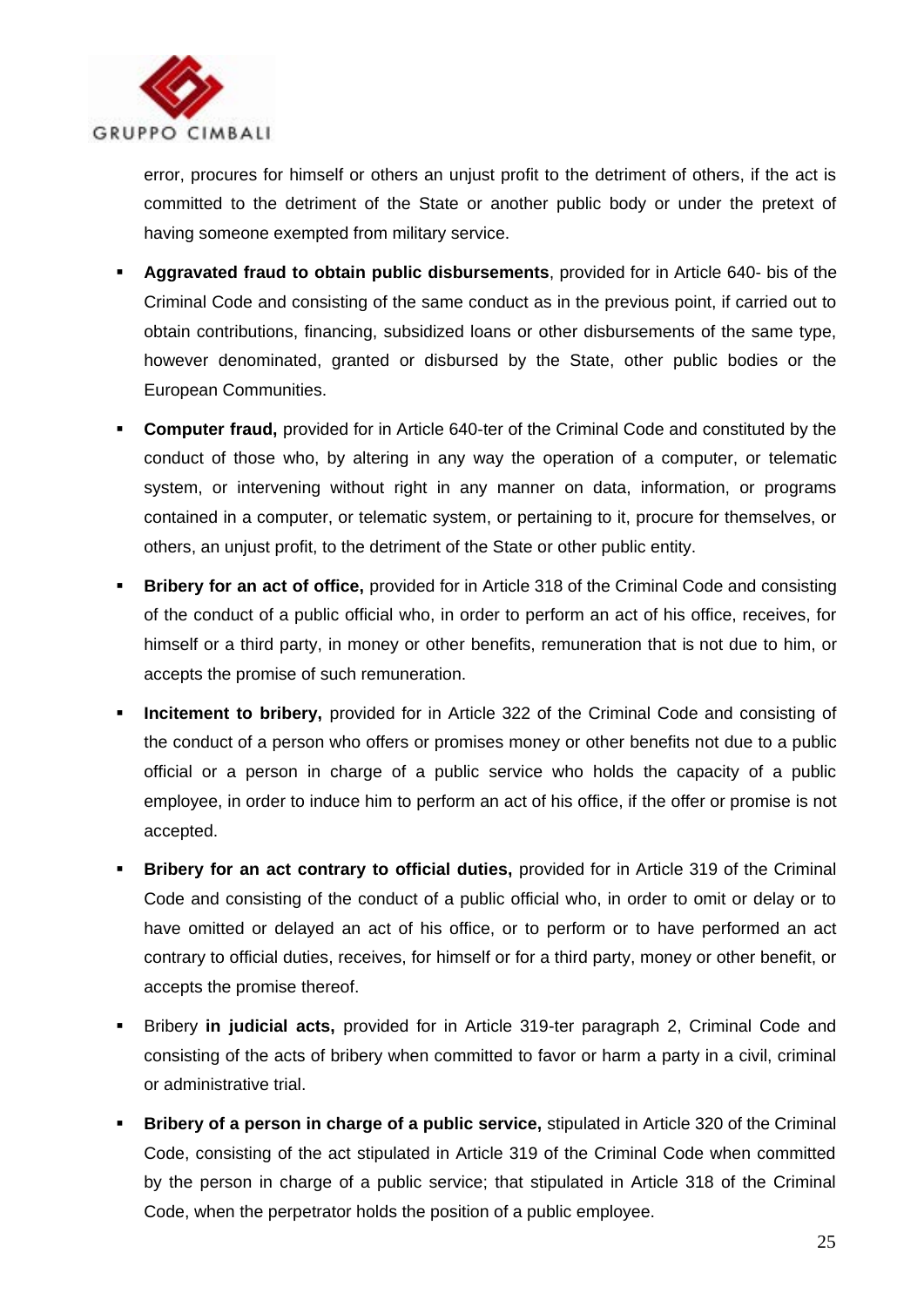error, procures for himself or others an unjust profit to the detriment of others, if the act is committed to the detriment of the State or another public body or under the pretext of having someone exempted from military service.

- **Aggravated fraud to obtain public disbursements**, provided for in Article 640- bis of the Criminal Code and consisting of the same conduct as in the previous point, if carried out to obtain contributions, financing, subsidized loans or other disbursements of the same type, however denominated, granted or disbursed by the State, other public bodies or the European Communities.

- **Computer fraud,** provided for in Article 640-ter of the Criminal Code and constituted by the conduct of those who, by altering in any way the operation of a computer, or telematic system, or intervening without right in any manner on data, information, or programs contained in a computer, or telematic system, or pertaining to it, procure for themselves, or others, an unjust profit, to the detriment of the State or other public entity.

- **Bribery for an act of office,** provided for in Article 318 of the Criminal Code and consisting of the conduct of a public official who, in order to perform an act of his office, receives, for himself or a third party, in money or other benefits, remuneration that is not due to him, or accepts the promise of such remuneration.

- **Incitement to bribery,** provided for in Article 322 of the Criminal Code and consisting of the conduct of a person who offers or promises money or other benefits not due to a public official or a person in charge of a public service who holds the capacity of a public employee, in order to induce him to perform an act of his office, if the offer or promise is not accepted.

- **Bribery for an act contrary to official duties,** provided for in Article 319 of the Criminal Code and consisting of the conduct of a public official who, in order to omit or delay or to have omitted or delayed an act of his office, or to perform or to have performed an act contrary to official duties, receives, for himself or for a third party, money or other benefit, or accepts the promise thereof.

- Bribery **in judicial acts,** provided for in Article 319-ter paragraph 2, Criminal Code and consisting of the acts of bribery when committed to favor or harm a party in a civil, criminal or administrative trial.

- **Bribery of a person in charge of a public service,** stipulated in Article 320 of the Criminal Code, consisting of the act stipulated in Article 319 of the Criminal Code when committed by the person in charge of a public service; that stipulated in Article 318 of the Criminal Code, when the perpetrator holds the position of a public employee.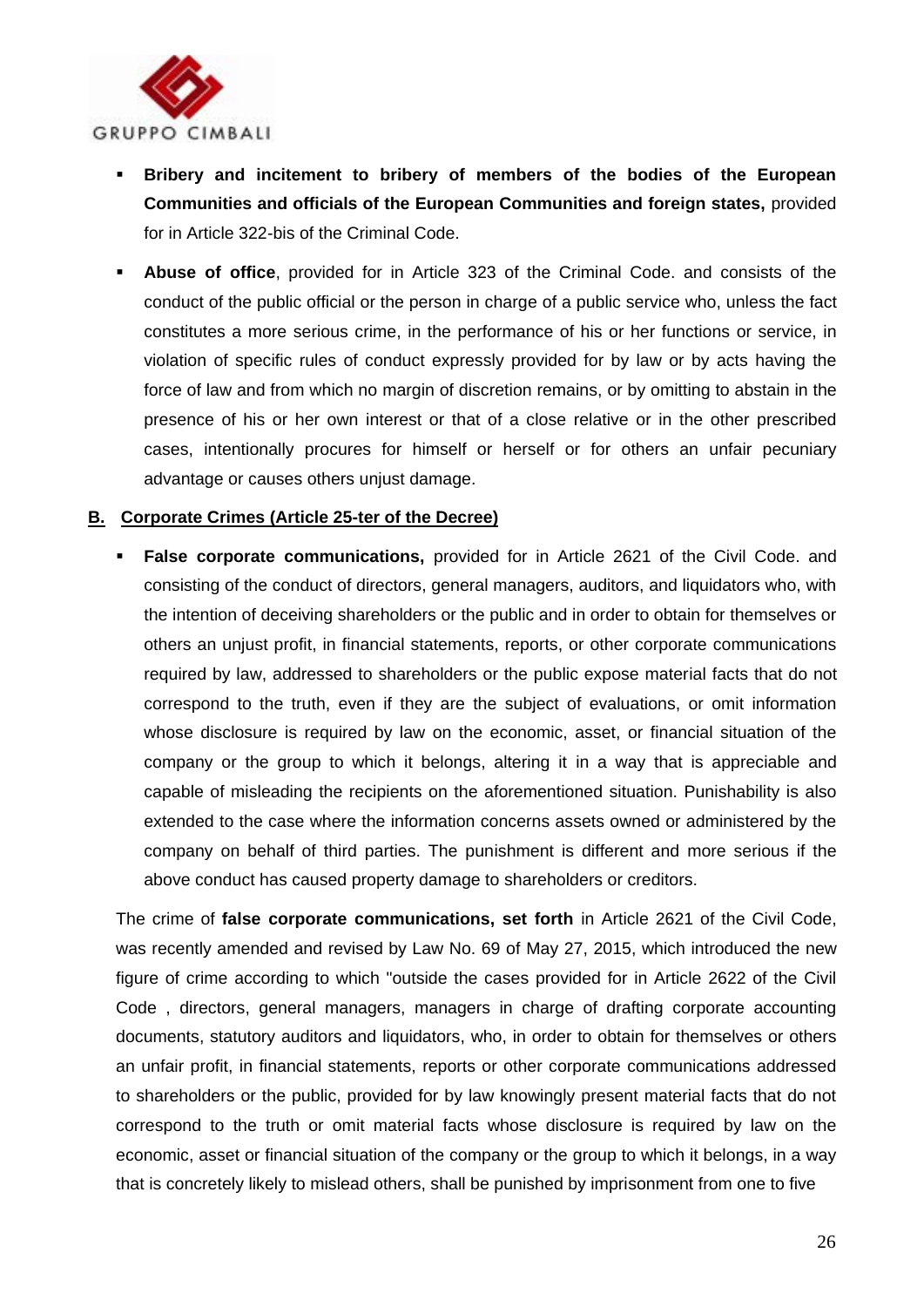- **Bribery and incitement to bribery of members of the bodies of the European Communities and officials of the European Communities and foreign states,** provided for in Article 322-bis of the Criminal Code.
- **Abuse of office**, provided for in Article 323 of the Criminal Code. and consists of the conduct of the public official or the person in charge of a public service who, unless the fact constitutes a more serious crime, in the performance of his or her functions or service, in violation of specific rules of conduct expressly provided for by law or by acts having the force of law and from which no margin of discretion remains, or by omitting to abstain in the presence of his or her own interest or that of a close relative or in the other prescribed cases, intentionally procures for himself or herself or for others an unfair pecuniary advantage or causes others unjust damage.

## B. Corporate Crimes (Article 25-ter of the Decree)

- **False corporate communications,** provided for in Article 2621 of the Civil Code. and consisting of the conduct of directors, general managers, auditors, and liquidators who, with the intention of deceiving shareholders or the public and in order to obtain for themselves or others an unjust profit, in financial statements, reports, or other corporate communications required by law, addressed to shareholders or the public expose material facts that do not correspond to the truth, even if they are the subject of evaluations, or omit information whose disclosure is required by law on the economic, asset, or financial situation of the company or the group to which it belongs, altering it in a way that is appreciable and capable of misleading the recipients on the aforementioned situation. Punishability is also extended to the case where the information concerns assets owned or administered by the company on behalf of third parties. The punishment is different and more serious if the above conduct has caused property damage to shareholders or creditors.

The crime of **false corporate communications, set forth** in Article 2621 of the Civil Code, was recently amended and revised by Law No. 69 of May 27, 2015, which introduced the new figure of crime according to which "outside the cases provided for in Article 2622 of the Civil Code , directors, general managers, managers in charge of drafting corporate accounting documents, statutory auditors and liquidators, who, in order to obtain for themselves or others an unfair profit, in financial statements, reports or other corporate communications addressed to shareholders or the public, provided for by law knowingly present material facts that do not correspond to the truth or omit material facts whose disclosure is required by law on the economic, asset or financial situation of the company or the group to which it belongs, in a way that is concretely likely to mislead others, shall be punished by imprisonment from one to five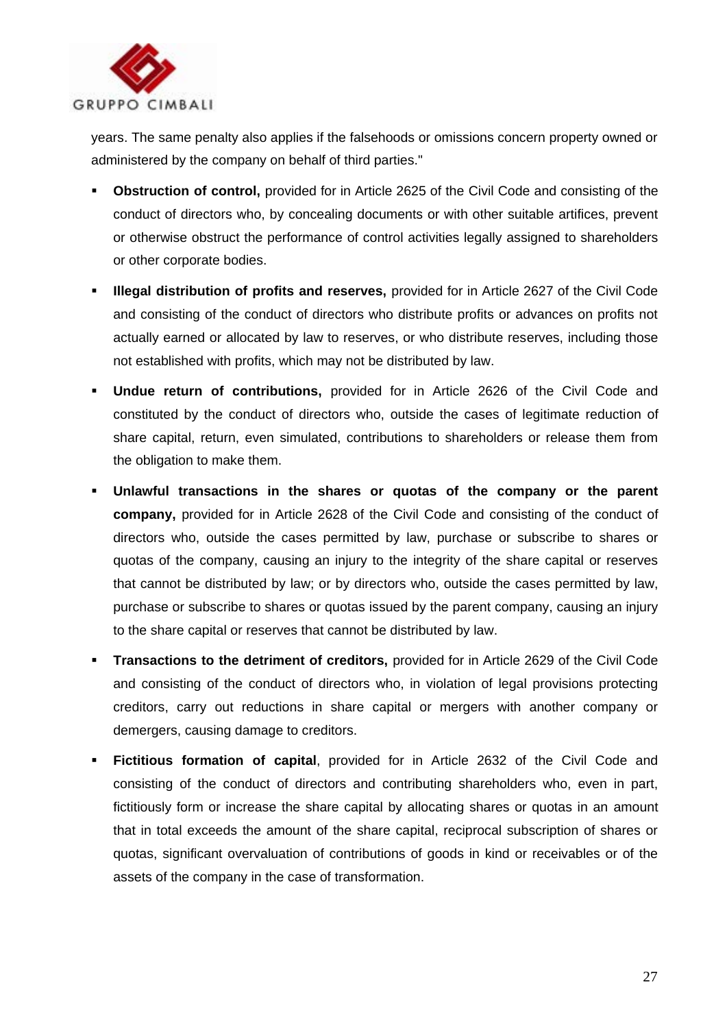years. The same penalty also applies if the falsehoods or omissions concern property owned or administered by the company on behalf of third parties."

- **Obstruction of control,** provided for in Article 2625 of the Civil Code and consisting of the conduct of directors who, by concealing documents or with other suitable artifices, prevent or otherwise obstruct the performance of control activities legally assigned to shareholders or other corporate bodies.
- **Illegal distribution of profits and reserves,** provided for in Article 2627 of the Civil Code and consisting of the conduct of directors who distribute profits or advances on profits not actually earned or allocated by law to reserves, or who distribute reserves, including those not established with profits, which may not be distributed by law.
- **Undue return of contributions,** provided for in Article 2626 of the Civil Code and constituted by the conduct of directors who, outside the cases of legitimate reduction of share capital, return, even simulated, contributions to shareholders or release them from the obligation to make them.
- **Unlawful transactions in the shares or quotas of the company or the parent company,** provided for in Article 2628 of the Civil Code and consisting of the conduct of directors who, outside the cases permitted by law, purchase or subscribe to shares or quotas of the company, causing an injury to the integrity of the share capital or reserves that cannot be distributed by law; or by directors who, outside the cases permitted by law, purchase or subscribe to shares or quotas issued by the parent company, causing an injury to the share capital or reserves that cannot be distributed by law.
- **Transactions to the detriment of creditors,** provided for in Article 2629 of the Civil Code and consisting of the conduct of directors who, in violation of legal provisions protecting creditors, carry out reductions in share capital or mergers with another company or demergers, causing damage to creditors.
- **Fictitious formation of capital**, provided for in Article 2632 of the Civil Code and consisting of the conduct of directors and contributing shareholders who, even in part, fictitiously form or increase the share capital by allocating shares or quotas in an amount that in total exceeds the amount of the share capital, reciprocal subscription of shares or quotas, significant overvaluation of contributions of goods in kind or receivables or of the assets of the company in the case of transformation.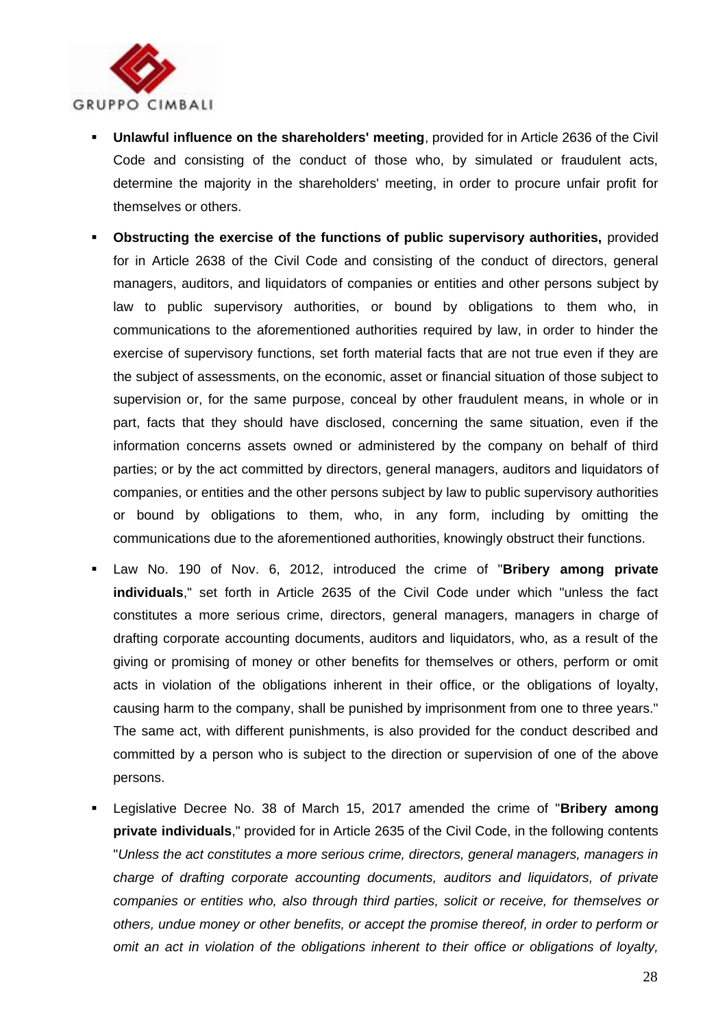- **Unlawful influence on the shareholders' meeting**, provided for in Article 2636 of the Civil Code and consisting of the conduct of those who, by simulated or fraudulent acts, determine the majority in the shareholders' meeting, in order to procure unfair profit for themselves or others.
- **Obstructing the exercise of the functions of public supervisory authorities,** provided for in Article 2638 of the Civil Code and consisting of the conduct of directors, general managers, auditors, and liquidators of companies or entities and other persons subject by law to public supervisory authorities, or bound by obligations to them who, in communications to the aforementioned authorities required by law, in order to hinder the exercise of supervisory functions, set forth material facts that are not true even if they are the subject of assessments, on the economic, asset or financial situation of those subject to supervision or, for the same purpose, conceal by other fraudulent means, in whole or in part, facts that they should have disclosed, concerning the same situation, even if the information concerns assets owned or administered by the company on behalf of third parties; or by the act committed by directors, general managers, auditors and liquidators of companies, or entities and the other persons subject by law to public supervisory authorities or bound by obligations to them, who, in any form, including by omitting the communications due to the aforementioned authorities, knowingly obstruct their functions.
- Law No. 190 of Nov. 6, 2012, introduced the crime of "**Bribery among private individuals**," set forth in Article 2635 of the Civil Code under which "unless the fact constitutes a more serious crime, directors, general managers, managers in charge of drafting corporate accounting documents, auditors and liquidators, who, as a result of the giving or promising of money or other benefits for themselves or others, perform or omit acts in violation of the obligations inherent in their office, or the obligations of loyalty, causing harm to the company, shall be punished by imprisonment from one to three years." The same act, with different punishments, is also provided for the conduct described and committed by a person who is subject to the direction or supervision of one of the above persons.
- Legislative Decree No. 38 of March 15, 2017 amended the crime of "**Bribery among private individuals**," provided for in Article 2635 of the Civil Code, in the following contents "*Unless the act constitutes a more serious crime, directors, general managers, managers in charge of drafting corporate accounting documents, auditors and liquidators, of private companies or entities who, also through third parties, solicit or receive, for themselves or others, undue money or other benefits, or accept the promise thereof, in order to perform or omit an act in violation of the obligations inherent to their office or obligations of loyalty,*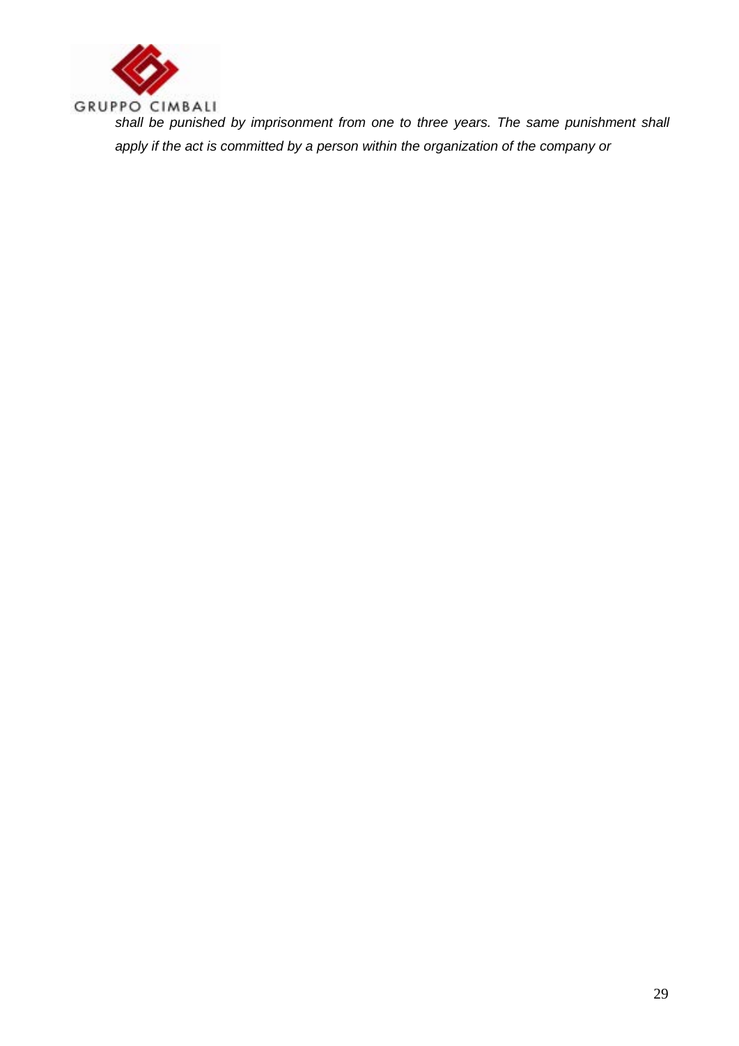*shall be punished by imprisonment from one to three years. The same punishment shall apply if the act is committed by a person within the organization of the company or*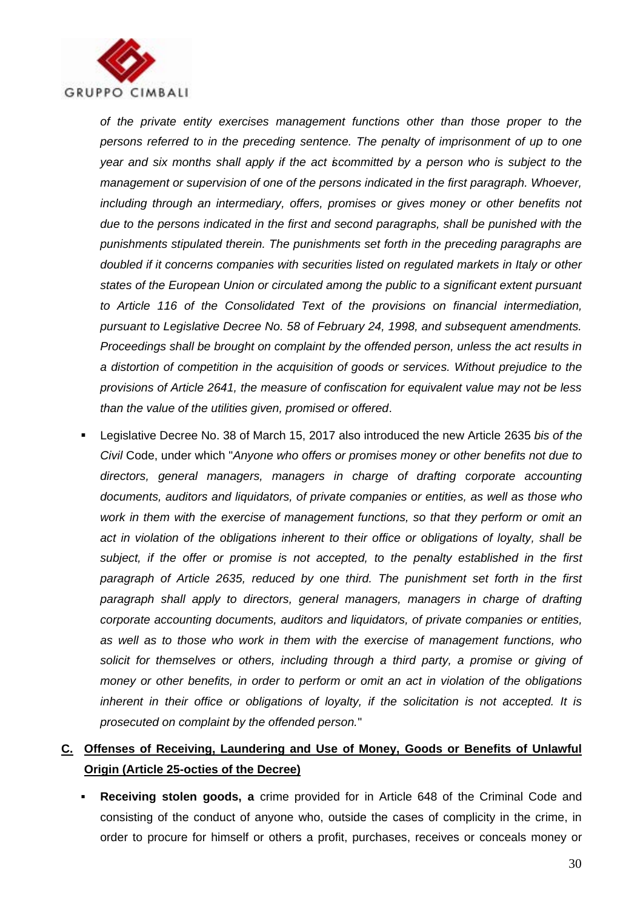*of the private entity exercises management functions other than those proper to the persons referred to in the preceding sentence. The penalty of imprisonment of up to one year and six months shall apply if the act is committed by a person who is subject to the management or supervision of one of the persons indicated in the first paragraph. Whoever, including through an intermediary, offers, promises or gives money or other benefits not due to the persons indicated in the first and second paragraphs, shall be punished with the punishments stipulated therein. The punishments set forth in the preceding paragraphs are doubled if it concerns companies with securities listed on regulated markets in Italy or other states of the European Union or circulated among the public to a significant extent pursuant to Article 116 of the Consolidated Text of the provisions on financial intermediation, pursuant to Legislative Decree No. 58 of February 24, 1998, and subsequent amendments. Proceedings shall be brought on complaint by the offended person, unless the act results in a distortion of competition in the acquisition of goods or services. Without prejudice to the provisions of Article 2641, the measure of confiscation for equivalent value may not be less than the value of the utilities given, promised or offered*.

- Legislative Decree No. 38 of March 15, 2017 also introduced the new Article 2635 *bis of the Civil* Code, under which "*Anyone who offers or promises money or other benefits not due to directors, general managers, managers in charge of drafting corporate accounting documents, auditors and liquidators, of private companies or entities, as well as those who work in them with the exercise of management functions, so that they perform or omit an act in violation of the obligations inherent to their office or obligations of loyalty, shall be subject, if the offer or promise is not accepted, to the penalty established in the first paragraph of Article 2635, reduced by one third. The punishment set forth in the first paragraph shall apply to directors, general managers, managers in charge of drafting corporate accounting documents, auditors and liquidators, of private companies or entities, as well as to those who work in them with the exercise of management functions, who solicit for themselves or others, including through a third party, a promise or giving of money or other benefits, in order to perform or omit an act in violation of the obligations inherent in their office or obligations of loyalty, if the solicitation is not accepted. It is prosecuted on complaint by the offended person.*"

## C. <u>Offenses of Receiving, Laundering and Use of Money, Goods or Benefits of Unlawful Origin (Article 25-octies of the Decree)</u>

- **Receiving stolen goods, a** crime provided for in Article 648 of the Criminal Code and consisting of the conduct of anyone who, outside the cases of complicity in the crime, in order to procure for himself or others a profit, purchases, receives or conceals money or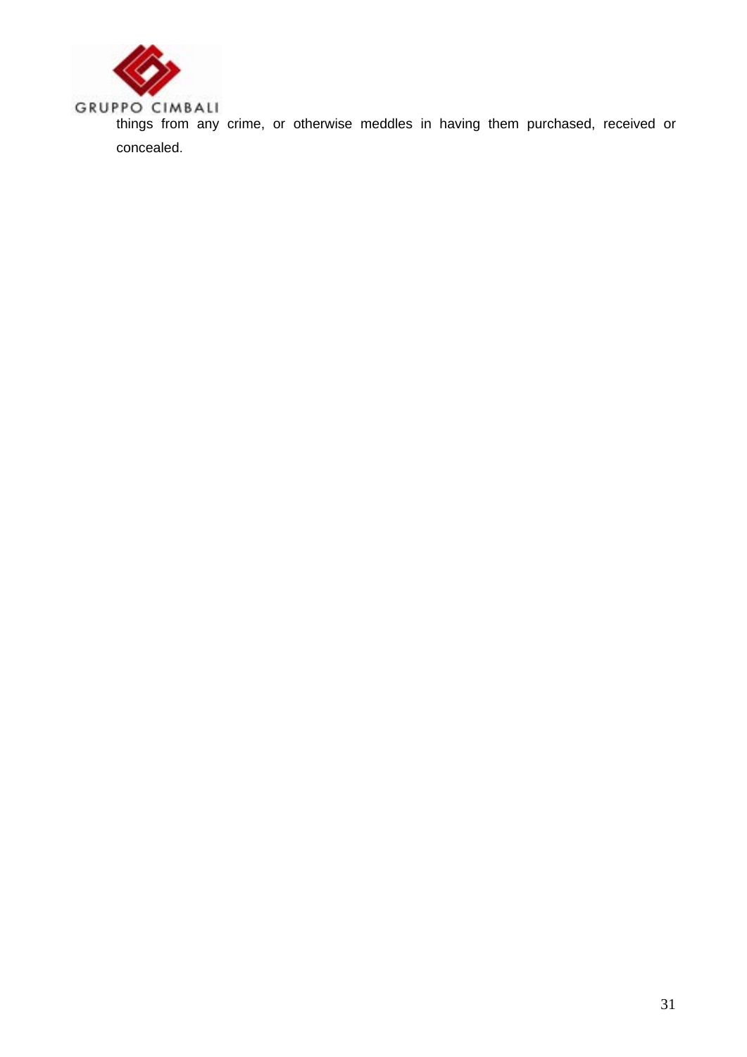things from any crime, or otherwise meddles in having them purchased, received or concealed.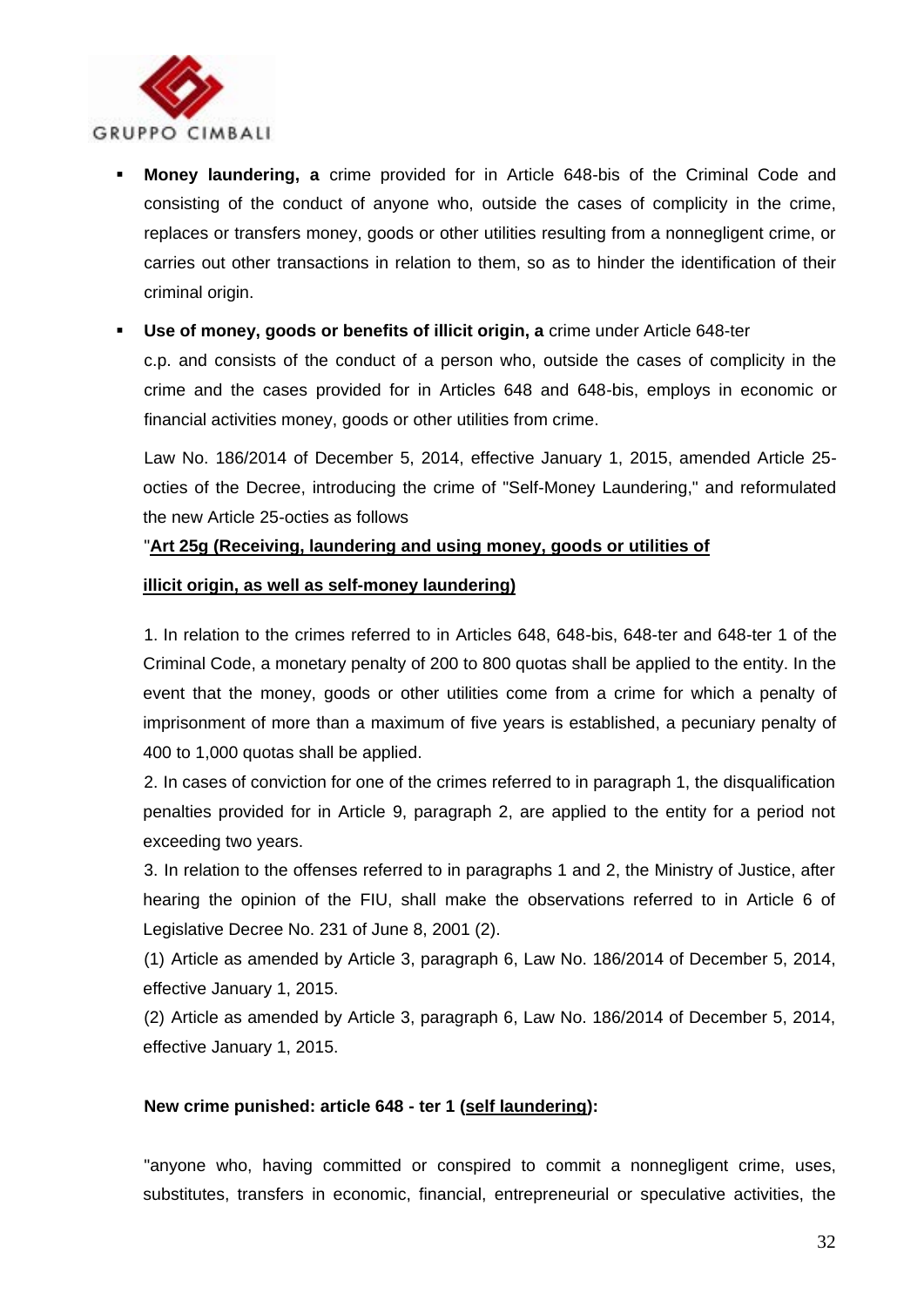- **Money laundering, a** crime provided for in Article 648-bis of the Criminal Code and consisting of the conduct of anyone who, outside the cases of complicity in the crime, replaces or transfers money, goods or other utilities resulting from a nonnegligent crime, or carries out other transactions in relation to them, so as to hinder the identification of their criminal origin.

- **Use of money, goods or benefits of illicit origin, a** crime under Article 648-ter c.p. and consists of the conduct of a person who, outside the cases of complicity in the crime and the cases provided for in Articles 648 and 648-bis, employs in economic or financial activities money, goods or other utilities from crime.

  Law No. 186/2014 of December 5, 2014, effective January 1, 2015, amended Article 25-octies of the Decree, introducing the crime of "Self-Money Laundering," and reformulated the new Article 25-octies as follows

  "**<u>Art 25g (Receiving, laundering and using money, goods or utilities of illicit origin, as well as self-money laundering)</u>**

  1. In relation to the crimes referred to in Articles 648, 648-bis, 648-ter and 648-ter 1 of the Criminal Code, a monetary penalty of 200 to 800 quotas shall be applied to the entity. In the event that the money, goods or other utilities come from a crime for which a penalty of imprisonment of more than a maximum of five years is established, a pecuniary penalty of 400 to 1,000 quotas shall be applied.
  2. In cases of conviction for one of the crimes referred to in paragraph 1, the disqualification penalties provided for in Article 9, paragraph 2, are applied to the entity for a period not exceeding two years.
  3. In relation to the offenses referred to in paragraphs 1 and 2, the Ministry of Justice, after hearing the opinion of the FIU, shall make the observations referred to in Article 6 of Legislative Decree No. 231 of June 8, 2001 (2).

  (1) Article as amended by Article 3, paragraph 6, Law No. 186/2014 of December 5, 2014, effective January 1, 2015.

  (2) Article as amended by Article 3, paragraph 6, Law No. 186/2014 of December 5, 2014, effective January 1, 2015.

**New crime punished: article 648 - ter 1 (<u>self laundering</u>):**

"anyone who, having committed or conspired to commit a nonnegligent crime, uses, substitutes, transfers in economic, financial, entrepreneurial or speculative activities, the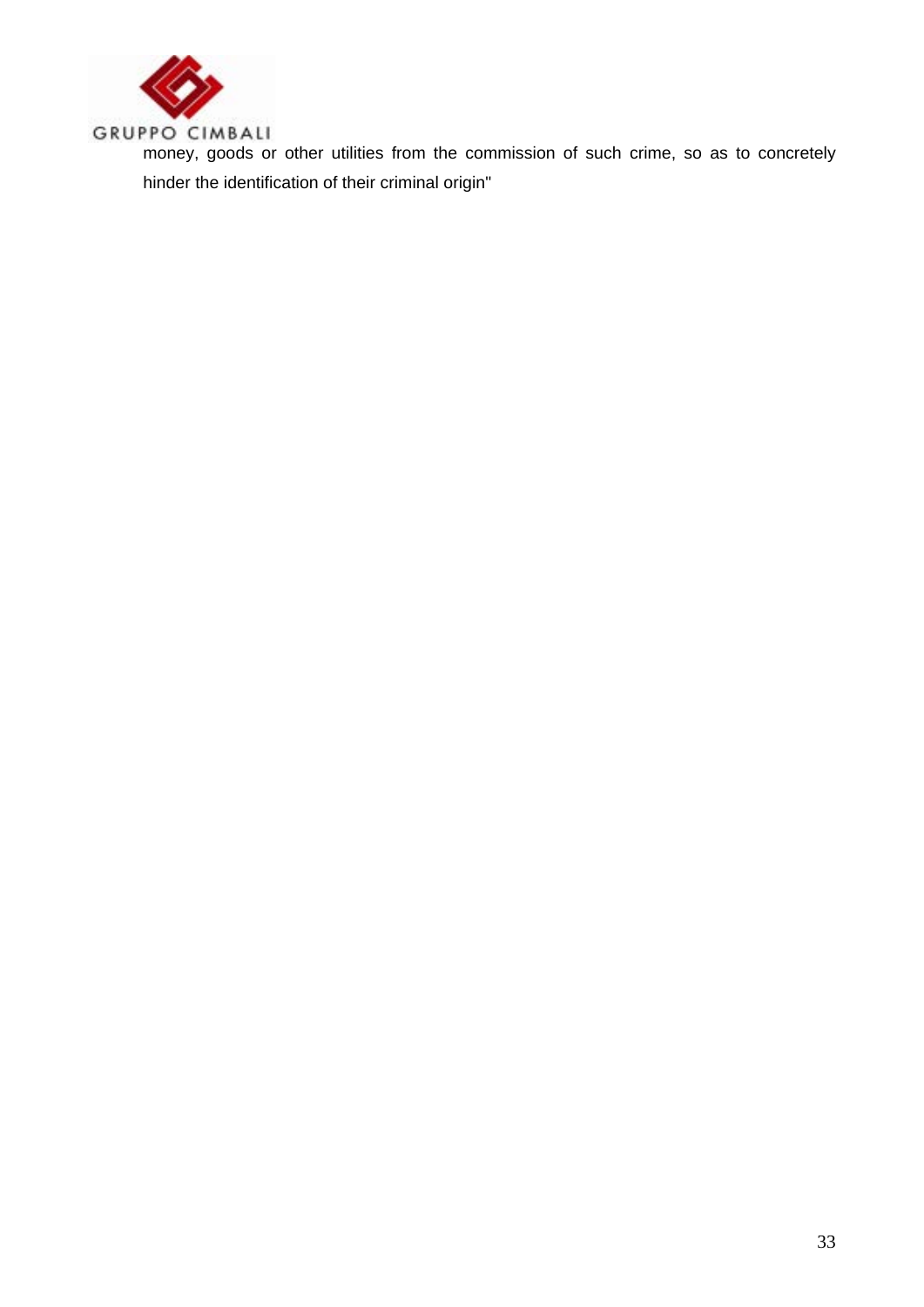money, goods or other utilities from the commission of such crime, so as to concretely hinder the identification of their criminal origin"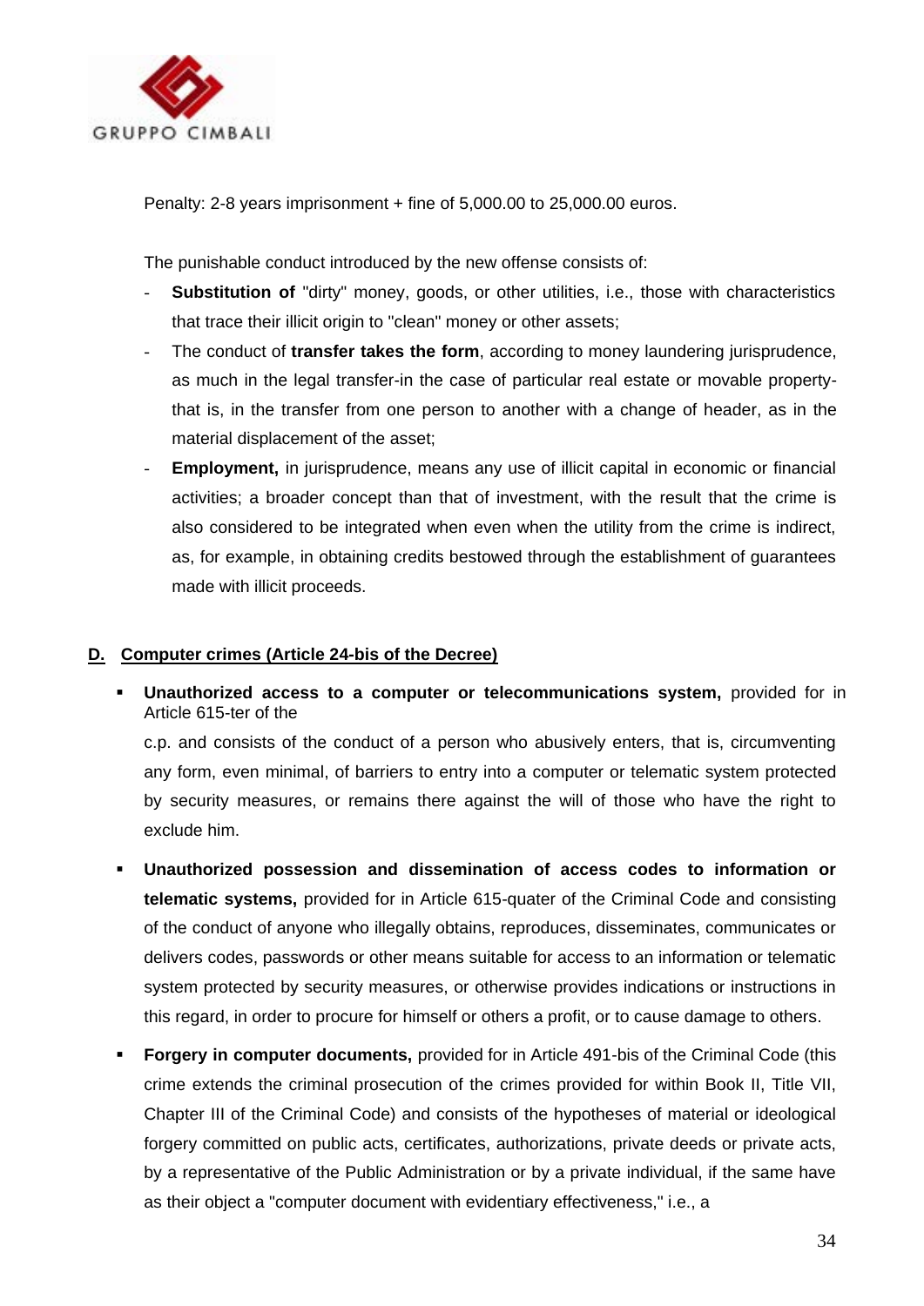Penalty: 2-8 years imprisonment + fine of 5,000.00 to 25,000.00 euros.

The punishable conduct introduced by the new offense consists of:

- **Substitution of** "dirty" money, goods, or other utilities, i.e., those with characteristics that trace their illicit origin to "clean" money or other assets;
- The conduct of **transfer takes the form**, according to money laundering jurisprudence, as much in the legal transfer-in the case of particular real estate or movable property-that is, in the transfer from one person to another with a change of header, as in the material displacement of the asset;
- **Employment,** in jurisprudence, means any use of illicit capital in economic or financial activities; a broader concept than that of investment, with the result that the crime is also considered to be integrated when even when the utility from the crime is indirect, as, for example, in obtaining credits bestowed through the establishment of guarantees made with illicit proceeds.

## D. Computer crimes (Article 24-bis of the Decree)

- **Unauthorized access to a computer or telecommunications system,** provided for in Article 615-ter of the

  c.p. and consists of the conduct of a person who abusively enters, that is, circumventing any form, even minimal, of barriers to entry into a computer or telematic system protected by security measures, or remains there against the will of those who have the right to exclude him.

- **Unauthorized possession and dissemination of access codes to information or telematic systems,** provided for in Article 615-quater of the Criminal Code and consisting of the conduct of anyone who illegally obtains, reproduces, disseminates, communicates or delivers codes, passwords or other means suitable for access to an information or telematic system protected by security measures, or otherwise provides indications or instructions in this regard, in order to procure for himself or others a profit, or to cause damage to others.

- **Forgery in computer documents,** provided for in Article 491-bis of the Criminal Code (this crime extends the criminal prosecution of the crimes provided for within Book II, Title VII, Chapter III of the Criminal Code) and consists of the hypotheses of material or ideological forgery committed on public acts, certificates, authorizations, private deeds or private acts, by a representative of the Public Administration or by a private individual, if the same have as their object a "computer document with evidentiary effectiveness," i.e., a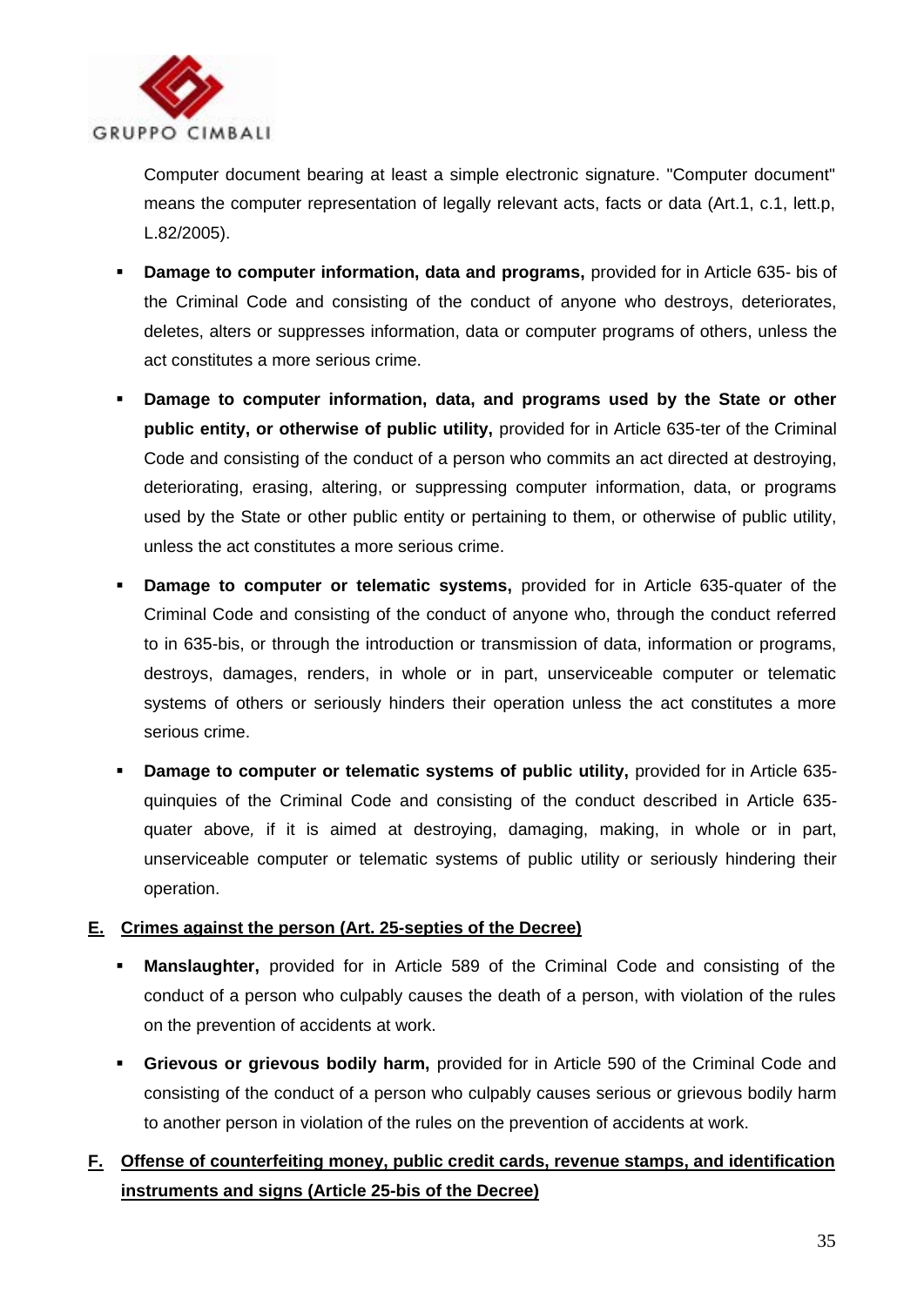Computer document bearing at least a simple electronic signature. "Computer document" means the computer representation of legally relevant acts, facts or data (Art.1, c.1, lett.p, L.82/2005).

- **Damage to computer information, data and programs,** provided for in Article 635- bis of the Criminal Code and consisting of the conduct of anyone who destroys, deteriorates, deletes, alters or suppresses information, data or computer programs of others, unless the act constitutes a more serious crime.
- **Damage to computer information, data, and programs used by the State or other public entity, or otherwise of public utility,** provided for in Article 635-ter of the Criminal Code and consisting of the conduct of a person who commits an act directed at destroying, deteriorating, erasing, altering, or suppressing computer information, data, or programs used by the State or other public entity or pertaining to them, or otherwise of public utility, unless the act constitutes a more serious crime.
- **Damage to computer or telematic systems,** provided for in Article 635-quater of the Criminal Code and consisting of the conduct of anyone who, through the conduct referred to in 635-bis, or through the introduction or transmission of data, information or programs, destroys, damages, renders, in whole or in part, unserviceable computer or telematic systems of others or seriously hinders their operation unless the act constitutes a more serious crime.
- **Damage to computer or telematic systems of public utility,** provided for in Article 635-quinquies of the Criminal Code and consisting of the conduct described in Article 635-quater above, if it is aimed at destroying, damaging, making, in whole or in part, unserviceable computer or telematic systems of public utility or seriously hindering their operation.

## E. Crimes against the person (Art. 25-septies of the Decree)

- **Manslaughter,** provided for in Article 589 of the Criminal Code and consisting of the conduct of a person who culpably causes the death of a person, with violation of the rules on the prevention of accidents at work.
- **Grievous or grievous bodily harm,** provided for in Article 590 of the Criminal Code and consisting of the conduct of a person who culpably causes serious or grievous bodily harm to another person in violation of the rules on the prevention of accidents at work.

## F. Offense of counterfeiting money, public credit cards, revenue stamps, and identification instruments and signs (Article 25-bis of the Decree)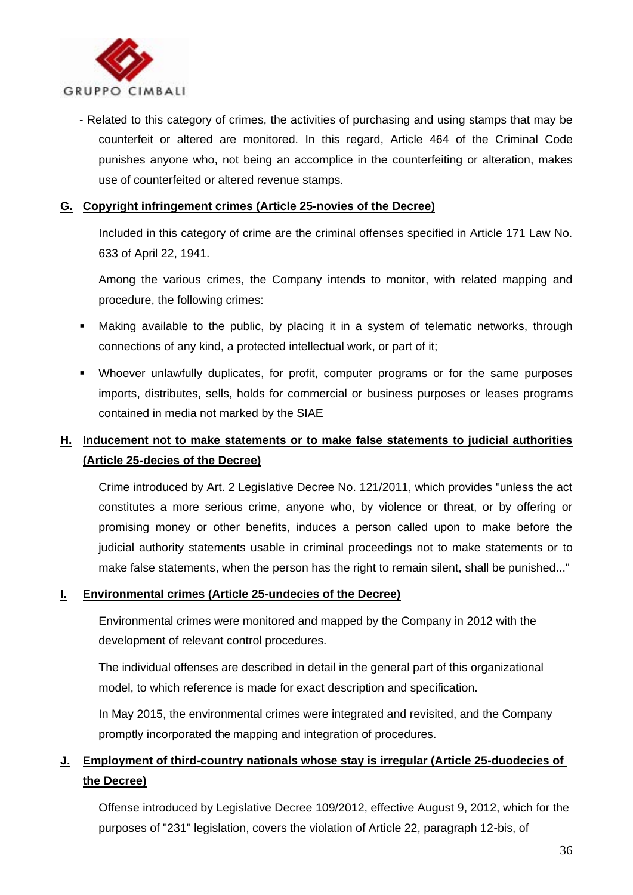- Related to this category of crimes, the activities of purchasing and using stamps that may be counterfeit or altered are monitored. In this regard, Article 464 of the Criminal Code punishes anyone who, not being an accomplice in the counterfeiting or alteration, makes use of counterfeited or altered revenue stamps.

## G. Copyright infringement crimes (Article 25-novies of the Decree)

Included in this category of crime are the criminal offenses specified in Article 171 Law No. 633 of April 22, 1941.

Among the various crimes, the Company intends to monitor, with related mapping and procedure, the following crimes:

- Making available to the public, by placing it in a system of telematic networks, through connections of any kind, a protected intellectual work, or part of it;
- Whoever unlawfully duplicates, for profit, computer programs or for the same purposes imports, distributes, sells, holds for commercial or business purposes or leases programs contained in media not marked by the SIAE

## H. Inducement not to make statements or to make false statements to judicial authorities (Article 25-decies of the Decree)

Crime introduced by Art. 2 Legislative Decree No. 121/2011, which provides "unless the act constitutes a more serious crime, anyone who, by violence or threat, or by offering or promising money or other benefits, induces a person called upon to make before the judicial authority statements usable in criminal proceedings not to make statements or to make false statements, when the person has the right to remain silent, shall be punished..."

## I. Environmental crimes (Article 25-undecies of the Decree)

Environmental crimes were monitored and mapped by the Company in 2012 with the development of relevant control procedures.

The individual offenses are described in detail in the general part of this organizational model, to which reference is made for exact description and specification.

In May 2015, the environmental crimes were integrated and revisited, and the Company promptly incorporated the mapping and integration of procedures.

## J. Employment of third-country nationals whose stay is irregular (Article 25-duodecies of the Decree)

Offense introduced by Legislative Decree 109/2012, effective August 9, 2012, which for the purposes of "231" legislation, covers the violation of Article 22, paragraph 12-bis, of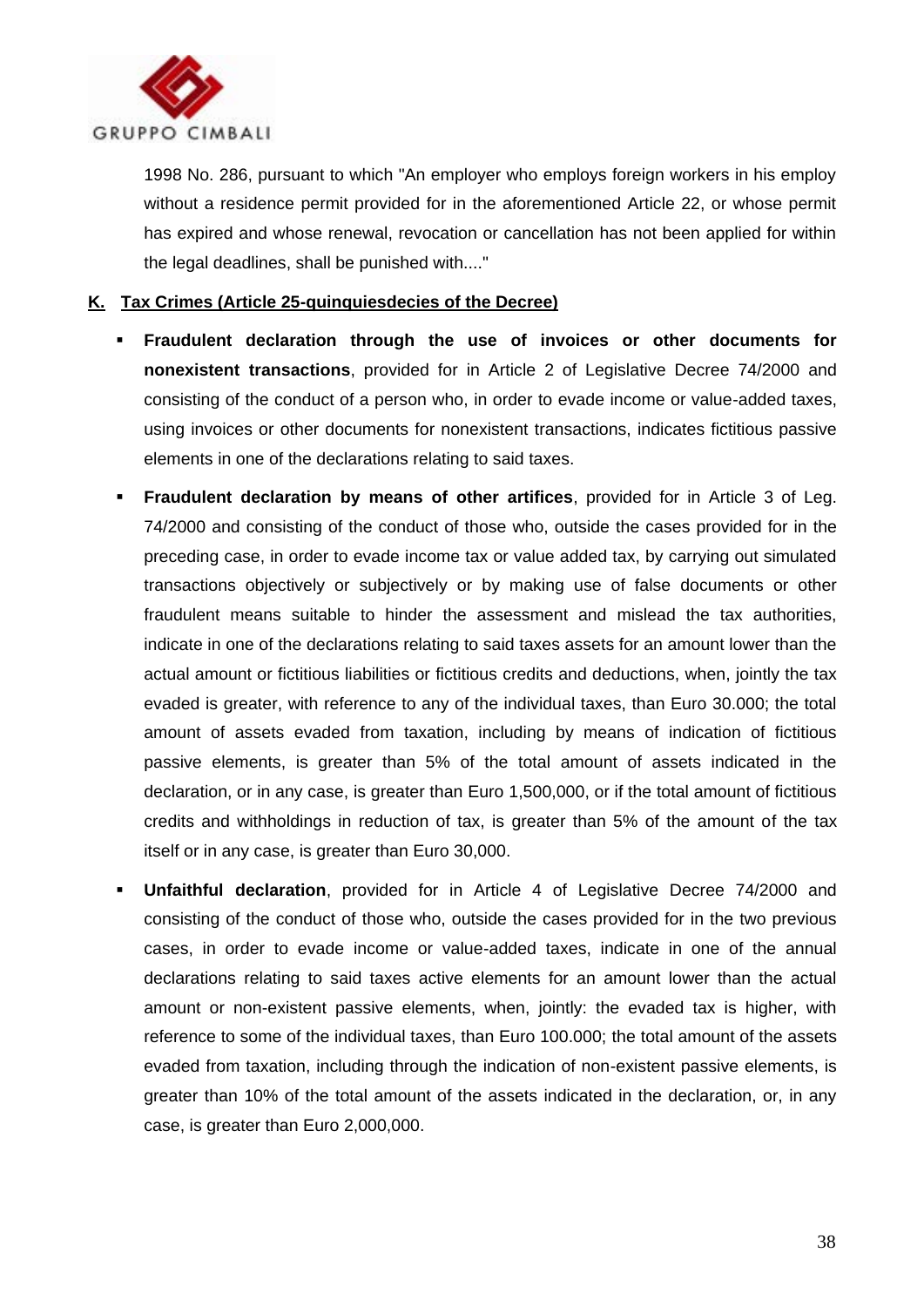1998 No. 286, pursuant to which "An employer who employs foreign workers in his employ without a residence permit provided for in the aforementioned Article 22, or whose permit has expired and whose renewal, revocation or cancellation has not been applied for within the legal deadlines, shall be punished with...."

**K. Tax Crimes (Article 25-quinquiesdecies of the Decree)**

- **Fraudulent declaration through the use of invoices or other documents for nonexistent transactions**, provided for in Article 2 of Legislative Decree 74/2000 and consisting of the conduct of a person who, in order to evade income or value-added taxes, using invoices or other documents for nonexistent transactions, indicates fictitious passive elements in one of the declarations relating to said taxes.
- **Fraudulent declaration by means of other artifices**, provided for in Article 3 of Leg. 74/2000 and consisting of the conduct of those who, outside the cases provided for in the preceding case, in order to evade income tax or value added tax, by carrying out simulated transactions objectively or subjectively or by making use of false documents or other fraudulent means suitable to hinder the assessment and mislead the tax authorities, indicate in one of the declarations relating to said taxes assets for an amount lower than the actual amount or fictitious liabilities or fictitious credits and deductions, when, jointly the tax evaded is greater, with reference to any of the individual taxes, than Euro 30.000; the total amount of assets evaded from taxation, including by means of indication of fictitious passive elements, is greater than 5% of the total amount of assets indicated in the declaration, or in any case, is greater than Euro 1,500,000, or if the total amount of fictitious credits and withholdings in reduction of tax, is greater than 5% of the amount of the tax itself or in any case, is greater than Euro 30,000.
- **Unfaithful declaration**, provided for in Article 4 of Legislative Decree 74/2000 and consisting of the conduct of those who, outside the cases provided for in the two previous cases, in order to evade income or value-added taxes, indicate in one of the annual declarations relating to said taxes active elements for an amount lower than the actual amount or non-existent passive elements, when, jointly: the evaded tax is higher, with reference to some of the individual taxes, than Euro 100.000; the total amount of the assets evaded from taxation, including through the indication of non-existent passive elements, is greater than 10% of the total amount of the assets indicated in the declaration, or, in any case, is greater than Euro 2,000,000.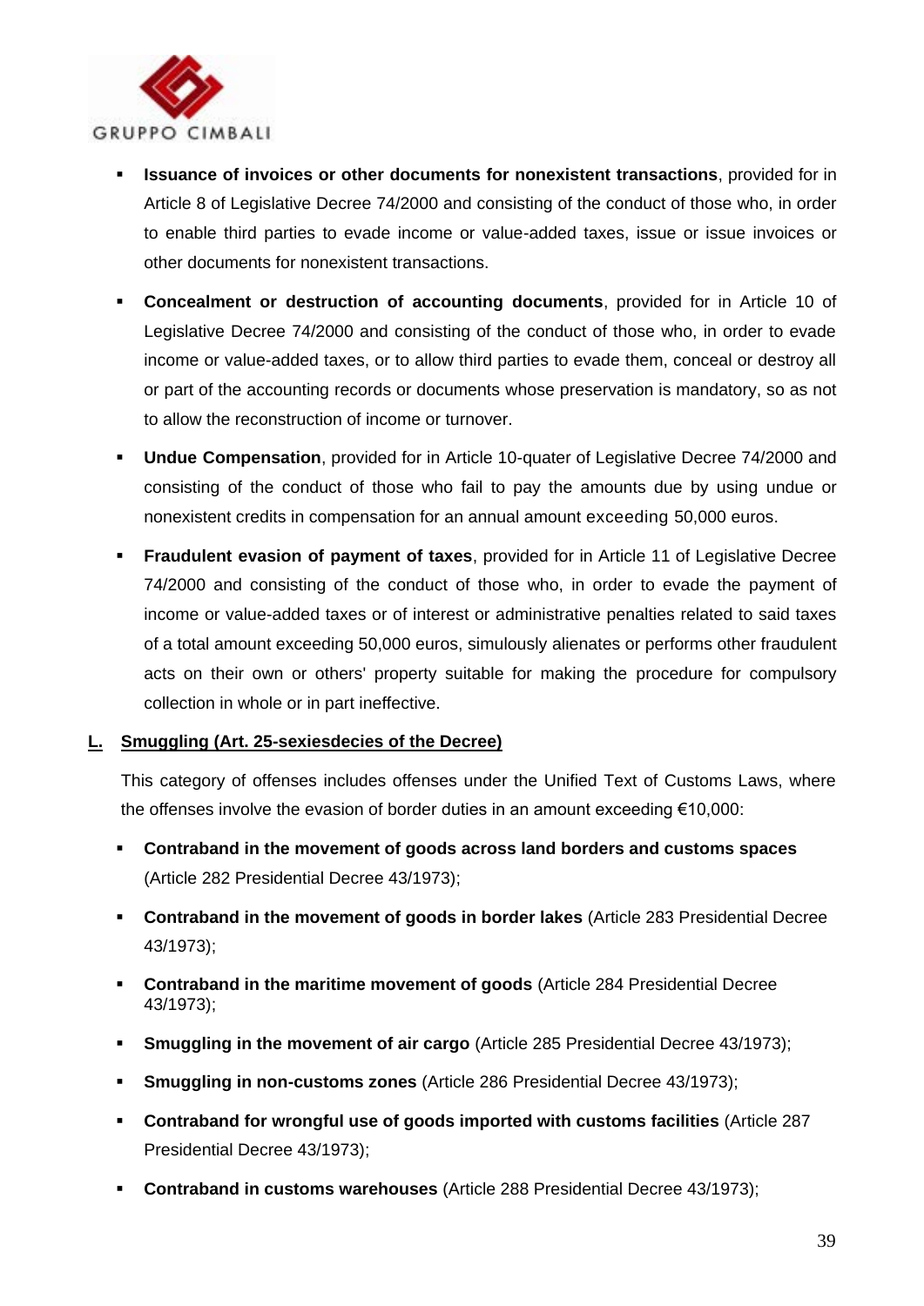- **Issuance of invoices or other documents for nonexistent transactions**, provided for in Article 8 of Legislative Decree 74/2000 and consisting of the conduct of those who, in order to enable third parties to evade income or value-added taxes, issue or issue invoices or other documents for nonexistent transactions.

- **Concealment or destruction of accounting documents**, provided for in Article 10 of Legislative Decree 74/2000 and consisting of the conduct of those who, in order to evade income or value-added taxes, or to allow third parties to evade them, conceal or destroy all or part of the accounting records or documents whose preservation is mandatory, so as not to allow the reconstruction of income or turnover.

- **Undue Compensation**, provided for in Article 10-quater of Legislative Decree 74/2000 and consisting of the conduct of those who fail to pay the amounts due by using undue or nonexistent credits in compensation for an annual amount exceeding 50,000 euros.

- **Fraudulent evasion of payment of taxes**, provided for in Article 11 of Legislative Decree 74/2000 and consisting of the conduct of those who, in order to evade the payment of income or value-added taxes or of interest or administrative penalties related to said taxes of a total amount exceeding 50,000 euros, simulously alienates or performs other fraudulent acts on their own or others' property suitable for making the procedure for compulsory collection in whole or in part ineffective.

## L. Smuggling (Art. 25-sexiesdecies of the Decree)

This category of offenses includes offenses under the Unified Text of Customs Laws, where the offenses involve the evasion of border duties in an amount exceeding €10,000:

- **Contraband in the movement of goods across land borders and customs spaces** (Article 282 Presidential Decree 43/1973);

- **Contraband in the movement of goods in border lakes** (Article 283 Presidential Decree 43/1973);

- **Contraband in the maritime movement of goods** (Article 284 Presidential Decree 43/1973);

- **Smuggling in the movement of air cargo** (Article 285 Presidential Decree 43/1973);

- **Smuggling in non-customs zones** (Article 286 Presidential Decree 43/1973);

- **Contraband for wrongful use of goods imported with customs facilities** (Article 287 Presidential Decree 43/1973);

- **Contraband in customs warehouses** (Article 288 Presidential Decree 43/1973);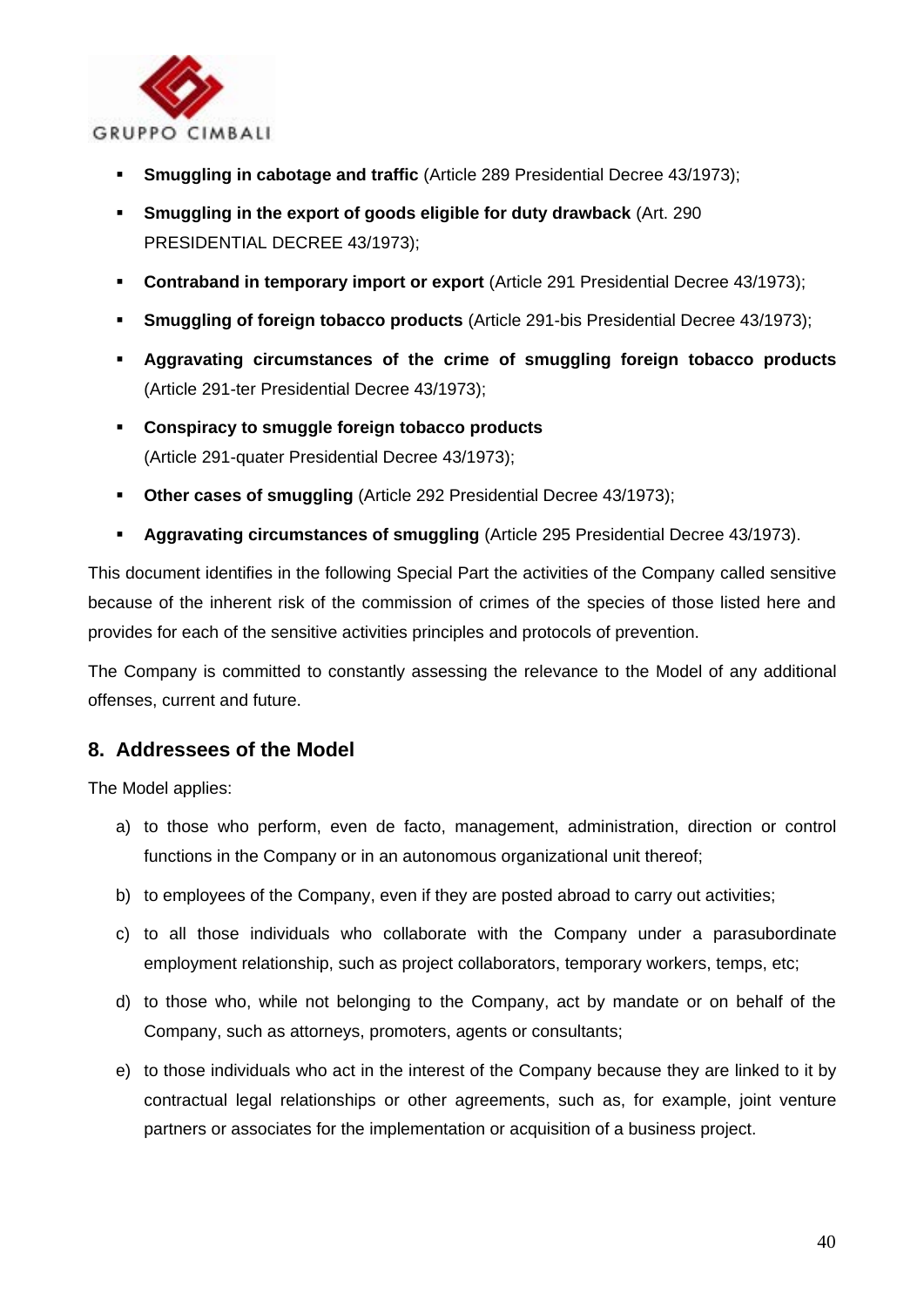- **Smuggling in cabotage and traffic** (Article 289 Presidential Decree 43/1973);
- **Smuggling in the export of goods eligible for duty drawback** (Art. 290 PRESIDENTIAL DECREE 43/1973);
- **Contraband in temporary import or export** (Article 291 Presidential Decree 43/1973);
- **Smuggling of foreign tobacco products** (Article 291-bis Presidential Decree 43/1973);
- **Aggravating circumstances of the crime of smuggling foreign tobacco products** (Article 291-ter Presidential Decree 43/1973);
- **Conspiracy to smuggle foreign tobacco products** (Article 291-quater Presidential Decree 43/1973);
- **Other cases of smuggling** (Article 292 Presidential Decree 43/1973);
- **Aggravating circumstances of smuggling** (Article 295 Presidential Decree 43/1973).

This document identifies in the following Special Part the activities of the Company called sensitive because of the inherent risk of the commission of crimes of the species of those listed here and provides for each of the sensitive activities principles and protocols of prevention.

The Company is committed to constantly assessing the relevance to the Model of any additional offenses, current and future.

## 8. Addressees of the Model

The Model applies:

a) to those who perform, even de facto, management, administration, direction or control functions in the Company or in an autonomous organizational unit thereof;

b) to employees of the Company, even if they are posted abroad to carry out activities;

c) to all those individuals who collaborate with the Company under a parasubordinate employment relationship, such as project collaborators, temporary workers, temps, etc;

d) to those who, while not belonging to the Company, act by mandate or on behalf of the Company, such as attorneys, promoters, agents or consultants;

e) to those individuals who act in the interest of the Company because they are linked to it by contractual legal relationships or other agreements, such as, for example, joint venture partners or associates for the implementation or acquisition of a business project.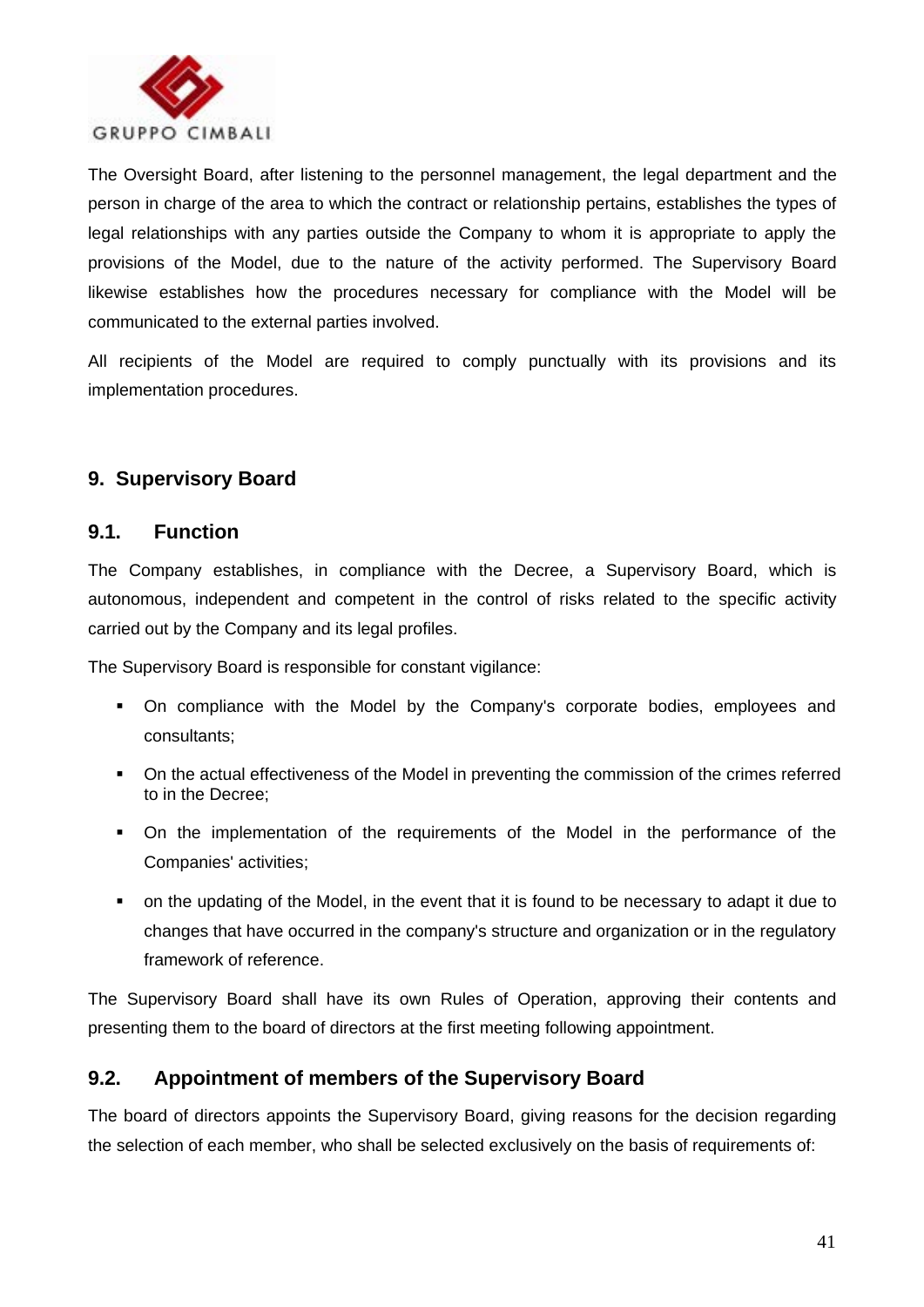The Oversight Board, after listening to the personnel management, the legal department and the person in charge of the area to which the contract or relationship pertains, establishes the types of legal relationships with any parties outside the Company to whom it is appropriate to apply the provisions of the Model, due to the nature of the activity performed. The Supervisory Board likewise establishes how the procedures necessary for compliance with the Model will be communicated to the external parties involved.

All recipients of the Model are required to comply punctually with its provisions and its implementation procedures.

## 9. Supervisory Board

### 9.1. Function

The Company establishes, in compliance with the Decree, a Supervisory Board, which is autonomous, independent and competent in the control of risks related to the specific activity carried out by the Company and its legal profiles.

The Supervisory Board is responsible for constant vigilance:

- On compliance with the Model by the Company's corporate bodies, employees and consultants;
- On the actual effectiveness of the Model in preventing the commission of the crimes referred to in the Decree;
- On the implementation of the requirements of the Model in the performance of the Companies' activities;
- on the updating of the Model, in the event that it is found to be necessary to adapt it due to changes that have occurred in the company's structure and organization or in the regulatory framework of reference.

The Supervisory Board shall have its own Rules of Operation, approving their contents and presenting them to the board of directors at the first meeting following appointment.

### 9.2. Appointment of members of the Supervisory Board

The board of directors appoints the Supervisory Board, giving reasons for the decision regarding the selection of each member, who shall be selected exclusively on the basis of requirements of: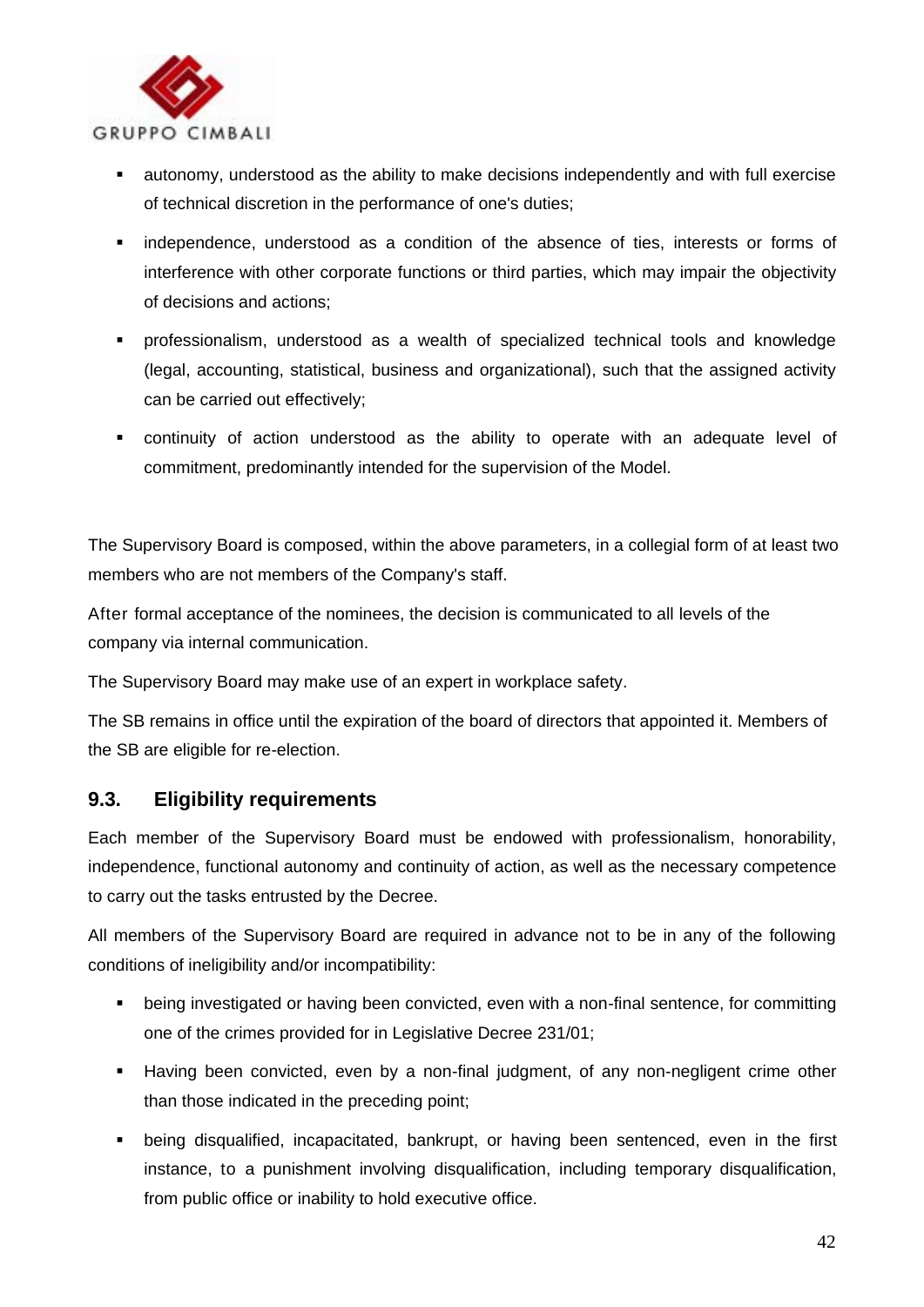- autonomy, understood as the ability to make decisions independently and with full exercise of technical discretion in the performance of one's duties;
- independence, understood as a condition of the absence of ties, interests or forms of interference with other corporate functions or third parties, which may impair the objectivity of decisions and actions;
- professionalism, understood as a wealth of specialized technical tools and knowledge (legal, accounting, statistical, business and organizational), such that the assigned activity can be carried out effectively;
- continuity of action understood as the ability to operate with an adequate level of commitment, predominantly intended for the supervision of the Model.

The Supervisory Board is composed, within the above parameters, in a collegial form of at least two members who are not members of the Company's staff.

After formal acceptance of the nominees, the decision is communicated to all levels of the company via internal communication.

The Supervisory Board may make use of an expert in workplace safety.

The SB remains in office until the expiration of the board of directors that appointed it. Members of the SB are eligible for re-election.

## 9.3. Eligibility requirements

Each member of the Supervisory Board must be endowed with professionalism, honorability, independence, functional autonomy and continuity of action, as well as the necessary competence to carry out the tasks entrusted by the Decree.

All members of the Supervisory Board are required in advance not to be in any of the following conditions of ineligibility and/or incompatibility:

- being investigated or having been convicted, even with a non-final sentence, for committing one of the crimes provided for in Legislative Decree 231/01;
- Having been convicted, even by a non-final judgment, of any non-negligent crime other than those indicated in the preceding point;
- being disqualified, incapacitated, bankrupt, or having been sentenced, even in the first instance, to a punishment involving disqualification, including temporary disqualification, from public office or inability to hold executive office.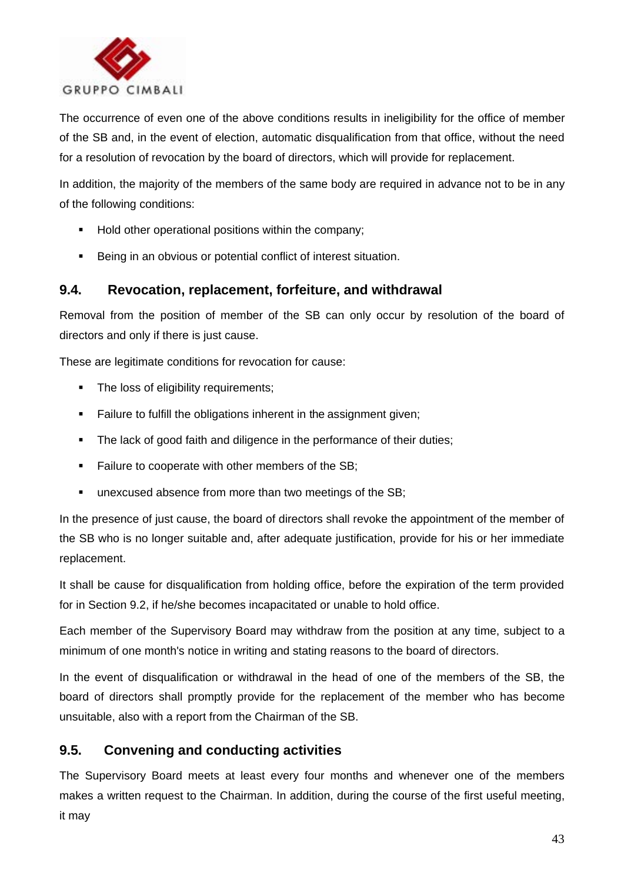The occurrence of even one of the above conditions results in ineligibility for the office of member of the SB and, in the event of election, automatic disqualification from that office, without the need for a resolution of revocation by the board of directors, which will provide for replacement.

In addition, the majority of the members of the same body are required in advance not to be in any of the following conditions:

- Hold other operational positions within the company;
- Being in an obvious or potential conflict of interest situation.

## 9.4. Revocation, replacement, forfeiture, and withdrawal

Removal from the position of member of the SB can only occur by resolution of the board of directors and only if there is just cause.

These are legitimate conditions for revocation for cause:

- The loss of eligibility requirements;
- Failure to fulfill the obligations inherent in the assignment given;
- The lack of good faith and diligence in the performance of their duties;
- Failure to cooperate with other members of the SB;
- unexcused absence from more than two meetings of the SB;

In the presence of just cause, the board of directors shall revoke the appointment of the member of the SB who is no longer suitable and, after adequate justification, provide for his or her immediate replacement.

It shall be cause for disqualification from holding office, before the expiration of the term provided for in Section 9.2, if he/she becomes incapacitated or unable to hold office.

Each member of the Supervisory Board may withdraw from the position at any time, subject to a minimum of one month's notice in writing and stating reasons to the board of directors.

In the event of disqualification or withdrawal in the head of one of the members of the SB, the board of directors shall promptly provide for the replacement of the member who has become unsuitable, also with a report from the Chairman of the SB.

## 9.5. Convening and conducting activities

The Supervisory Board meets at least every four months and whenever one of the members makes a written request to the Chairman. In addition, during the course of the first useful meeting, it may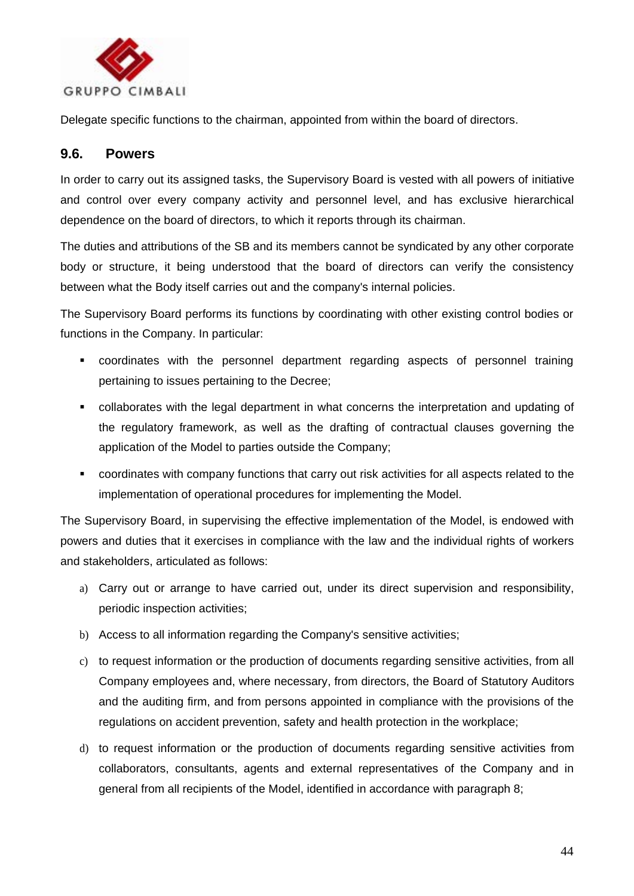Delegate specific functions to the chairman, appointed from within the board of directors.

## 9.6. Powers

In order to carry out its assigned tasks, the Supervisory Board is vested with all powers of initiative and control over every company activity and personnel level, and has exclusive hierarchical dependence on the board of directors, to which it reports through its chairman.

The duties and attributions of the SB and its members cannot be syndicated by any other corporate body or structure, it being understood that the board of directors can verify the consistency between what the Body itself carries out and the company's internal policies.

The Supervisory Board performs its functions by coordinating with other existing control bodies or functions in the Company. In particular:

- coordinates with the personnel department regarding aspects of personnel training pertaining to issues pertaining to the Decree;
- collaborates with the legal department in what concerns the interpretation and updating of the regulatory framework, as well as the drafting of contractual clauses governing the application of the Model to parties outside the Company;
- coordinates with company functions that carry out risk activities for all aspects related to the implementation of operational procedures for implementing the Model.

The Supervisory Board, in supervising the effective implementation of the Model, is endowed with powers and duties that it exercises in compliance with the law and the individual rights of workers and stakeholders, articulated as follows:

a) Carry out or arrange to have carried out, under its direct supervision and responsibility, periodic inspection activities;
b) Access to all information regarding the Company's sensitive activities;
c) to request information or the production of documents regarding sensitive activities, from all Company employees and, where necessary, from directors, the Board of Statutory Auditors and the auditing firm, and from persons appointed in compliance with the provisions of the regulations on accident prevention, safety and health protection in the workplace;
d) to request information or the production of documents regarding sensitive activities from collaborators, consultants, agents and external representatives of the Company and in general from all recipients of the Model, identified in accordance with paragraph 8;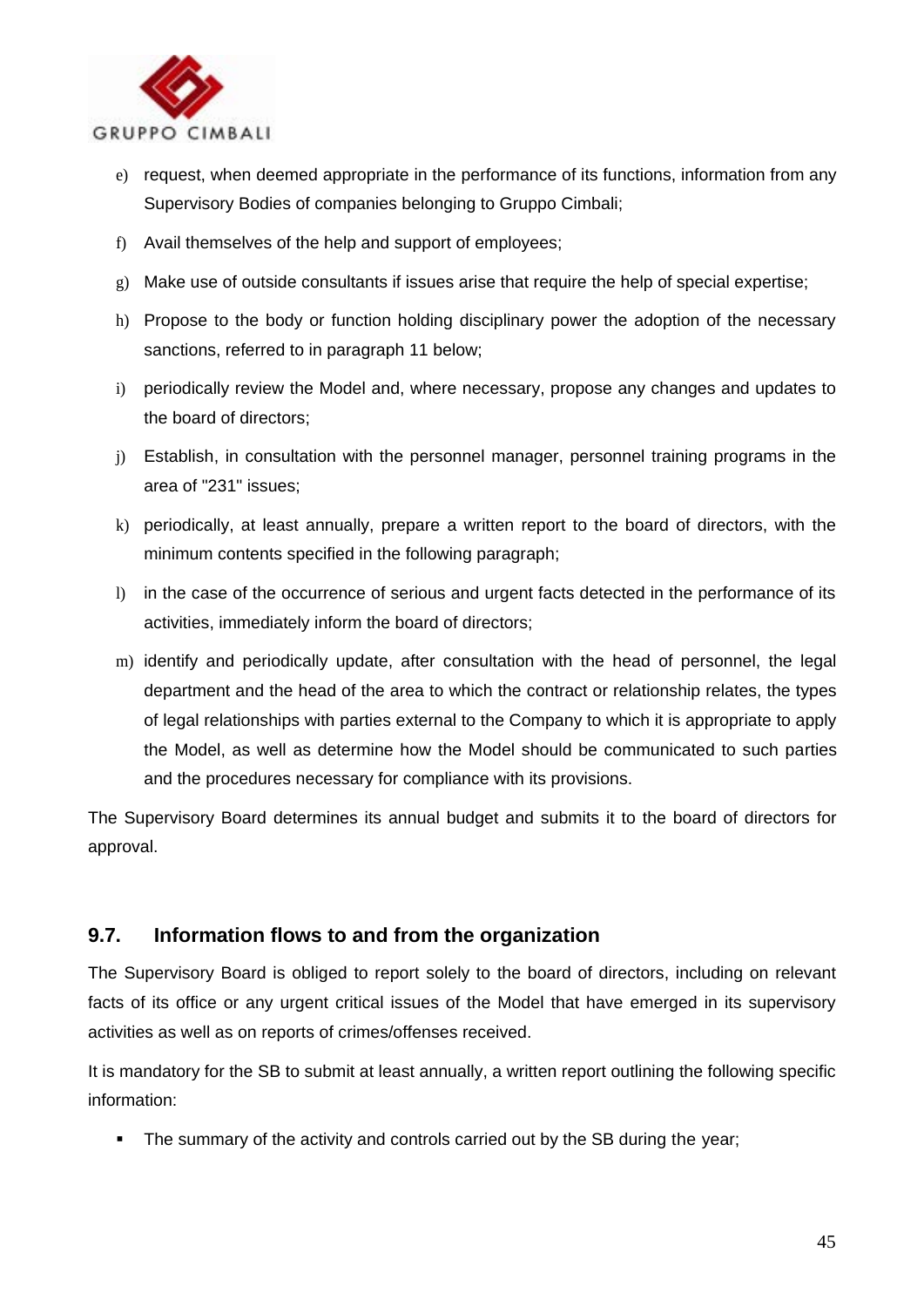e) request, when deemed appropriate in the performance of its functions, information from any Supervisory Bodies of companies belonging to Gruppo Cimbali;

f) Avail themselves of the help and support of employees;

g) Make use of outside consultants if issues arise that require the help of special expertise;

h) Propose to the body or function holding disciplinary power the adoption of the necessary sanctions, referred to in paragraph 11 below;

i) periodically review the Model and, where necessary, propose any changes and updates to the board of directors;

j) Establish, in consultation with the personnel manager, personnel training programs in the area of "231" issues;

k) periodically, at least annually, prepare a written report to the board of directors, with the minimum contents specified in the following paragraph;

l) in the case of the occurrence of serious and urgent facts detected in the performance of its activities, immediately inform the board of directors;

m) identify and periodically update, after consultation with the head of personnel, the legal department and the head of the area to which the contract or relationship relates, the types of legal relationships with parties external to the Company to which it is appropriate to apply the Model, as well as determine how the Model should be communicated to such parties and the procedures necessary for compliance with its provisions.

The Supervisory Board determines its annual budget and submits it to the board of directors for approval.

## 9.7. Information flows to and from the organization

The Supervisory Board is obliged to report solely to the board of directors, including on relevant facts of its office or any urgent critical issues of the Model that have emerged in its supervisory activities as well as on reports of crimes/offenses received.

It is mandatory for the SB to submit at least annually, a written report outlining the following specific information:

- The summary of the activity and controls carried out by the SB during the year;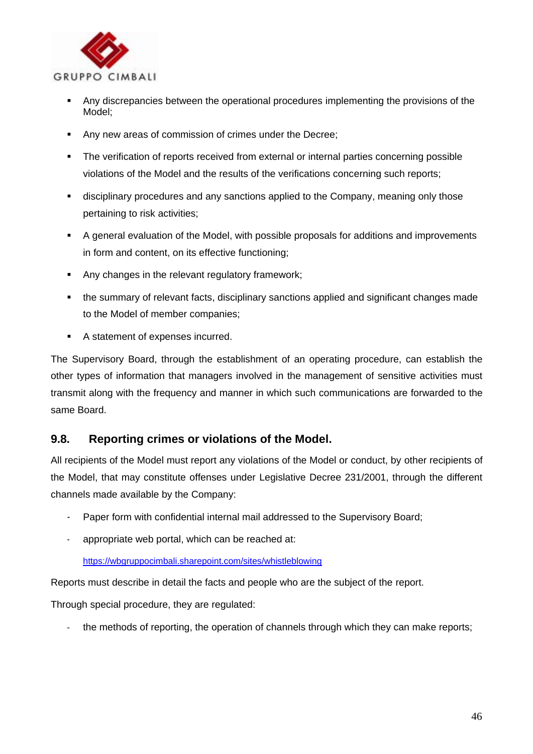- Any discrepancies between the operational procedures implementing the provisions of the Model;
- Any new areas of commission of crimes under the Decree;
- The verification of reports received from external or internal parties concerning possible violations of the Model and the results of the verifications concerning such reports;
- disciplinary procedures and any sanctions applied to the Company, meaning only those pertaining to risk activities;
- A general evaluation of the Model, with possible proposals for additions and improvements in form and content, on its effective functioning;
- Any changes in the relevant regulatory framework;
- the summary of relevant facts, disciplinary sanctions applied and significant changes made to the Model of member companies;
- A statement of expenses incurred.

The Supervisory Board, through the establishment of an operating procedure, can establish the other types of information that managers involved in the management of sensitive activities must transmit along with the frequency and manner in which such communications are forwarded to the same Board.

## 9.8. Reporting crimes or violations of the Model.

All recipients of the Model must report any violations of the Model or conduct, by other recipients of the Model, that may constitute offenses under Legislative Decree 231/2001, through the different channels made available by the Company:

- Paper form with confidential internal mail addressed to the Supervisory Board;
- appropriate web portal, which can be reached at:

  https://wbgruppocimbali.sharepoint.com/sites/whistleblowing

Reports must describe in detail the facts and people who are the subject of the report.

Through special procedure, they are regulated:

- the methods of reporting, the operation of channels through which they can make reports;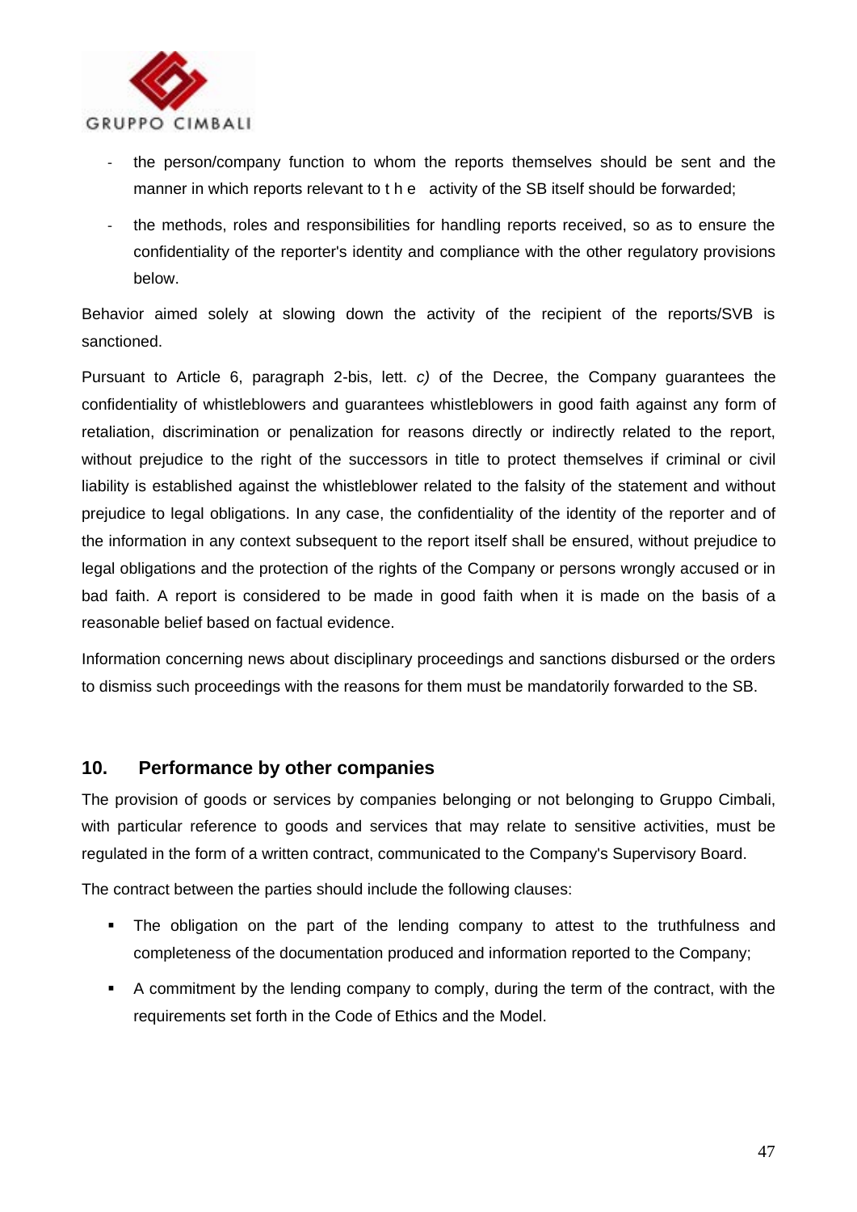- the person/company function to whom the reports themselves should be sent and the manner in which reports relevant to the activity of the SB itself should be forwarded;
- the methods, roles and responsibilities for handling reports received, so as to ensure the confidentiality of the reporter's identity and compliance with the other regulatory provisions below.

Behavior aimed solely at slowing down the activity of the recipient of the reports/SVB is sanctioned.

Pursuant to Article 6, paragraph 2-bis, lett. *c)* of the Decree, the Company guarantees the confidentiality of whistleblowers and guarantees whistleblowers in good faith against any form of retaliation, discrimination or penalization for reasons directly or indirectly related to the report, without prejudice to the right of the successors in title to protect themselves if criminal or civil liability is established against the whistleblower related to the falsity of the statement and without prejudice to legal obligations. In any case, the confidentiality of the identity of the reporter and of the information in any context subsequent to the report itself shall be ensured, without prejudice to legal obligations and the protection of the rights of the Company or persons wrongly accused or in bad faith. A report is considered to be made in good faith when it is made on the basis of a reasonable belief based on factual evidence.

Information concerning news about disciplinary proceedings and sanctions disbursed or the orders to dismiss such proceedings with the reasons for them must be mandatorily forwarded to the SB.

## 10. Performance by other companies

The provision of goods or services by companies belonging or not belonging to Gruppo Cimbali, with particular reference to goods and services that may relate to sensitive activities, must be regulated in the form of a written contract, communicated to the Company's Supervisory Board.

The contract between the parties should include the following clauses:

- The obligation on the part of the lending company to attest to the truthfulness and completeness of the documentation produced and information reported to the Company;
- A commitment by the lending company to comply, during the term of the contract, with the requirements set forth in the Code of Ethics and the Model.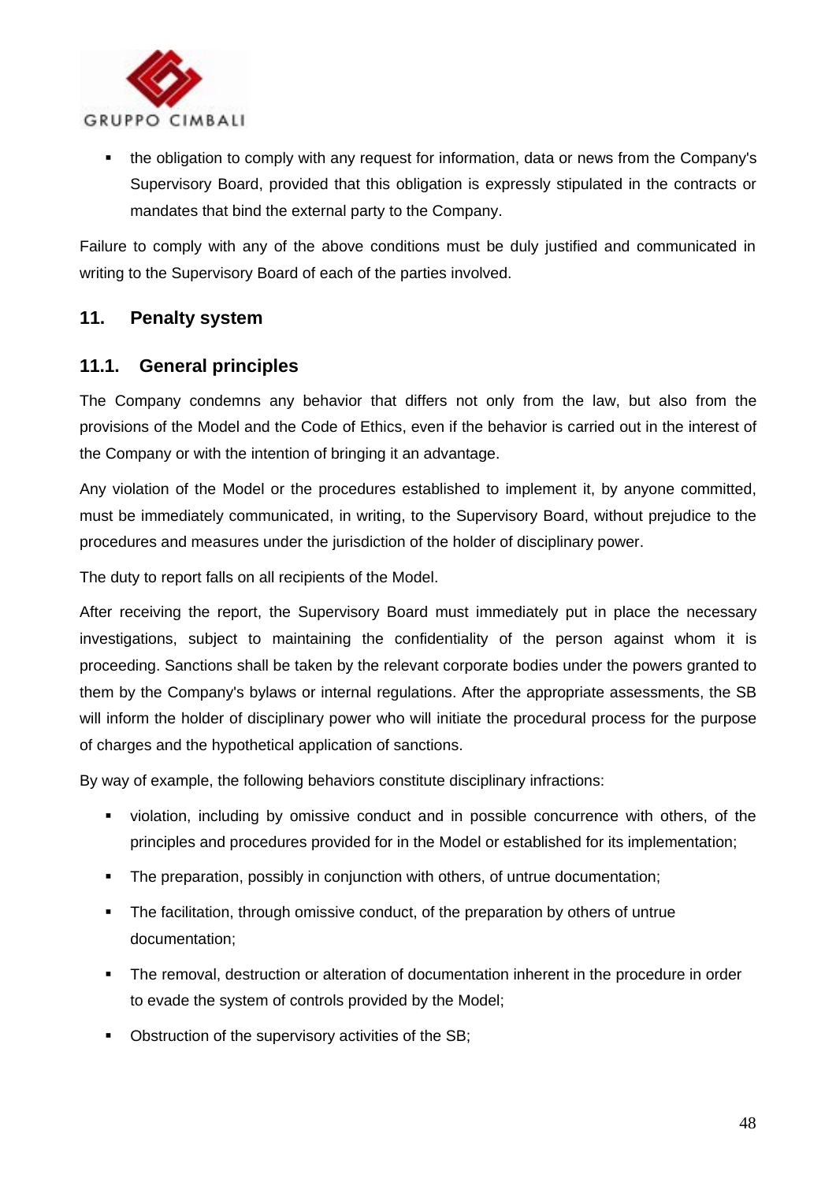- the obligation to comply with any request for information, data or news from the Company's Supervisory Board, provided that this obligation is expressly stipulated in the contracts or mandates that bind the external party to the Company.

Failure to comply with any of the above conditions must be duly justified and communicated in writing to the Supervisory Board of each of the parties involved.

## 11. Penalty system

### 11.1. General principles

The Company condemns any behavior that differs not only from the law, but also from the provisions of the Model and the Code of Ethics, even if the behavior is carried out in the interest of the Company or with the intention of bringing it an advantage.

Any violation of the Model or the procedures established to implement it, by anyone committed, must be immediately communicated, in writing, to the Supervisory Board, without prejudice to the procedures and measures under the jurisdiction of the holder of disciplinary power.

The duty to report falls on all recipients of the Model.

After receiving the report, the Supervisory Board must immediately put in place the necessary investigations, subject to maintaining the confidentiality of the person against whom it is proceeding. Sanctions shall be taken by the relevant corporate bodies under the powers granted to them by the Company's bylaws or internal regulations. After the appropriate assessments, the SB will inform the holder of disciplinary power who will initiate the procedural process for the purpose of charges and the hypothetical application of sanctions.

By way of example, the following behaviors constitute disciplinary infractions:

- violation, including by omissive conduct and in possible concurrence with others, of the principles and procedures provided for in the Model or established for its implementation;
- The preparation, possibly in conjunction with others, of untrue documentation;
- The facilitation, through omissive conduct, of the preparation by others of untrue documentation;
- The removal, destruction or alteration of documentation inherent in the procedure in order to evade the system of controls provided by the Model;
- Obstruction of the supervisory activities of the SB;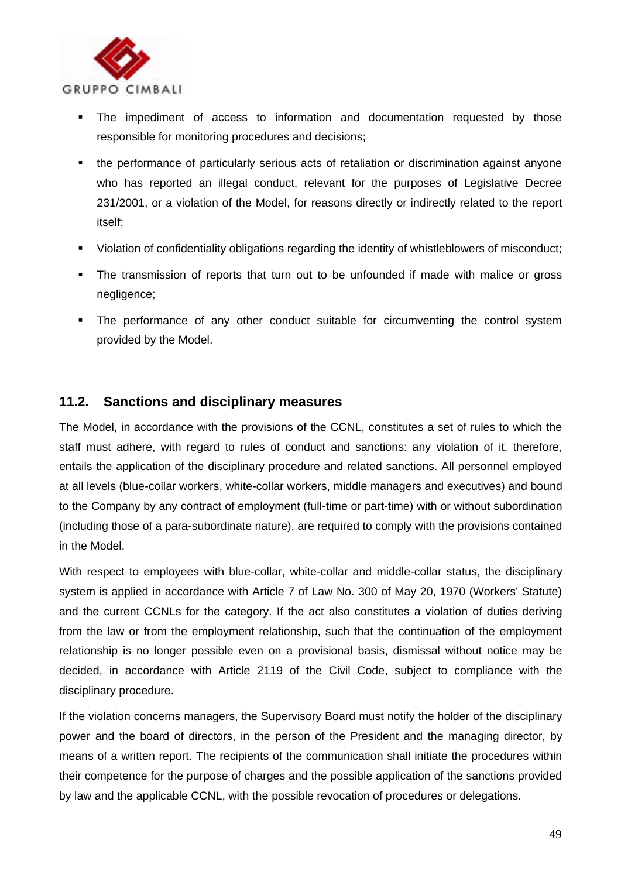- The impediment of access to information and documentation requested by those responsible for monitoring procedures and decisions;
- the performance of particularly serious acts of retaliation or discrimination against anyone who has reported an illegal conduct, relevant for the purposes of Legislative Decree 231/2001, or a violation of the Model, for reasons directly or indirectly related to the report itself;
- Violation of confidentiality obligations regarding the identity of whistleblowers of misconduct;
- The transmission of reports that turn out to be unfounded if made with malice or gross negligence;
- The performance of any other conduct suitable for circumventing the control system provided by the Model.

## 11.2. Sanctions and disciplinary measures

The Model, in accordance with the provisions of the CCNL, constitutes a set of rules to which the staff must adhere, with regard to rules of conduct and sanctions: any violation of it, therefore, entails the application of the disciplinary procedure and related sanctions. All personnel employed at all levels (blue-collar workers, white-collar workers, middle managers and executives) and bound to the Company by any contract of employment (full-time or part-time) with or without subordination (including those of a para-subordinate nature), are required to comply with the provisions contained in the Model.

With respect to employees with blue-collar, white-collar and middle-collar status, the disciplinary system is applied in accordance with Article 7 of Law No. 300 of May 20, 1970 (Workers' Statute) and the current CCNLs for the category. If the act also constitutes a violation of duties deriving from the law or from the employment relationship, such that the continuation of the employment relationship is no longer possible even on a provisional basis, dismissal without notice may be decided, in accordance with Article 2119 of the Civil Code, subject to compliance with the disciplinary procedure.

If the violation concerns managers, the Supervisory Board must notify the holder of the disciplinary power and the board of directors, in the person of the President and the managing director, by means of a written report. The recipients of the communication shall initiate the procedures within their competence for the purpose of charges and the possible application of the sanctions provided by law and the applicable CCNL, with the possible revocation of procedures or delegations.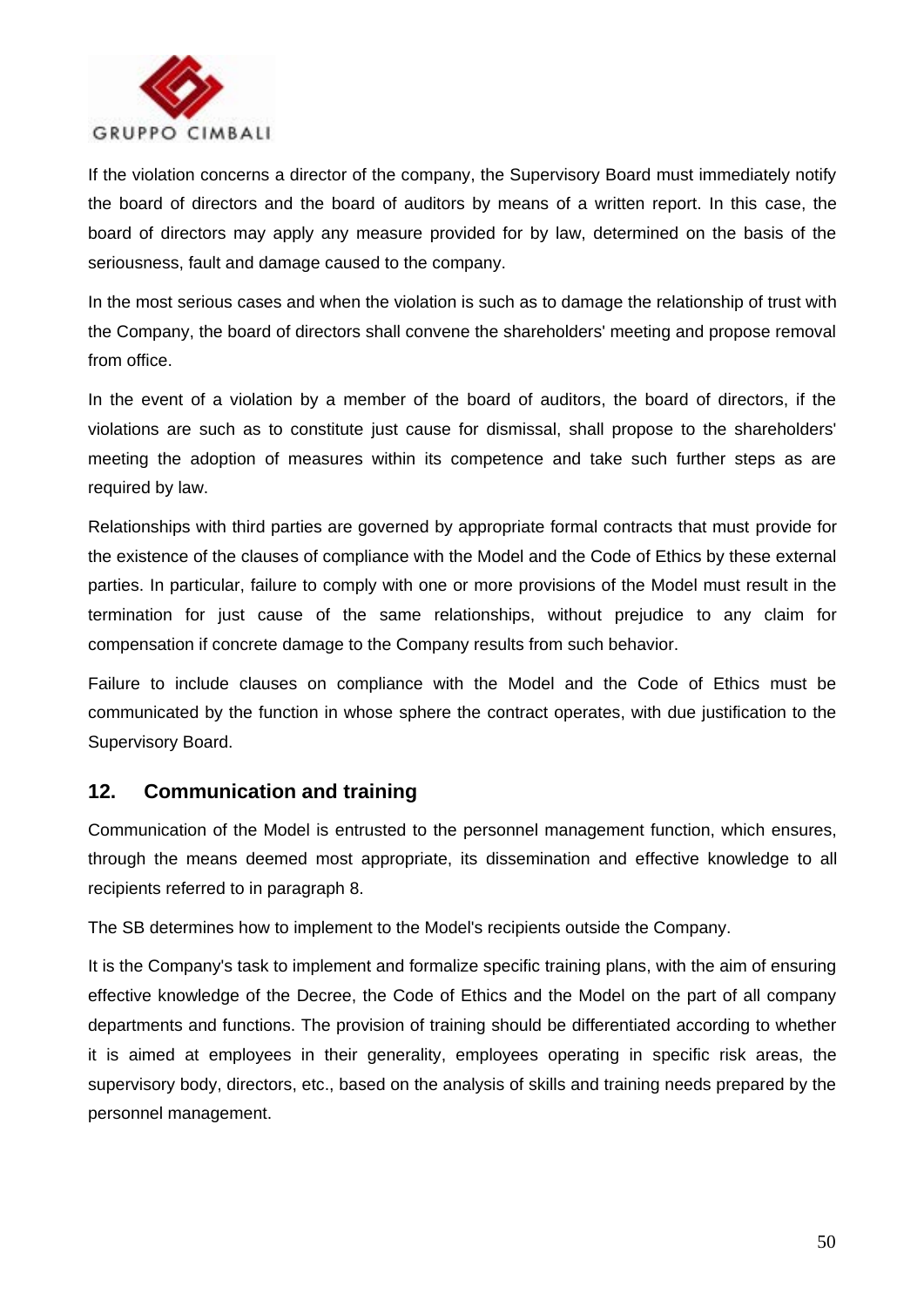If the violation concerns a director of the company, the Supervisory Board must immediately notify the board of directors and the board of auditors by means of a written report. In this case, the board of directors may apply any measure provided for by law, determined on the basis of the seriousness, fault and damage caused to the company.

In the most serious cases and when the violation is such as to damage the relationship of trust with the Company, the board of directors shall convene the shareholders' meeting and propose removal from office.

In the event of a violation by a member of the board of auditors, the board of directors, if the violations are such as to constitute just cause for dismissal, shall propose to the shareholders' meeting the adoption of measures within its competence and take such further steps as are required by law.

Relationships with third parties are governed by appropriate formal contracts that must provide for the existence of the clauses of compliance with the Model and the Code of Ethics by these external parties. In particular, failure to comply with one or more provisions of the Model must result in the termination for just cause of the same relationships, without prejudice to any claim for compensation if concrete damage to the Company results from such behavior.

Failure to include clauses on compliance with the Model and the Code of Ethics must be communicated by the function in whose sphere the contract operates, with due justification to the Supervisory Board.

## 12. Communication and training

Communication of the Model is entrusted to the personnel management function, which ensures, through the means deemed most appropriate, its dissemination and effective knowledge to all recipients referred to in paragraph 8.

The SB determines how to implement to the Model's recipients outside the Company.

It is the Company's task to implement and formalize specific training plans, with the aim of ensuring effective knowledge of the Decree, the Code of Ethics and the Model on the part of all company departments and functions. The provision of training should be differentiated according to whether it is aimed at employees in their generality, employees operating in specific risk areas, the supervisory body, directors, etc., based on the analysis of skills and training needs prepared by the personnel management.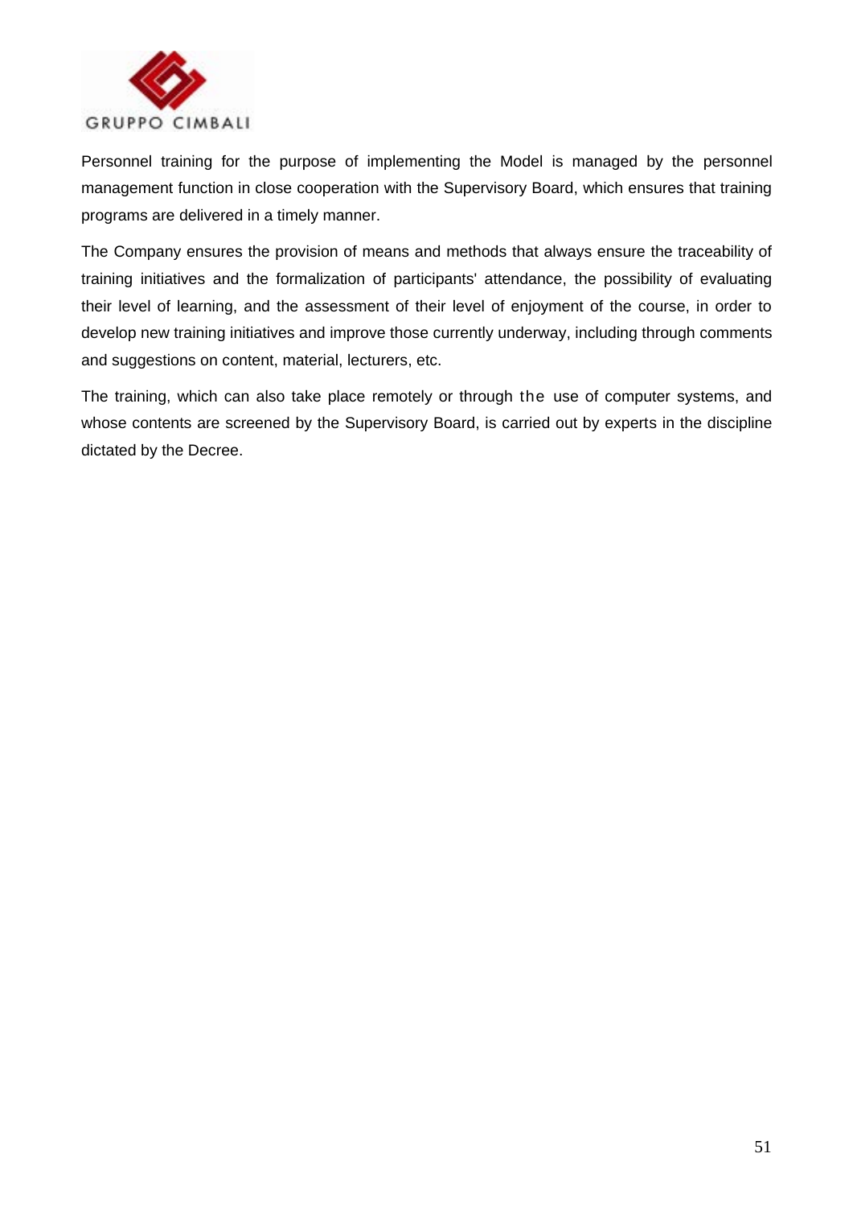Personnel training for the purpose of implementing the Model is managed by the personnel management function in close cooperation with the Supervisory Board, which ensures that training programs are delivered in a timely manner.

The Company ensures the provision of means and methods that always ensure the traceability of training initiatives and the formalization of participants' attendance, the possibility of evaluating their level of learning, and the assessment of their level of enjoyment of the course, in order to develop new training initiatives and improve those currently underway, including through comments and suggestions on content, material, lecturers, etc.

The training, which can also take place remotely or through the use of computer systems, and whose contents are screened by the Supervisory Board, is carried out by experts in the discipline dictated by the Decree.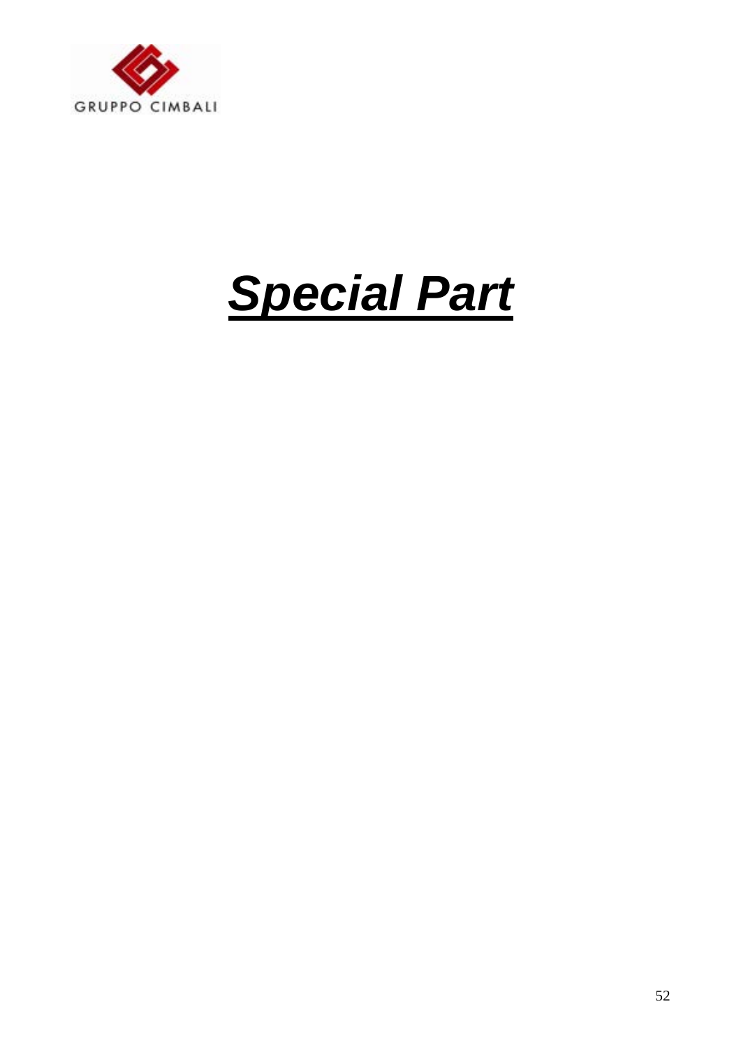# ***Special Part***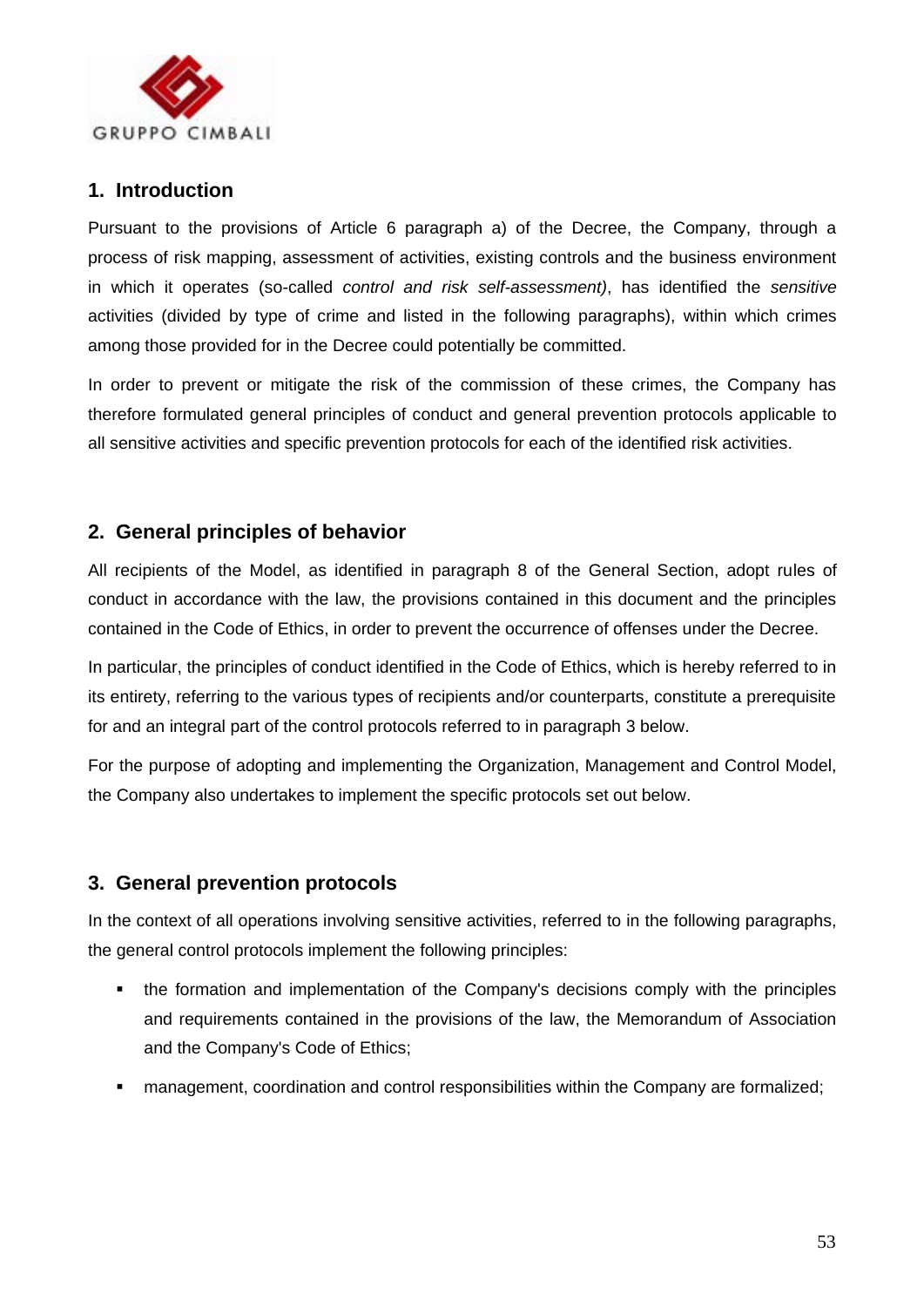## 1. Introduction

Pursuant to the provisions of Article 6 paragraph a) of the Decree, the Company, through a process of risk mapping, assessment of activities, existing controls and the business environment in which it operates (so-called *control and risk self-assessment)*, has identified the *sensitive* activities (divided by type of crime and listed in the following paragraphs), within which crimes among those provided for in the Decree could potentially be committed.

In order to prevent or mitigate the risk of the commission of these crimes, the Company has therefore formulated general principles of conduct and general prevention protocols applicable to all sensitive activities and specific prevention protocols for each of the identified risk activities.

## 2. General principles of behavior

All recipients of the Model, as identified in paragraph 8 of the General Section, adopt rules of conduct in accordance with the law, the provisions contained in this document and the principles contained in the Code of Ethics, in order to prevent the occurrence of offenses under the Decree.

In particular, the principles of conduct identified in the Code of Ethics, which is hereby referred to in its entirety, referring to the various types of recipients and/or counterparts, constitute a prerequisite for and an integral part of the control protocols referred to in paragraph 3 below.

For the purpose of adopting and implementing the Organization, Management and Control Model, the Company also undertakes to implement the specific protocols set out below.

## 3. General prevention protocols

In the context of all operations involving sensitive activities, referred to in the following paragraphs, the general control protocols implement the following principles:

- the formation and implementation of the Company's decisions comply with the principles and requirements contained in the provisions of the law, the Memorandum of Association and the Company's Code of Ethics;
- management, coordination and control responsibilities within the Company are formalized;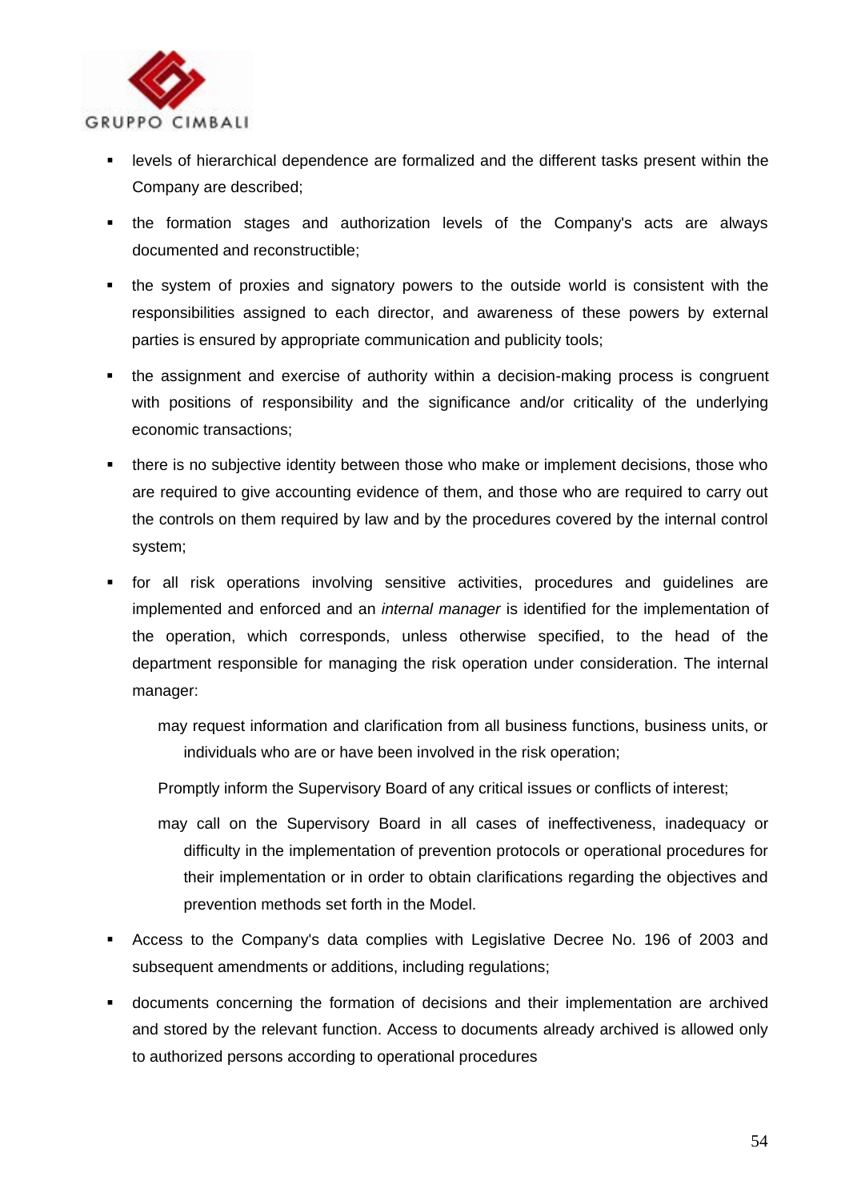- levels of hierarchical dependence are formalized and the different tasks present within the Company are described;
- the formation stages and authorization levels of the Company's acts are always documented and reconstructible;
- the system of proxies and signatory powers to the outside world is consistent with the responsibilities assigned to each director, and awareness of these powers by external parties is ensured by appropriate communication and publicity tools;
- the assignment and exercise of authority within a decision-making process is congruent with positions of responsibility and the significance and/or criticality of the underlying economic transactions;
- there is no subjective identity between those who make or implement decisions, those who are required to give accounting evidence of them, and those who are required to carry out the controls on them required by law and by the procedures covered by the internal control system;
- for all risk operations involving sensitive activities, procedures and guidelines are implemented and enforced and an *internal manager* is identified for the implementation of the operation, which corresponds, unless otherwise specified, to the head of the department responsible for managing the risk operation under consideration. The internal manager:

  may request information and clarification from all business functions, business units, or individuals who are or have been involved in the risk operation;

  Promptly inform the Supervisory Board of any critical issues or conflicts of interest;

  may call on the Supervisory Board in all cases of ineffectiveness, inadequacy or difficulty in the implementation of prevention protocols or operational procedures for their implementation or in order to obtain clarifications regarding the objectives and prevention methods set forth in the Model.
- Access to the Company's data complies with Legislative Decree No. 196 of 2003 and subsequent amendments or additions, including regulations;
- documents concerning the formation of decisions and their implementation are archived and stored by the relevant function. Access to documents already archived is allowed only to authorized persons according to operational procedures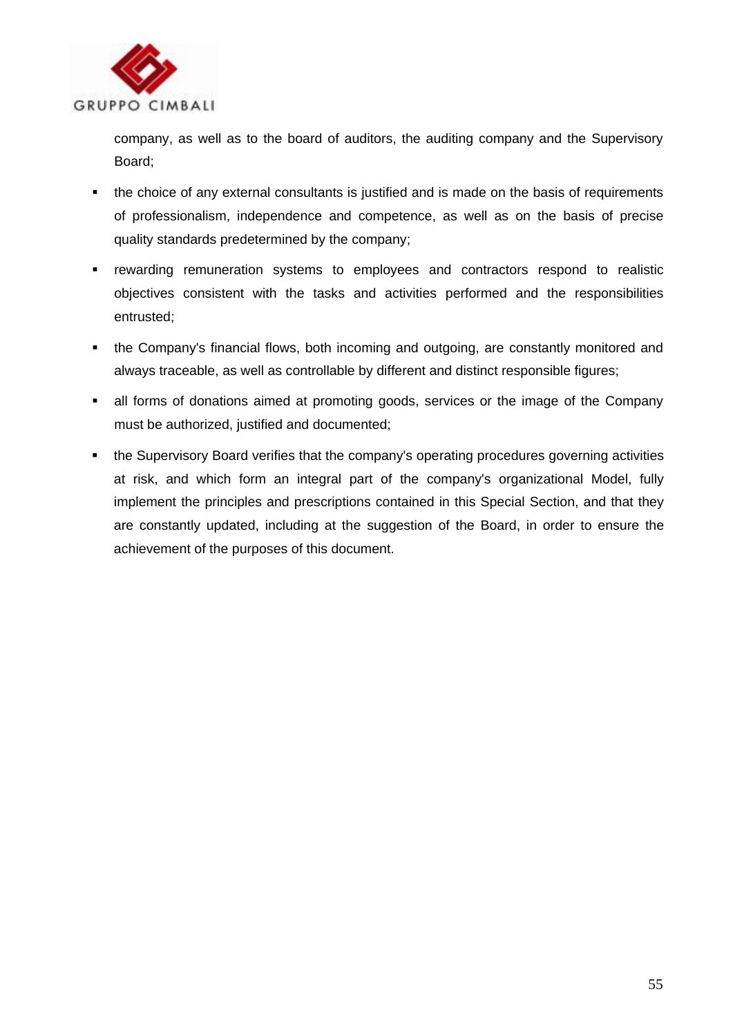company, as well as to the board of auditors, the auditing company and the Supervisory Board;

- the choice of any external consultants is justified and is made on the basis of requirements of professionalism, independence and competence, as well as on the basis of precise quality standards predetermined by the company;
- rewarding remuneration systems to employees and contractors respond to realistic objectives consistent with the tasks and activities performed and the responsibilities entrusted;
- the Company's financial flows, both incoming and outgoing, are constantly monitored and always traceable, as well as controllable by different and distinct responsible figures;
- all forms of donations aimed at promoting goods, services or the image of the Company must be authorized, justified and documented;
- the Supervisory Board verifies that the company's operating procedures governing activities at risk, and which form an integral part of the company's organizational Model, fully implement the principles and prescriptions contained in this Special Section, and that they are constantly updated, including at the suggestion of the Board, in order to ensure the achievement of the purposes of this document.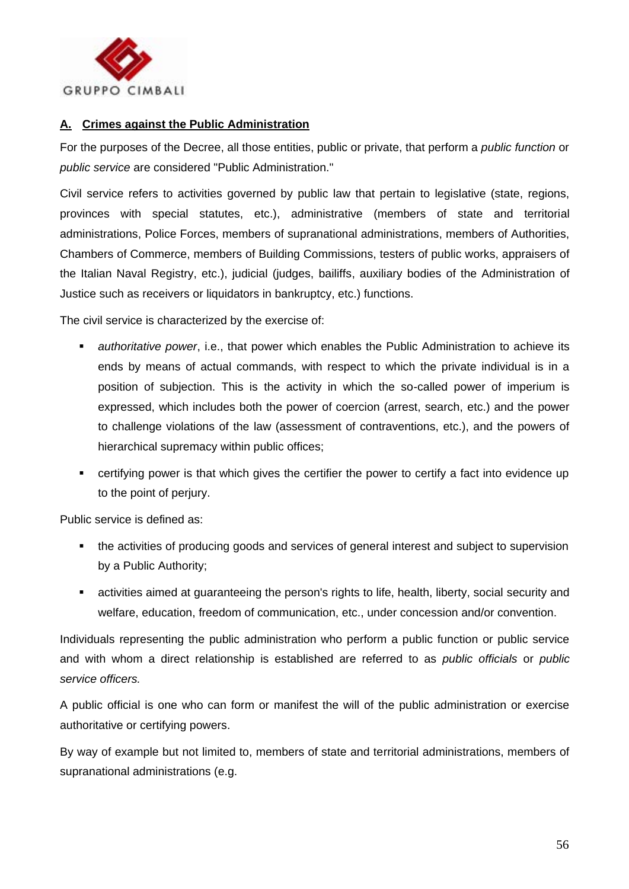## A. Crimes against the Public Administration

For the purposes of the Decree, all those entities, public or private, that perform a *public function* or *public service* are considered "Public Administration."

Civil service refers to activities governed by public law that pertain to legislative (state, regions, provinces with special statutes, etc.), administrative (members of state and territorial administrations, Police Forces, members of supranational administrations, members of Authorities, Chambers of Commerce, members of Building Commissions, testers of public works, appraisers of the Italian Naval Registry, etc.), judicial (judges, bailiffs, auxiliary bodies of the Administration of Justice such as receivers or liquidators in bankruptcy, etc.) functions.

The civil service is characterized by the exercise of:

- *authoritative power*, i.e., that power which enables the Public Administration to achieve its ends by means of actual commands, with respect to which the private individual is in a position of subjection. This is the activity in which the so-called power of imperium is expressed, which includes both the power of coercion (arrest, search, etc.) and the power to challenge violations of the law (assessment of contraventions, etc.), and the powers of hierarchical supremacy within public offices;
- certifying power is that which gives the certifier the power to certify a fact into evidence up to the point of perjury.

Public service is defined as:

- the activities of producing goods and services of general interest and subject to supervision by a Public Authority;
- activities aimed at guaranteeing the person's rights to life, health, liberty, social security and welfare, education, freedom of communication, etc., under concession and/or convention.

Individuals representing the public administration who perform a public function or public service and with whom a direct relationship is established are referred to as *public officials* or *public service officers.*

A public official is one who can form or manifest the will of the public administration or exercise authoritative or certifying powers.

By way of example but not limited to, members of state and territorial administrations, members of supranational administrations (e.g.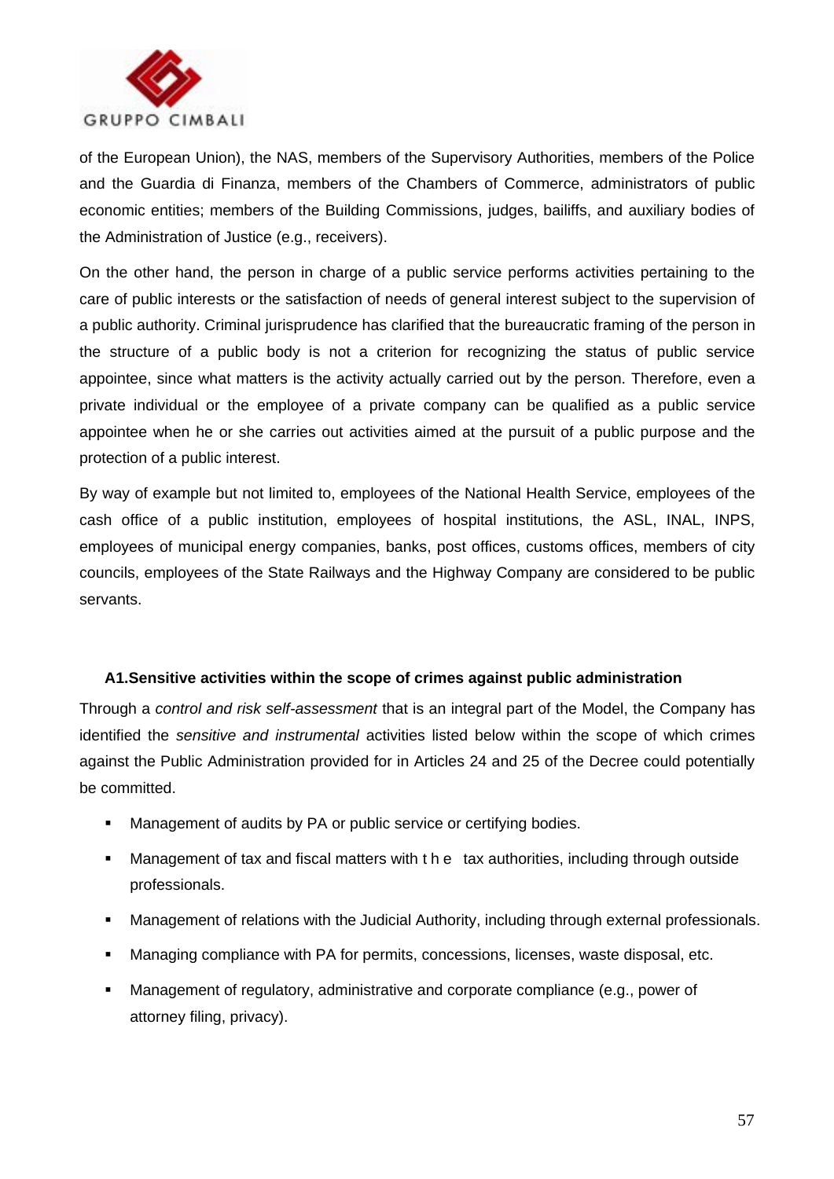of the European Union), the NAS, members of the Supervisory Authorities, members of the Police and the Guardia di Finanza, members of the Chambers of Commerce, administrators of public economic entities; members of the Building Commissions, judges, bailiffs, and auxiliary bodies of the Administration of Justice (e.g., receivers).

On the other hand, the person in charge of a public service performs activities pertaining to the care of public interests or the satisfaction of needs of general interest subject to the supervision of a public authority. Criminal jurisprudence has clarified that the bureaucratic framing of the person in the structure of a public body is not a criterion for recognizing the status of public service appointee, since what matters is the activity actually carried out by the person. Therefore, even a private individual or the employee of a private company can be qualified as a public service appointee when he or she carries out activities aimed at the pursuit of a public purpose and the protection of a public interest.

By way of example but not limited to, employees of the National Health Service, employees of the cash office of a public institution, employees of hospital institutions, the ASL, INAL, INPS, employees of municipal energy companies, banks, post offices, customs offices, members of city councils, employees of the State Railways and the Highway Company are considered to be public servants.

### A1.Sensitive activities within the scope of crimes against public administration

Through a *control and risk self-assessment* that is an integral part of the Model, the Company has identified the *sensitive and instrumental* activities listed below within the scope of which crimes against the Public Administration provided for in Articles 24 and 25 of the Decree could potentially be committed.

- Management of audits by PA or public service or certifying bodies.
- Management of tax and fiscal matters with the tax authorities, including through outside professionals.
- Management of relations with the Judicial Authority, including through external professionals.
- Managing compliance with PA for permits, concessions, licenses, waste disposal, etc.
- Management of regulatory, administrative and corporate compliance (e.g., power of attorney filing, privacy).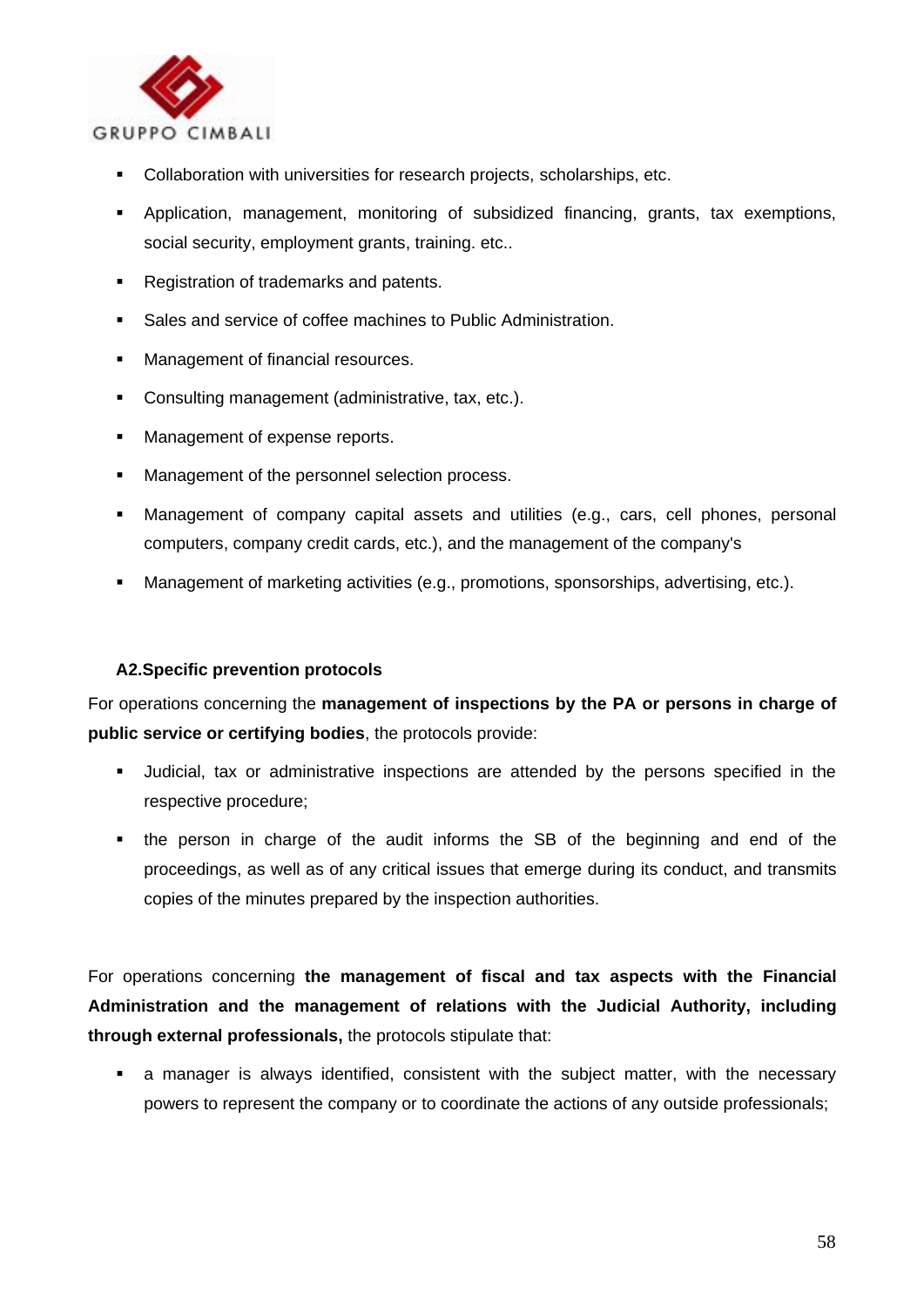- Collaboration with universities for research projects, scholarships, etc.
- Application, management, monitoring of subsidized financing, grants, tax exemptions, social security, employment grants, training. etc..
- Registration of trademarks and patents.
- Sales and service of coffee machines to Public Administration.
- Management of financial resources.
- Consulting management (administrative, tax, etc.).
- Management of expense reports.
- Management of the personnel selection process.
- Management of company capital assets and utilities (e.g., cars, cell phones, personal computers, company credit cards, etc.), and the management of the company's
- Management of marketing activities (e.g., promotions, sponsorships, advertising, etc.).

**A2.Specific prevention protocols**

For operations concerning the **management of inspections by the PA or persons in charge of public service or certifying bodies**, the protocols provide:

- Judicial, tax or administrative inspections are attended by the persons specified in the respective procedure;
- the person in charge of the audit informs the SB of the beginning and end of the proceedings, as well as of any critical issues that emerge during its conduct, and transmits copies of the minutes prepared by the inspection authorities.

For operations concerning **the management of fiscal and tax aspects with the Financial Administration and the management of relations with the Judicial Authority, including through external professionals,** the protocols stipulate that:

- a manager is always identified, consistent with the subject matter, with the necessary powers to represent the company or to coordinate the actions of any outside professionals;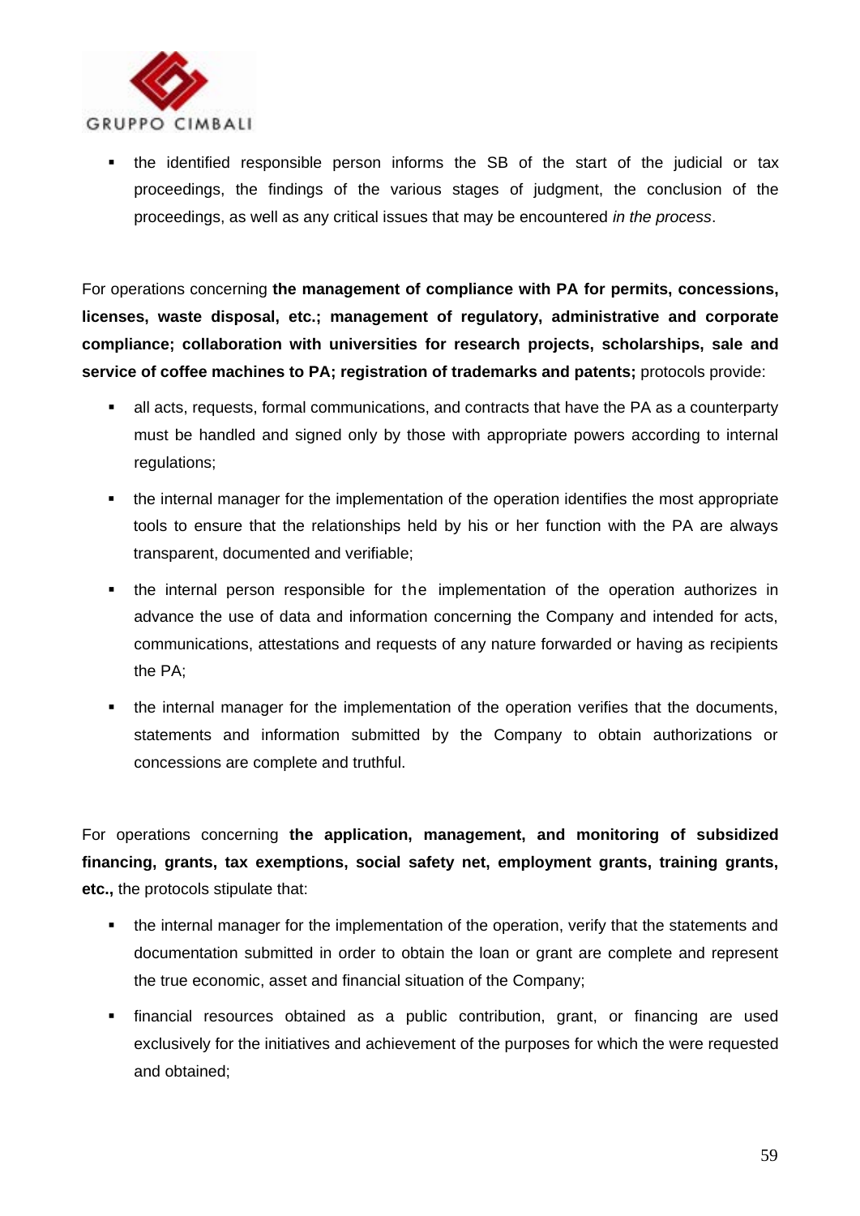- the identified responsible person informs the SB of the start of the judicial or tax proceedings, the findings of the various stages of judgment, the conclusion of the proceedings, as well as any critical issues that may be encountered *in the process*.

For operations concerning **the management of compliance with PA for permits, concessions, licenses, waste disposal, etc.; management of regulatory, administrative and corporate compliance; collaboration with universities for research projects, scholarships, sale and service of coffee machines to PA; registration of trademarks and patents;** protocols provide:

- all acts, requests, formal communications, and contracts that have the PA as a counterparty must be handled and signed only by those with appropriate powers according to internal regulations;
- the internal manager for the implementation of the operation identifies the most appropriate tools to ensure that the relationships held by his or her function with the PA are always transparent, documented and verifiable;
- the internal person responsible for the implementation of the operation authorizes in advance the use of data and information concerning the Company and intended for acts, communications, attestations and requests of any nature forwarded or having as recipients the PA;
- the internal manager for the implementation of the operation verifies that the documents, statements and information submitted by the Company to obtain authorizations or concessions are complete and truthful.

For operations concerning **the application, management, and monitoring of subsidized financing, grants, tax exemptions, social safety net, employment grants, training grants, etc.,** the protocols stipulate that:

- the internal manager for the implementation of the operation, verify that the statements and documentation submitted in order to obtain the loan or grant are complete and represent the true economic, asset and financial situation of the Company;
- financial resources obtained as a public contribution, grant, or financing are used exclusively for the initiatives and achievement of the purposes for which the were requested and obtained;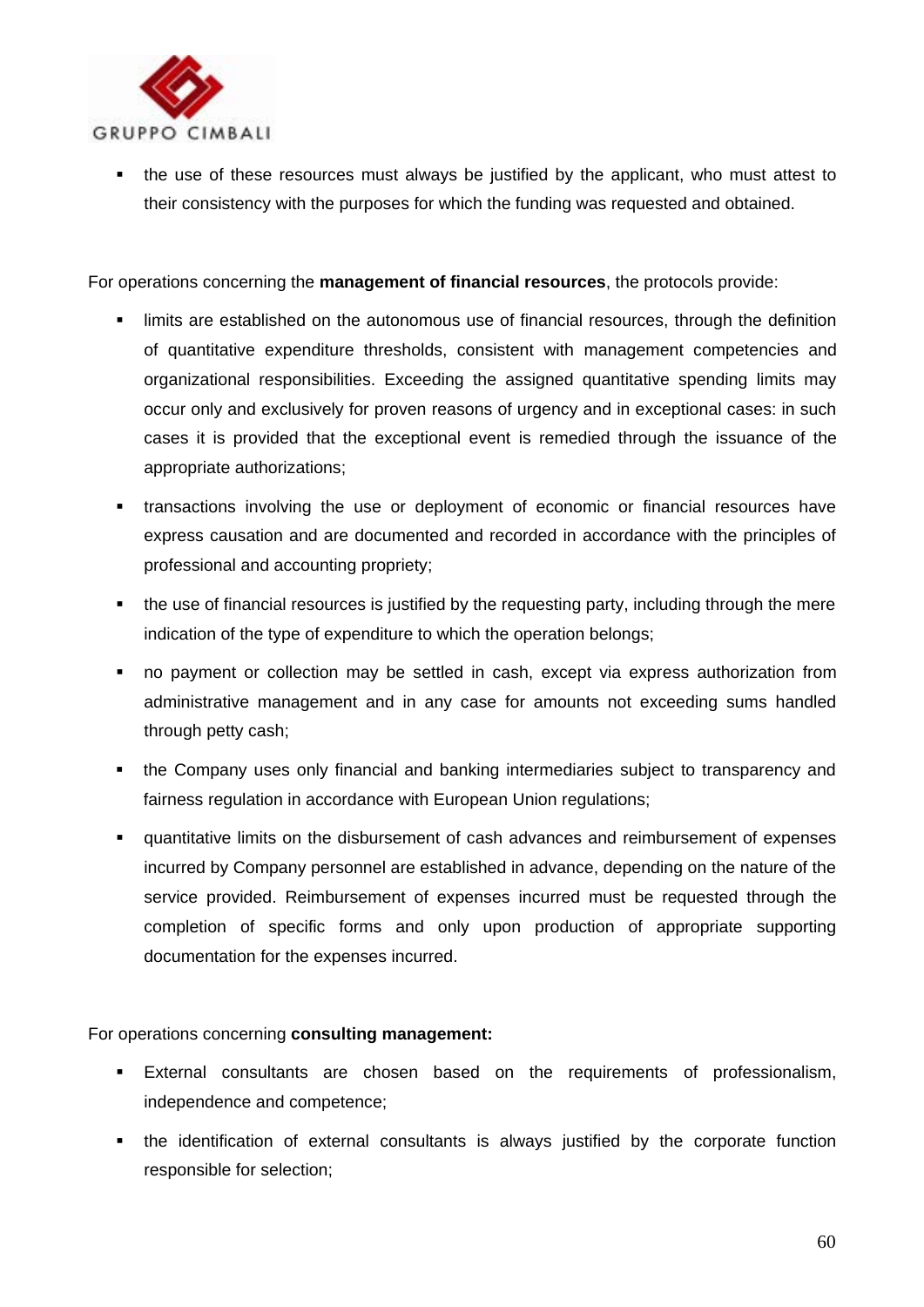- the use of these resources must always be justified by the applicant, who must attest to their consistency with the purposes for which the funding was requested and obtained.

For operations concerning the **management of financial resources**, the protocols provide:

- limits are established on the autonomous use of financial resources, through the definition of quantitative expenditure thresholds, consistent with management competencies and organizational responsibilities. Exceeding the assigned quantitative spending limits may occur only and exclusively for proven reasons of urgency and in exceptional cases: in such cases it is provided that the exceptional event is remedied through the issuance of the appropriate authorizations;
- transactions involving the use or deployment of economic or financial resources have express causation and are documented and recorded in accordance with the principles of professional and accounting propriety;
- the use of financial resources is justified by the requesting party, including through the mere indication of the type of expenditure to which the operation belongs;
- no payment or collection may be settled in cash, except via express authorization from administrative management and in any case for amounts not exceeding sums handled through petty cash;
- the Company uses only financial and banking intermediaries subject to transparency and fairness regulation in accordance with European Union regulations;
- quantitative limits on the disbursement of cash advances and reimbursement of expenses incurred by Company personnel are established in advance, depending on the nature of the service provided. Reimbursement of expenses incurred must be requested through the completion of specific forms and only upon production of appropriate supporting documentation for the expenses incurred.

For operations concerning **consulting management:**

- External consultants are chosen based on the requirements of professionalism, independence and competence;
- the identification of external consultants is always justified by the corporate function responsible for selection;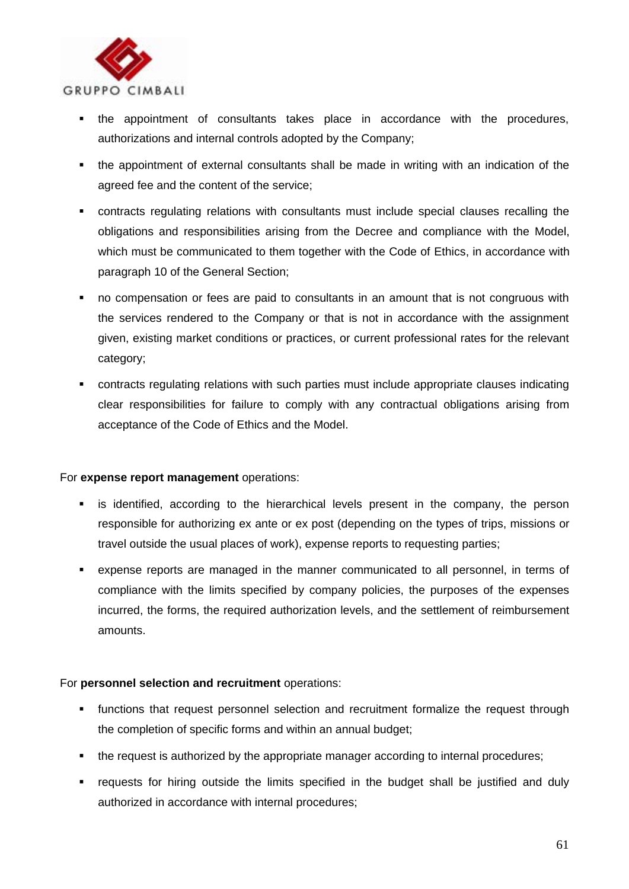- the appointment of consultants takes place in accordance with the procedures, authorizations and internal controls adopted by the Company;
- the appointment of external consultants shall be made in writing with an indication of the agreed fee and the content of the service;
- contracts regulating relations with consultants must include special clauses recalling the obligations and responsibilities arising from the Decree and compliance with the Model, which must be communicated to them together with the Code of Ethics, in accordance with paragraph 10 of the General Section;
- no compensation or fees are paid to consultants in an amount that is not congruous with the services rendered to the Company or that is not in accordance with the assignment given, existing market conditions or practices, or current professional rates for the relevant category;
- contracts regulating relations with such parties must include appropriate clauses indicating clear responsibilities for failure to comply with any contractual obligations arising from acceptance of the Code of Ethics and the Model.

For **expense report management** operations:

- is identified, according to the hierarchical levels present in the company, the person responsible for authorizing ex ante or ex post (depending on the types of trips, missions or travel outside the usual places of work), expense reports to requesting parties;
- expense reports are managed in the manner communicated to all personnel, in terms of compliance with the limits specified by company policies, the purposes of the expenses incurred, the forms, the required authorization levels, and the settlement of reimbursement amounts.

For **personnel selection and recruitment** operations:

- functions that request personnel selection and recruitment formalize the request through the completion of specific forms and within an annual budget;
- the request is authorized by the appropriate manager according to internal procedures;
- requests for hiring outside the limits specified in the budget shall be justified and duly authorized in accordance with internal procedures;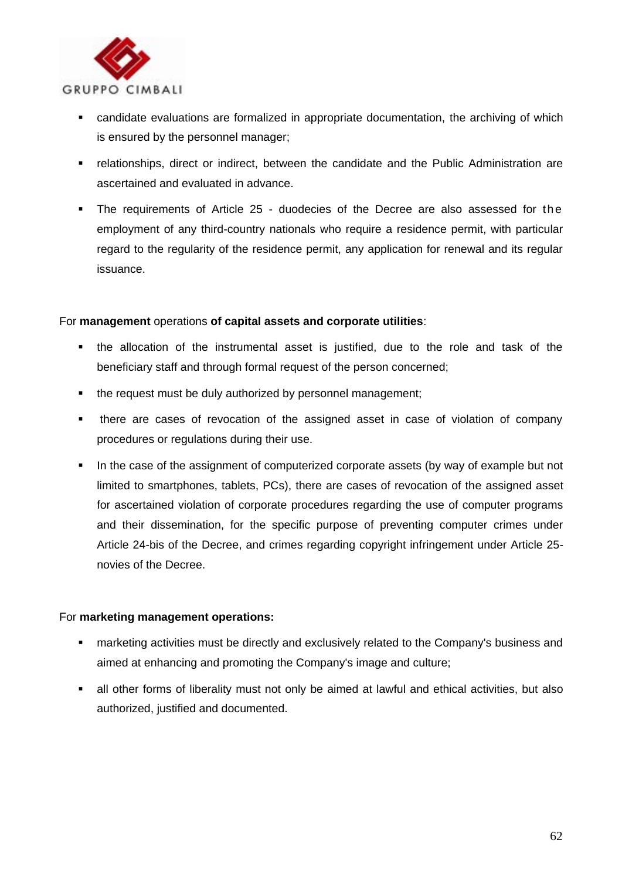- candidate evaluations are formalized in appropriate documentation, the archiving of which is ensured by the personnel manager;
- relationships, direct or indirect, between the candidate and the Public Administration are ascertained and evaluated in advance.
- The requirements of Article 25 - duodecies of the Decree are also assessed for the employment of any third-country nationals who require a residence permit, with particular regard to the regularity of the residence permit, any application for renewal and its regular issuance.

For **management** operations **of capital assets and corporate utilities**:

- the allocation of the instrumental asset is justified, due to the role and task of the beneficiary staff and through formal request of the person concerned;
- the request must be duly authorized by personnel management;
- there are cases of revocation of the assigned asset in case of violation of company procedures or regulations during their use.
- In the case of the assignment of computerized corporate assets (by way of example but not limited to smartphones, tablets, PCs), there are cases of revocation of the assigned asset for ascertained violation of corporate procedures regarding the use of computer programs and their dissemination, for the specific purpose of preventing computer crimes under Article 24-bis of the Decree, and crimes regarding copyright infringement under Article 25-novies of the Decree.

For **marketing management operations:**

- marketing activities must be directly and exclusively related to the Company's business and aimed at enhancing and promoting the Company's image and culture;
- all other forms of liberality must not only be aimed at lawful and ethical activities, but also authorized, justified and documented.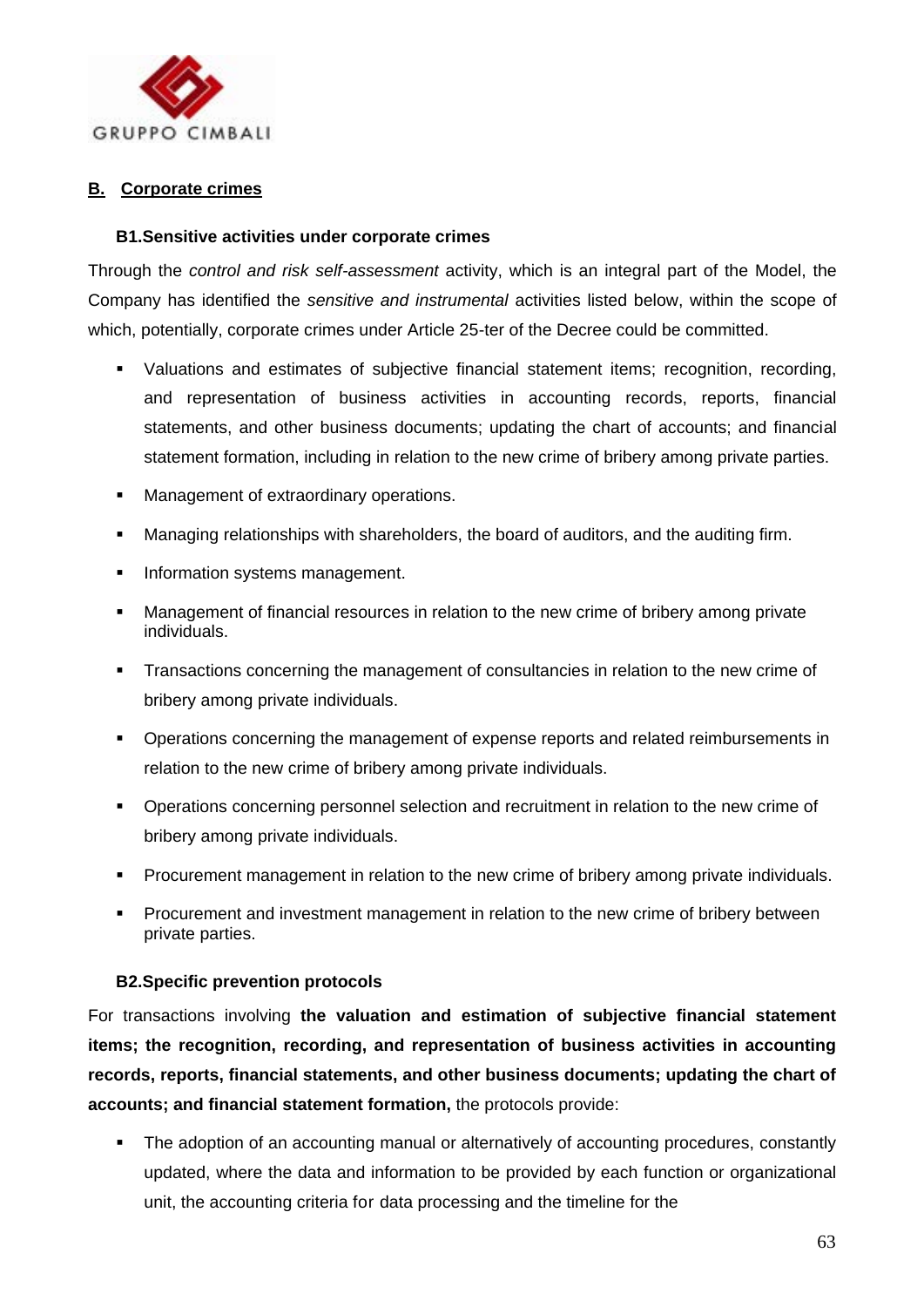## B. Corporate crimes

### B1.Sensitive activities under corporate crimes

Through the *control and risk self-assessment* activity, which is an integral part of the Model, the Company has identified the *sensitive and instrumental* activities listed below, within the scope of which, potentially, corporate crimes under Article 25-ter of the Decree could be committed.

- Valuations and estimates of subjective financial statement items; recognition, recording, and representation of business activities in accounting records, reports, financial statements, and other business documents; updating the chart of accounts; and financial statement formation, including in relation to the new crime of bribery among private parties.
- Management of extraordinary operations.
- Managing relationships with shareholders, the board of auditors, and the auditing firm.
- Information systems management.
- Management of financial resources in relation to the new crime of bribery among private individuals.
- Transactions concerning the management of consultancies in relation to the new crime of bribery among private individuals.
- Operations concerning the management of expense reports and related reimbursements in relation to the new crime of bribery among private individuals.
- Operations concerning personnel selection and recruitment in relation to the new crime of bribery among private individuals.
- Procurement management in relation to the new crime of bribery among private individuals.
- Procurement and investment management in relation to the new crime of bribery between private parties.

### B2.Specific prevention protocols

For transactions involving **the valuation and estimation of subjective financial statement items; the recognition, recording, and representation of business activities in accounting records, reports, financial statements, and other business documents; updating the chart of accounts; and financial statement formation,** the protocols provide:

- The adoption of an accounting manual or alternatively of accounting procedures, constantly updated, where the data and information to be provided by each function or organizational unit, the accounting criteria for data processing and the timeline for the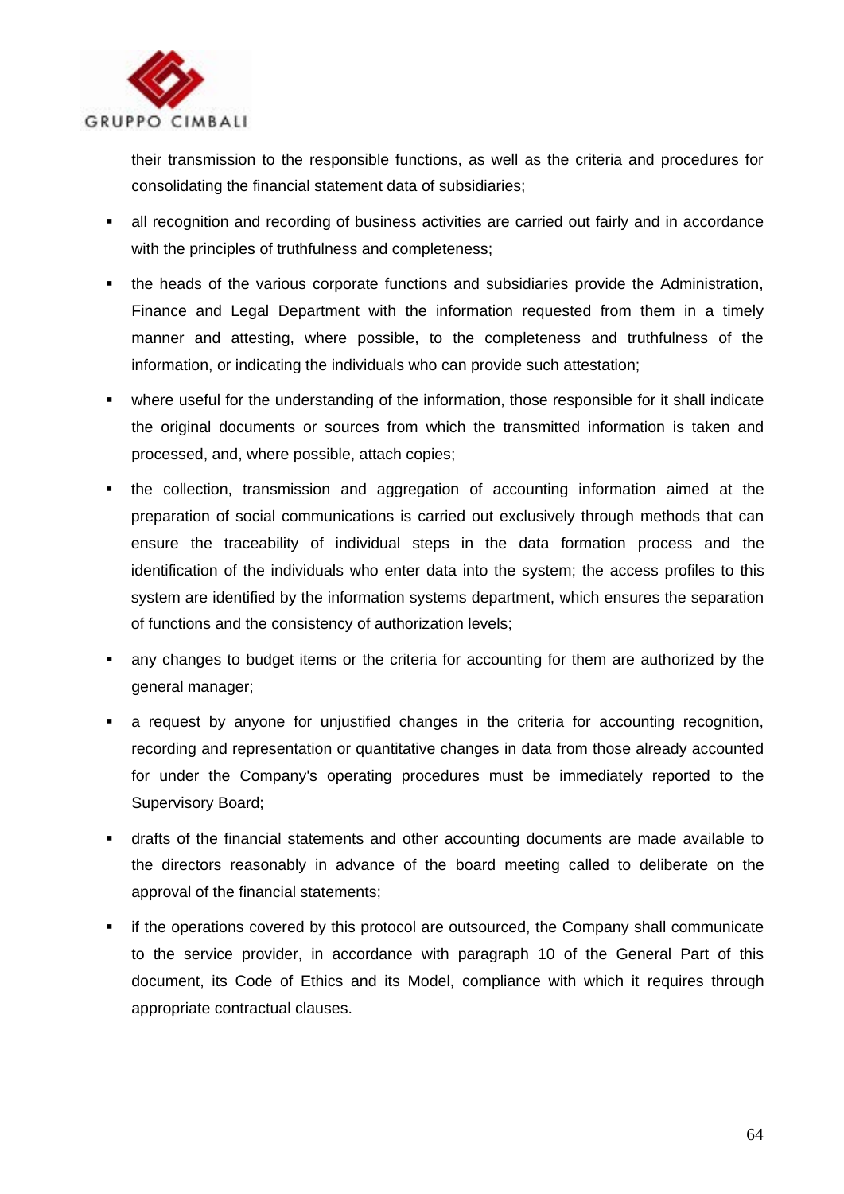their transmission to the responsible functions, as well as the criteria and procedures for consolidating the financial statement data of subsidiaries;

- all recognition and recording of business activities are carried out fairly and in accordance with the principles of truthfulness and completeness;
- the heads of the various corporate functions and subsidiaries provide the Administration, Finance and Legal Department with the information requested from them in a timely manner and attesting, where possible, to the completeness and truthfulness of the information, or indicating the individuals who can provide such attestation;
- where useful for the understanding of the information, those responsible for it shall indicate the original documents or sources from which the transmitted information is taken and processed, and, where possible, attach copies;
- the collection, transmission and aggregation of accounting information aimed at the preparation of social communications is carried out exclusively through methods that can ensure the traceability of individual steps in the data formation process and the identification of the individuals who enter data into the system; the access profiles to this system are identified by the information systems department, which ensures the separation of functions and the consistency of authorization levels;
- any changes to budget items or the criteria for accounting for them are authorized by the general manager;
- a request by anyone for unjustified changes in the criteria for accounting recognition, recording and representation or quantitative changes in data from those already accounted for under the Company's operating procedures must be immediately reported to the Supervisory Board;
- drafts of the financial statements and other accounting documents are made available to the directors reasonably in advance of the board meeting called to deliberate on the approval of the financial statements;
- if the operations covered by this protocol are outsourced, the Company shall communicate to the service provider, in accordance with paragraph 10 of the General Part of this document, its Code of Ethics and its Model, compliance with which it requires through appropriate contractual clauses.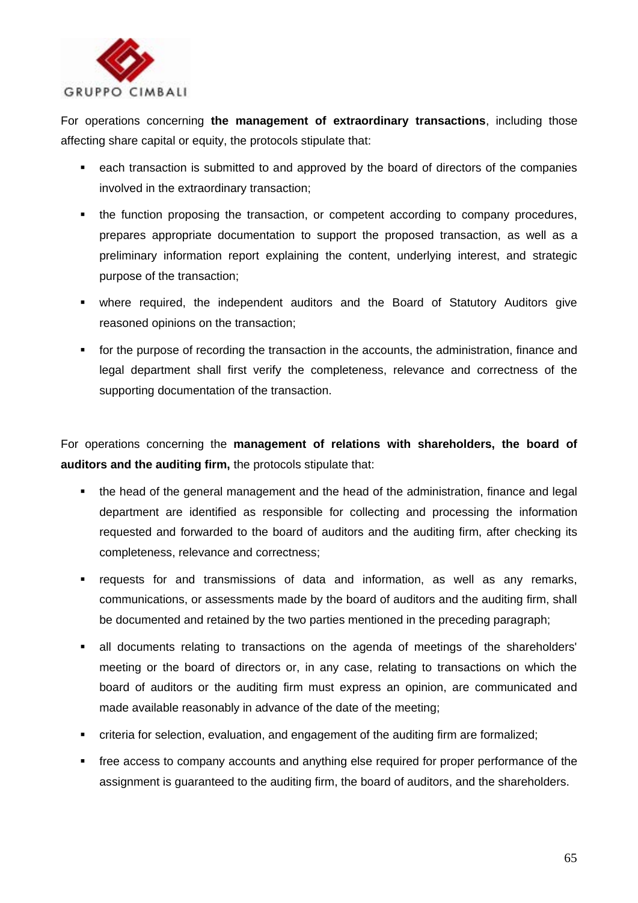For operations concerning **the management of extraordinary transactions**, including those affecting share capital or equity, the protocols stipulate that:

- each transaction is submitted to and approved by the board of directors of the companies involved in the extraordinary transaction;
- the function proposing the transaction, or competent according to company procedures, prepares appropriate documentation to support the proposed transaction, as well as a preliminary information report explaining the content, underlying interest, and strategic purpose of the transaction;
- where required, the independent auditors and the Board of Statutory Auditors give reasoned opinions on the transaction;
- for the purpose of recording the transaction in the accounts, the administration, finance and legal department shall first verify the completeness, relevance and correctness of the supporting documentation of the transaction.

For operations concerning the **management of relations with shareholders, the board of auditors and the auditing firm,** the protocols stipulate that:

- the head of the general management and the head of the administration, finance and legal department are identified as responsible for collecting and processing the information requested and forwarded to the board of auditors and the auditing firm, after checking its completeness, relevance and correctness;
- requests for and transmissions of data and information, as well as any remarks, communications, or assessments made by the board of auditors and the auditing firm, shall be documented and retained by the two parties mentioned in the preceding paragraph;
- all documents relating to transactions on the agenda of meetings of the shareholders' meeting or the board of directors or, in any case, relating to transactions on which the board of auditors or the auditing firm must express an opinion, are communicated and made available reasonably in advance of the date of the meeting;
- criteria for selection, evaluation, and engagement of the auditing firm are formalized;
- free access to company accounts and anything else required for proper performance of the assignment is guaranteed to the auditing firm, the board of auditors, and the shareholders.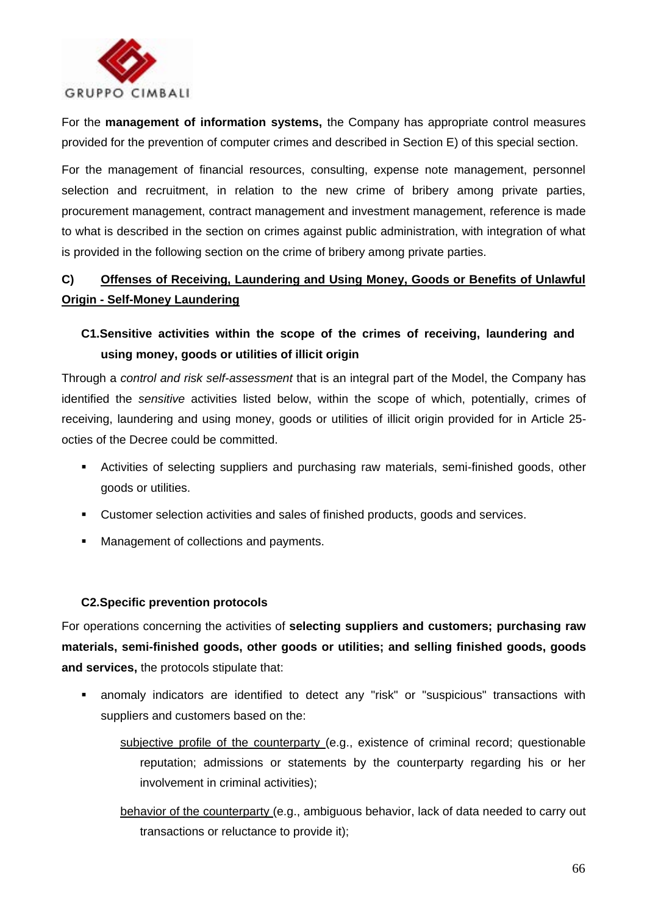For the **management of information systems,** the Company has appropriate control measures provided for the prevention of computer crimes and described in Section E) of this special section.

For the management of financial resources, consulting, expense note management, personnel selection and recruitment, in relation to the new crime of bribery among private parties, procurement management, contract management and investment management, reference is made to what is described in the section on crimes against public administration, with integration of what is provided in the following section on the crime of bribery among private parties.

## C) Offenses of Receiving, Laundering and Using Money, Goods or Benefits of Unlawful Origin - Self-Money Laundering

### C1. Sensitive activities within the scope of the crimes of receiving, laundering and using money, goods or utilities of illicit origin

Through a *control and risk self-assessment* that is an integral part of the Model, the Company has identified the *sensitive* activities listed below, within the scope of which, potentially, crimes of receiving, laundering and using money, goods or utilities of illicit origin provided for in Article 25-octies of the Decree could be committed.

- Activities of selecting suppliers and purchasing raw materials, semi-finished goods, other goods or utilities.
- Customer selection activities and sales of finished products, goods and services.
- Management of collections and payments.

### C2. Specific prevention protocols

For operations concerning the activities of **selecting suppliers and customers; purchasing raw materials, semi-finished goods, other goods or utilities; and selling finished goods, goods and services,** the protocols stipulate that:

- anomaly indicators are identified to detect any "risk" or "suspicious" transactions with suppliers and customers based on the:

  subjective profile of the counterparty (e.g., existence of criminal record; questionable reputation; admissions or statements by the counterparty regarding his or her involvement in criminal activities);

  behavior of the counterparty (e.g., ambiguous behavior, lack of data needed to carry out transactions or reluctance to provide it);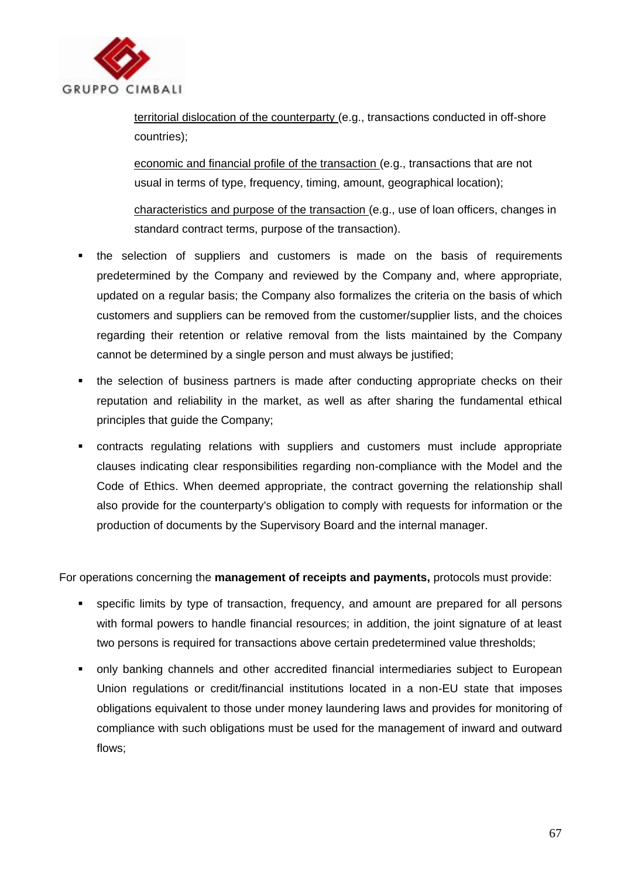<u>territorial dislocation of the counterparty</u> (e.g., transactions conducted in off-shore countries);

<u>economic and financial profile of the transaction</u> (e.g., transactions that are not usual in terms of type, frequency, timing, amount, geographical location);

<u>characteristics and purpose of the transaction</u> (e.g., use of loan officers, changes in standard contract terms, purpose of the transaction).

- the selection of suppliers and customers is made on the basis of requirements predetermined by the Company and reviewed by the Company and, where appropriate, updated on a regular basis; the Company also formalizes the criteria on the basis of which customers and suppliers can be removed from the customer/supplier lists, and the choices regarding their retention or relative removal from the lists maintained by the Company cannot be determined by a single person and must always be justified;
- the selection of business partners is made after conducting appropriate checks on their reputation and reliability in the market, as well as after sharing the fundamental ethical principles that guide the Company;
- contracts regulating relations with suppliers and customers must include appropriate clauses indicating clear responsibilities regarding non-compliance with the Model and the Code of Ethics. When deemed appropriate, the contract governing the relationship shall also provide for the counterparty's obligation to comply with requests for information or the production of documents by the Supervisory Board and the internal manager.

For operations concerning the **management of receipts and payments,** protocols must provide:

- specific limits by type of transaction, frequency, and amount are prepared for all persons with formal powers to handle financial resources; in addition, the joint signature of at least two persons is required for transactions above certain predetermined value thresholds;
- only banking channels and other accredited financial intermediaries subject to European Union regulations or credit/financial institutions located in a non-EU state that imposes obligations equivalent to those under money laundering laws and provides for monitoring of compliance with such obligations must be used for the management of inward and outward flows;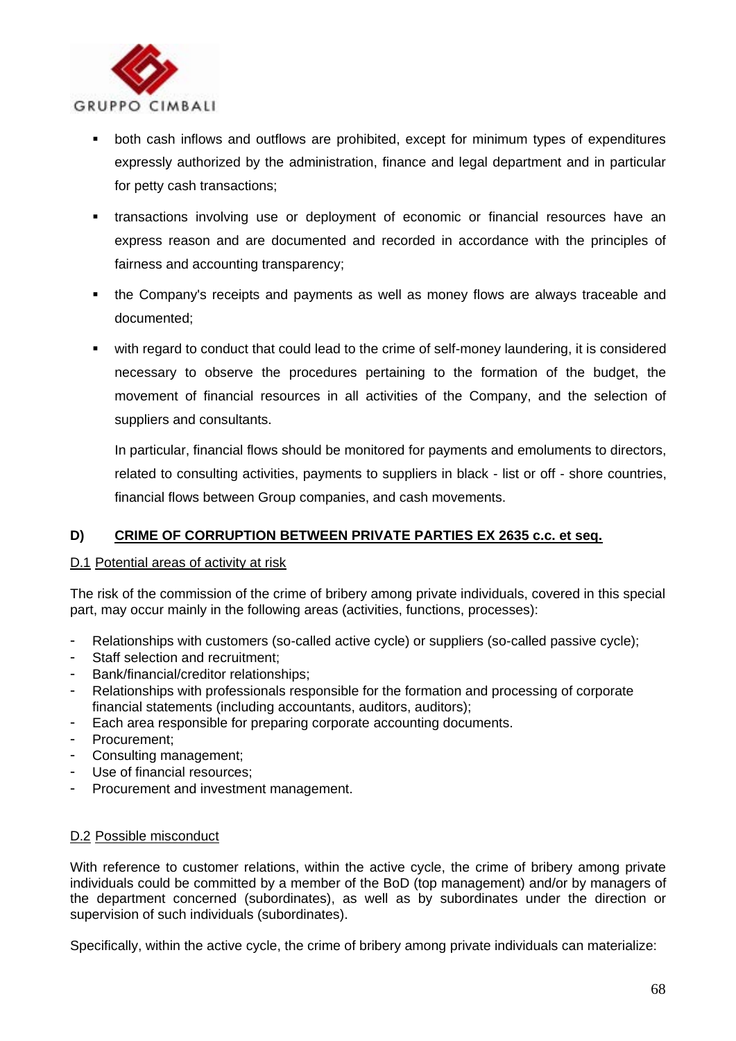- both cash inflows and outflows are prohibited, except for minimum types of expenditures expressly authorized by the administration, finance and legal department and in particular for petty cash transactions;
- transactions involving use or deployment of economic or financial resources have an express reason and are documented and recorded in accordance with the principles of fairness and accounting transparency;
- the Company's receipts and payments as well as money flows are always traceable and documented;
- with regard to conduct that could lead to the crime of self-money laundering, it is considered necessary to observe the procedures pertaining to the formation of the budget, the movement of financial resources in all activities of the Company, and the selection of suppliers and consultants.

  In particular, financial flows should be monitored for payments and emoluments to directors, related to consulting activities, payments to suppliers in black - list or off - shore countries, financial flows between Group companies, and cash movements.

## D) CRIME OF CORRUPTION BETWEEN PRIVATE PARTIES EX 2635 c.c. et seq.

### D.1 Potential areas of activity at risk

The risk of the commission of the crime of bribery among private individuals, covered in this special part, may occur mainly in the following areas (activities, functions, processes):

- Relationships with customers (so-called active cycle) or suppliers (so-called passive cycle);
- Staff selection and recruitment;
- Bank/financial/creditor relationships;
- Relationships with professionals responsible for the formation and processing of corporate financial statements (including accountants, auditors, auditors);
- Each area responsible for preparing corporate accounting documents.
- Procurement;
- Consulting management;
- Use of financial resources;
- Procurement and investment management.

### D.2 Possible misconduct

With reference to customer relations, within the active cycle, the crime of bribery among private individuals could be committed by a member of the BoD (top management) and/or by managers of the department concerned (subordinates), as well as by subordinates under the direction or supervision of such individuals (subordinates).

Specifically, within the active cycle, the crime of bribery among private individuals can materialize: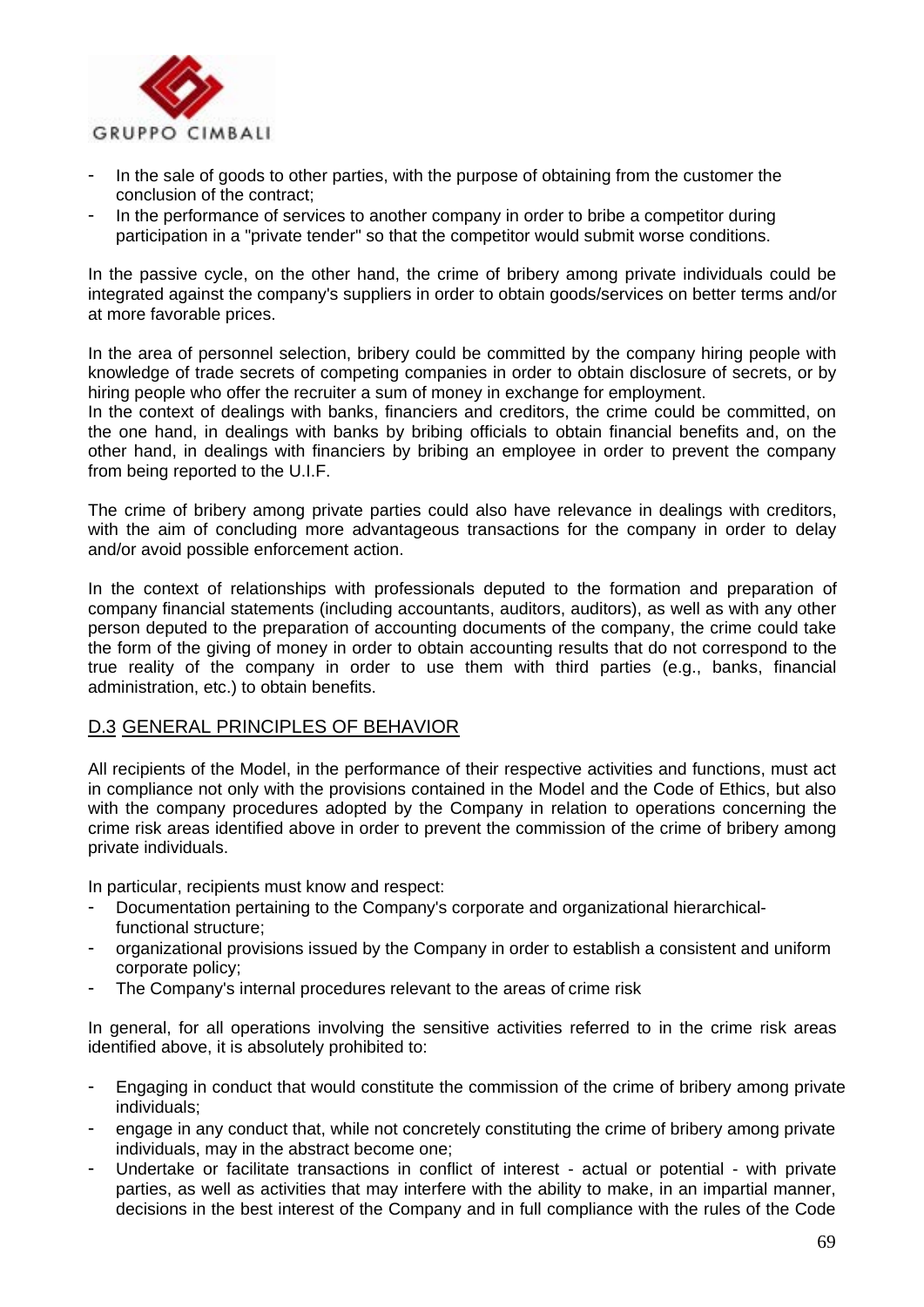- In the sale of goods to other parties, with the purpose of obtaining from the customer the conclusion of the contract;
- In the performance of services to another company in order to bribe a competitor during participation in a "private tender" so that the competitor would submit worse conditions.

In the passive cycle, on the other hand, the crime of bribery among private individuals could be integrated against the company's suppliers in order to obtain goods/services on better terms and/or at more favorable prices.

In the area of personnel selection, bribery could be committed by the company hiring people with knowledge of trade secrets of competing companies in order to obtain disclosure of secrets, or by hiring people who offer the recruiter a sum of money in exchange for employment.
In the context of dealings with banks, financiers and creditors, the crime could be committed, on the one hand, in dealings with banks by bribing officials to obtain financial benefits and, on the other hand, in dealings with financiers by bribing an employee in order to prevent the company from being reported to the U.I.F.

The crime of bribery among private parties could also have relevance in dealings with creditors, with the aim of concluding more advantageous transactions for the company in order to delay and/or avoid possible enforcement action.

In the context of relationships with professionals deputed to the formation and preparation of company financial statements (including accountants, auditors, auditors), as well as with any other person deputed to the preparation of accounting documents of the company, the crime could take the form of the giving of money in order to obtain accounting results that do not correspond to the true reality of the company in order to use them with third parties (e.g., banks, financial administration, etc.) to obtain benefits.

## D.3 GENERAL PRINCIPLES OF BEHAVIOR

All recipients of the Model, in the performance of their respective activities and functions, must act in compliance not only with the provisions contained in the Model and the Code of Ethics, but also with the company procedures adopted by the Company in relation to operations concerning the crime risk areas identified above in order to prevent the commission of the crime of bribery among private individuals.

In particular, recipients must know and respect:

- Documentation pertaining to the Company's corporate and organizational hierarchical-functional structure;
- organizational provisions issued by the Company in order to establish a consistent and uniform corporate policy;
- The Company's internal procedures relevant to the areas of crime risk

In general, for all operations involving the sensitive activities referred to in the crime risk areas identified above, it is absolutely prohibited to:

- Engaging in conduct that would constitute the commission of the crime of bribery among private individuals;
- engage in any conduct that, while not concretely constituting the crime of bribery among private individuals, may in the abstract become one;
- Undertake or facilitate transactions in conflict of interest - actual or potential - with private parties, as well as activities that may interfere with the ability to make, in an impartial manner, decisions in the best interest of the Company and in full compliance with the rules of the Code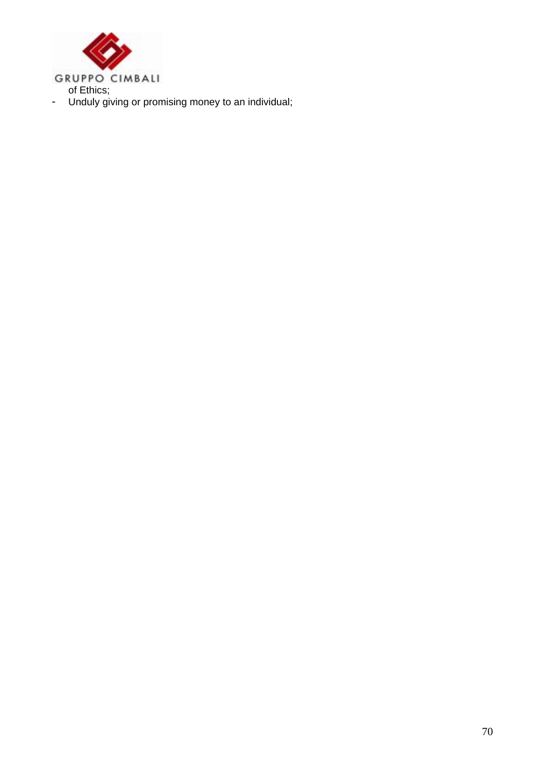of Ethics;

- Unduly giving or promising money to an individual;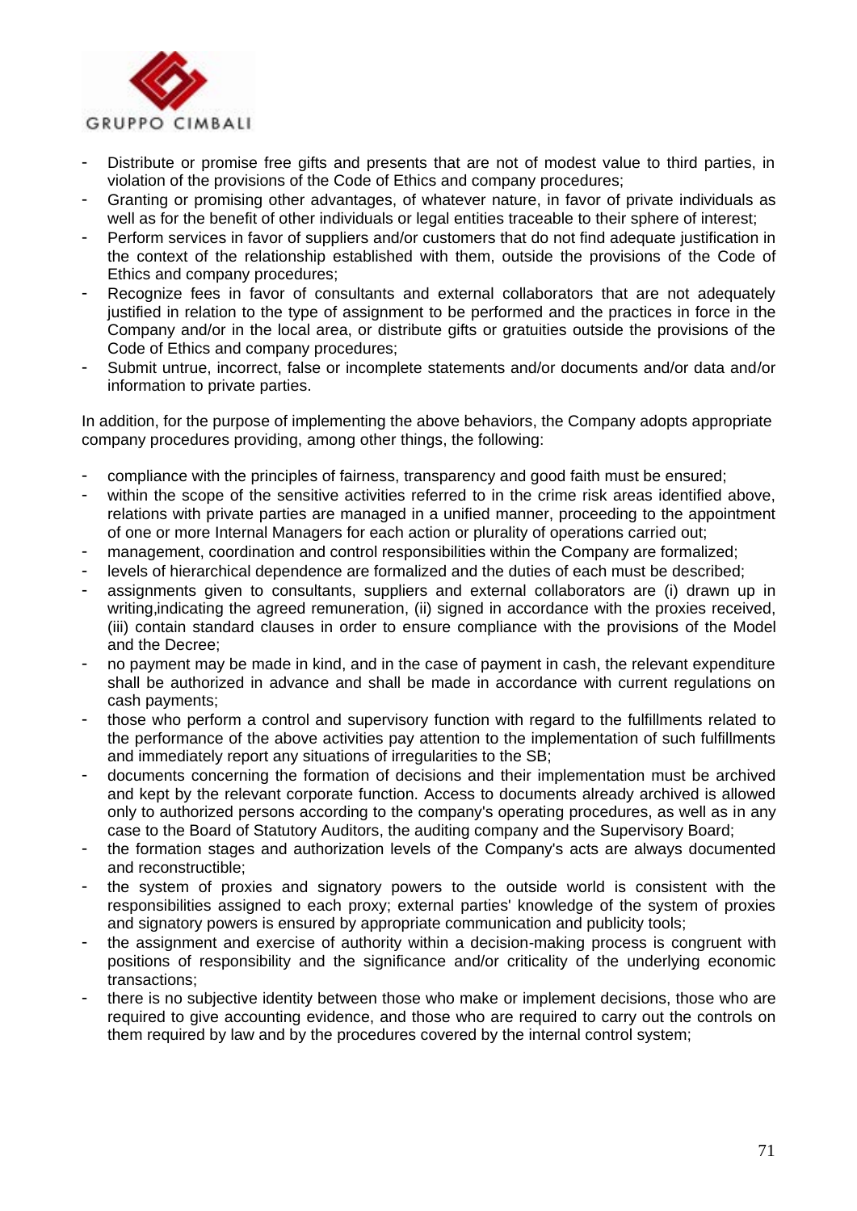- Distribute or promise free gifts and presents that are not of modest value to third parties, in violation of the provisions of the Code of Ethics and company procedures;
- Granting or promising other advantages, of whatever nature, in favor of private individuals as well as for the benefit of other individuals or legal entities traceable to their sphere of interest;
- Perform services in favor of suppliers and/or customers that do not find adequate justification in the context of the relationship established with them, outside the provisions of the Code of Ethics and company procedures;
- Recognize fees in favor of consultants and external collaborators that are not adequately justified in relation to the type of assignment to be performed and the practices in force in the Company and/or in the local area, or distribute gifts or gratuities outside the provisions of the Code of Ethics and company procedures;
- Submit untrue, incorrect, false or incomplete statements and/or documents and/or data and/or information to private parties.

In addition, for the purpose of implementing the above behaviors, the Company adopts appropriate company procedures providing, among other things, the following:

- compliance with the principles of fairness, transparency and good faith must be ensured;
- within the scope of the sensitive activities referred to in the crime risk areas identified above, relations with private parties are managed in a unified manner, proceeding to the appointment of one or more Internal Managers for each action or plurality of operations carried out;
- management, coordination and control responsibilities within the Company are formalized;
- levels of hierarchical dependence are formalized and the duties of each must be described;
- assignments given to consultants, suppliers and external collaborators are (i) drawn up in writing,indicating the agreed remuneration, (ii) signed in accordance with the proxies received, (iii) contain standard clauses in order to ensure compliance with the provisions of the Model and the Decree;
- no payment may be made in kind, and in the case of payment in cash, the relevant expenditure shall be authorized in advance and shall be made in accordance with current regulations on cash payments;
- those who perform a control and supervisory function with regard to the fulfillments related to the performance of the above activities pay attention to the implementation of such fulfillments and immediately report any situations of irregularities to the SB;
- documents concerning the formation of decisions and their implementation must be archived and kept by the relevant corporate function. Access to documents already archived is allowed only to authorized persons according to the company's operating procedures, as well as in any case to the Board of Statutory Auditors, the auditing company and the Supervisory Board;
- the formation stages and authorization levels of the Company's acts are always documented and reconstructible;
- the system of proxies and signatory powers to the outside world is consistent with the responsibilities assigned to each proxy; external parties' knowledge of the system of proxies and signatory powers is ensured by appropriate communication and publicity tools;
- the assignment and exercise of authority within a decision-making process is congruent with positions of responsibility and the significance and/or criticality of the underlying economic transactions;
- there is no subjective identity between those who make or implement decisions, those who are required to give accounting evidence, and those who are required to carry out the controls on them required by law and by the procedures covered by the internal control system;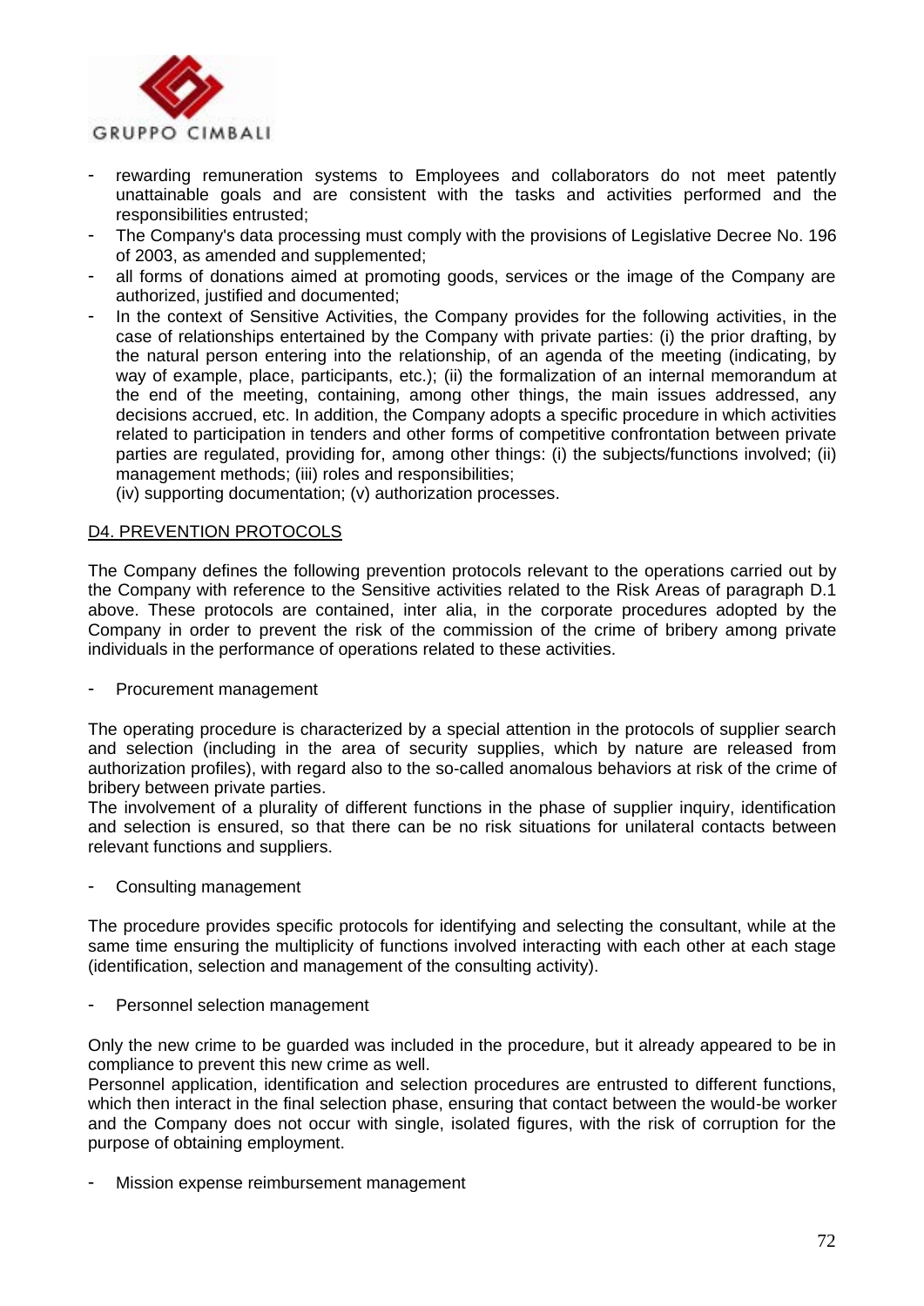- rewarding remuneration systems to Employees and collaborators do not meet patently unattainable goals and are consistent with the tasks and activities performed and the responsibilities entrusted;
- The Company's data processing must comply with the provisions of Legislative Decree No. 196 of 2003, as amended and supplemented;
- all forms of donations aimed at promoting goods, services or the image of the Company are authorized, justified and documented;
- In the context of Sensitive Activities, the Company provides for the following activities, in the case of relationships entertained by the Company with private parties: (i) the prior drafting, by the natural person entering into the relationship, of an agenda of the meeting (indicating, by way of example, place, participants, etc.); (ii) the formalization of an internal memorandum at the end of the meeting, containing, among other things, the main issues addressed, any decisions accrued, etc. In addition, the Company adopts a specific procedure in which activities related to participation in tenders and other forms of competitive confrontation between private parties are regulated, providing for, among other things: (i) the subjects/functions involved; (ii) management methods; (iii) roles and responsibilities;
  (iv) supporting documentation; (v) authorization processes.

## D4. PREVENTION PROTOCOLS

The Company defines the following prevention protocols relevant to the operations carried out by the Company with reference to the Sensitive activities related to the Risk Areas of paragraph D.1 above. These protocols are contained, inter alia, in the corporate procedures adopted by the Company in order to prevent the risk of the commission of the crime of bribery among private individuals in the performance of operations related to these activities.

- Procurement management

The operating procedure is characterized by a special attention in the protocols of supplier search and selection (including in the area of security supplies, which by nature are released from authorization profiles), with regard also to the so-called anomalous behaviors at risk of the crime of bribery between private parties.
The involvement of a plurality of different functions in the phase of supplier inquiry, identification and selection is ensured, so that there can be no risk situations for unilateral contacts between relevant functions and suppliers.

- Consulting management

The procedure provides specific protocols for identifying and selecting the consultant, while at the same time ensuring the multiplicity of functions involved interacting with each other at each stage (identification, selection and management of the consulting activity).

- Personnel selection management

Only the new crime to be guarded was included in the procedure, but it already appeared to be in compliance to prevent this new crime as well.
Personnel application, identification and selection procedures are entrusted to different functions, which then interact in the final selection phase, ensuring that contact between the would-be worker and the Company does not occur with single, isolated figures, with the risk of corruption for the purpose of obtaining employment.

- Mission expense reimbursement management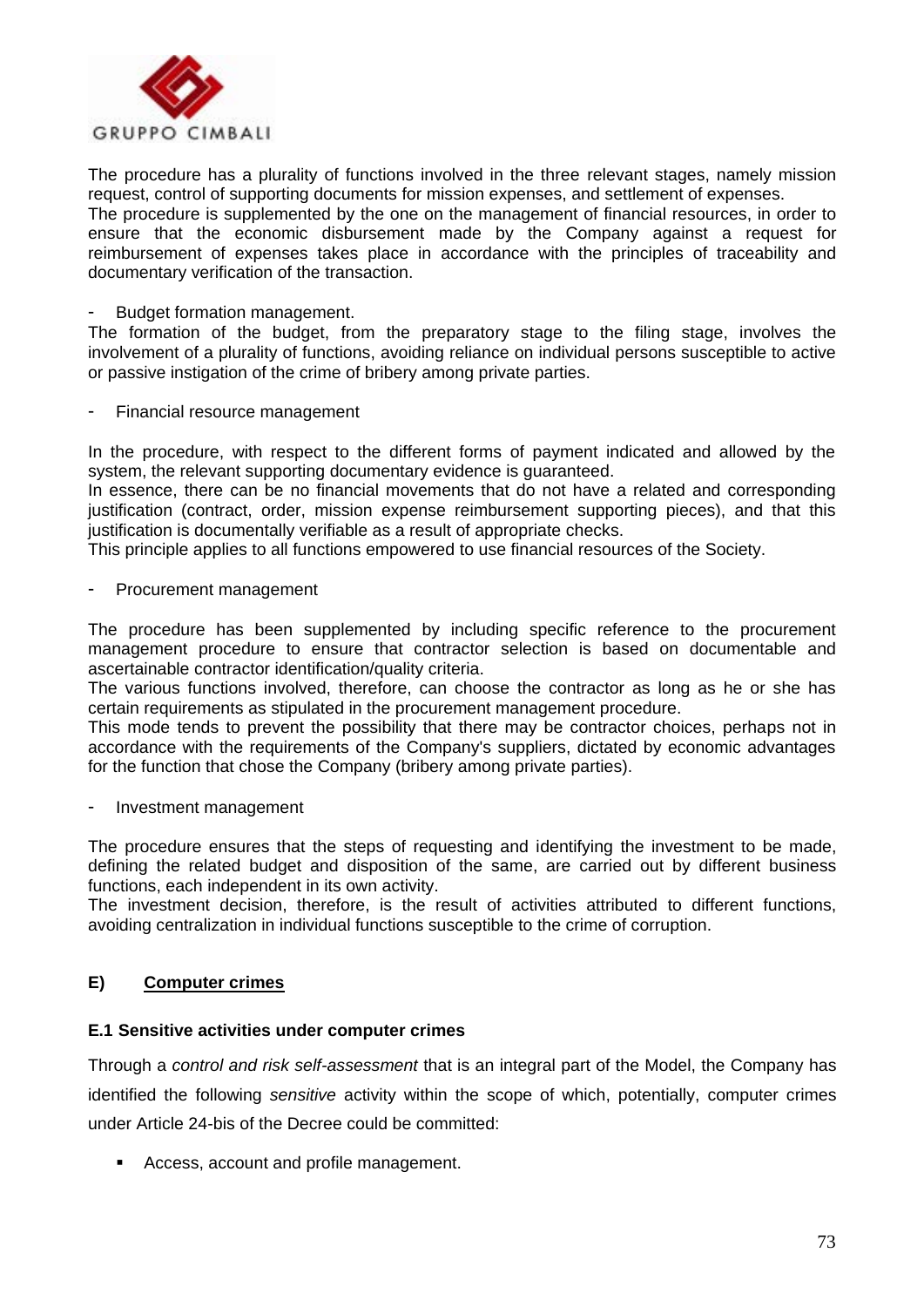The procedure has a plurality of functions involved in the three relevant stages, namely mission request, control of supporting documents for mission expenses, and settlement of expenses.
The procedure is supplemented by the one on the management of financial resources, in order to ensure that the economic disbursement made by the Company against a request for reimbursement of expenses takes place in accordance with the principles of traceability and documentary verification of the transaction.

- Budget formation management.

The formation of the budget, from the preparatory stage to the filing stage, involves the involvement of a plurality of functions, avoiding reliance on individual persons susceptible to active or passive instigation of the crime of bribery among private parties.

- Financial resource management

In the procedure, with respect to the different forms of payment indicated and allowed by the system, the relevant supporting documentary evidence is guaranteed.
In essence, there can be no financial movements that do not have a related and corresponding justification (contract, order, mission expense reimbursement supporting pieces), and that this justification is documentally verifiable as a result of appropriate checks.
This principle applies to all functions empowered to use financial resources of the Society.

- Procurement management

The procedure has been supplemented by including specific reference to the procurement management procedure to ensure that contractor selection is based on documentable and ascertainable contractor identification/quality criteria.
The various functions involved, therefore, can choose the contractor as long as he or she has certain requirements as stipulated in the procurement management procedure.
This mode tends to prevent the possibility that there may be contractor choices, perhaps not in accordance with the requirements of the Company's suppliers, dictated by economic advantages for the function that chose the Company (bribery among private parties).

- Investment management

The procedure ensures that the steps of requesting and identifying the investment to be made, defining the related budget and disposition of the same, are carried out by different business functions, each independent in its own activity.
The investment decision, therefore, is the result of activities attributed to different functions, avoiding centralization in individual functions susceptible to the crime of corruption.

## E) <u>Computer crimes</u>

### E.1 Sensitive activities under computer crimes

Through a *control and risk self-assessment* that is an integral part of the Model, the Company has identified the following *sensitive* activity within the scope of which, potentially, computer crimes under Article 24-bis of the Decree could be committed:

- Access, account and profile management.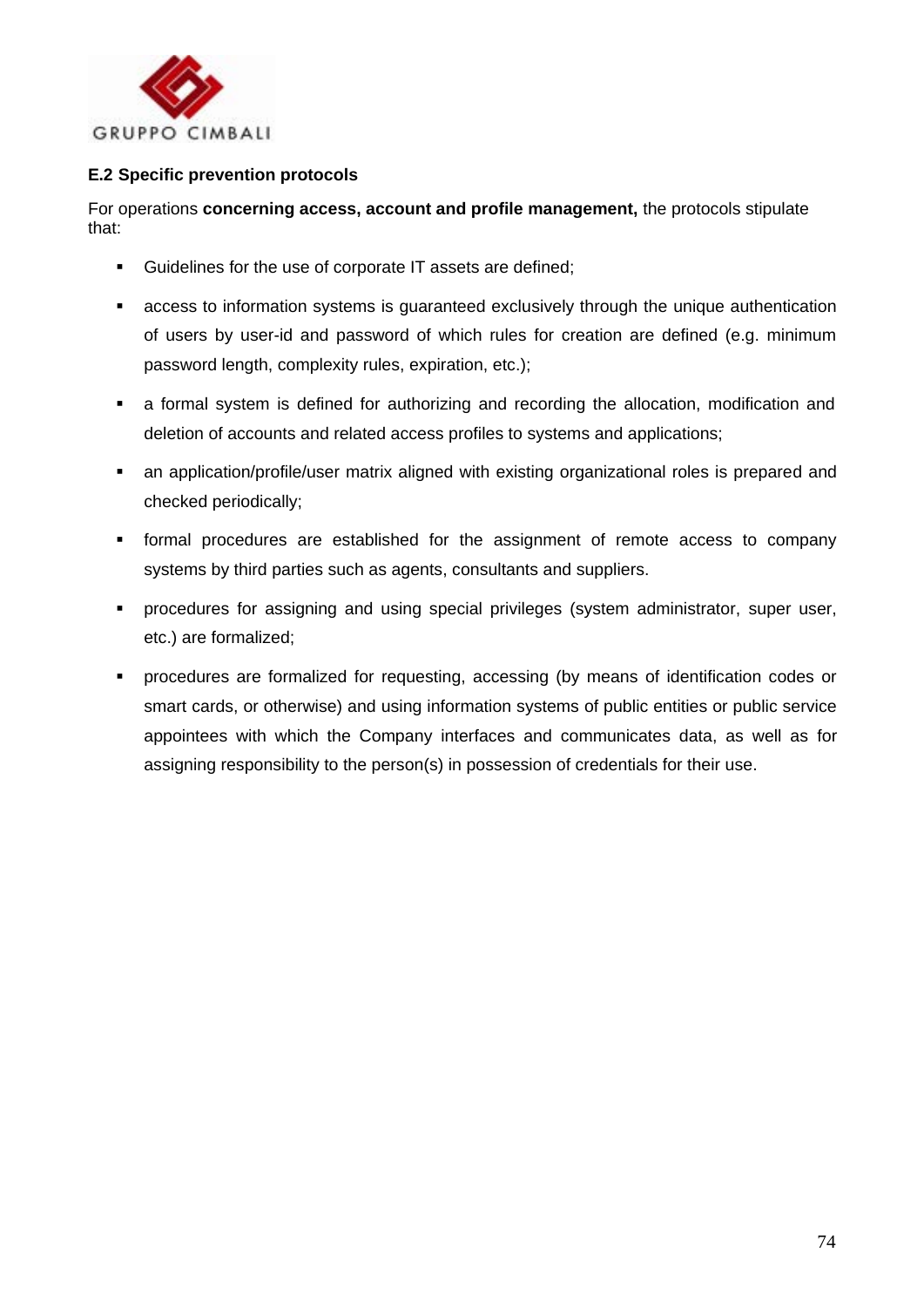**E.2 Specific prevention protocols**

For operations **concerning access, account and profile management,** the protocols stipulate that:

- Guidelines for the use of corporate IT assets are defined;
- access to information systems is guaranteed exclusively through the unique authentication of users by user-id and password of which rules for creation are defined (e.g. minimum password length, complexity rules, expiration, etc.);
- a formal system is defined for authorizing and recording the allocation, modification and deletion of accounts and related access profiles to systems and applications;
- an application/profile/user matrix aligned with existing organizational roles is prepared and checked periodically;
- formal procedures are established for the assignment of remote access to company systems by third parties such as agents, consultants and suppliers.
- procedures for assigning and using special privileges (system administrator, super user, etc.) are formalized;
- procedures are formalized for requesting, accessing (by means of identification codes or smart cards, or otherwise) and using information systems of public entities or public service appointees with which the Company interfaces and communicates data, as well as for assigning responsibility to the person(s) in possession of credentials for their use.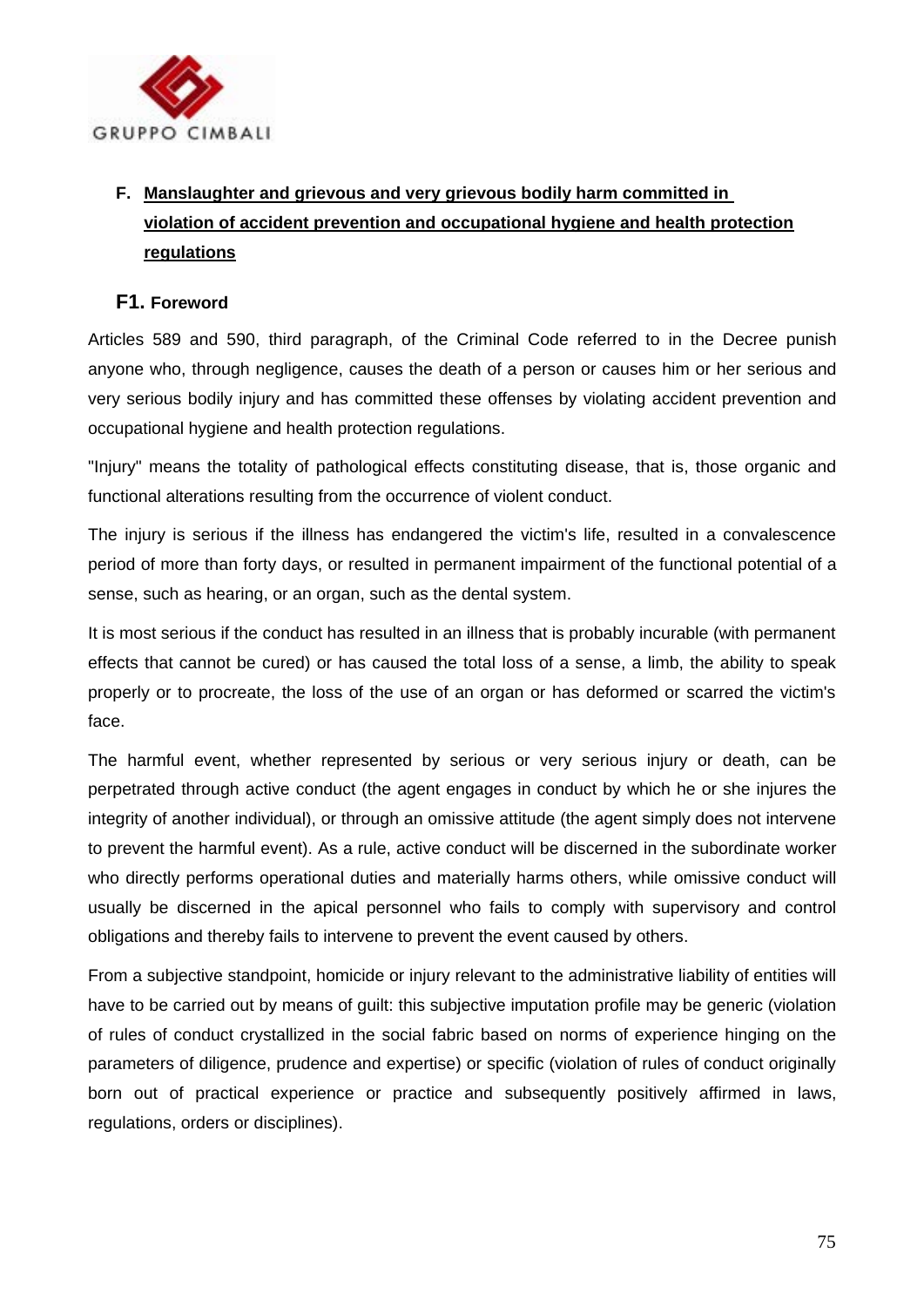## F. Manslaughter and grievous and very grievous bodily harm committed in violation of accident prevention and occupational hygiene and health protection regulations

### F1. Foreword

Articles 589 and 590, third paragraph, of the Criminal Code referred to in the Decree punish anyone who, through negligence, causes the death of a person or causes him or her serious and very serious bodily injury and has committed these offenses by violating accident prevention and occupational hygiene and health protection regulations.

"Injury" means the totality of pathological effects constituting disease, that is, those organic and functional alterations resulting from the occurrence of violent conduct.

The injury is serious if the illness has endangered the victim's life, resulted in a convalescence period of more than forty days, or resulted in permanent impairment of the functional potential of a sense, such as hearing, or an organ, such as the dental system.

It is most serious if the conduct has resulted in an illness that is probably incurable (with permanent effects that cannot be cured) or has caused the total loss of a sense, a limb, the ability to speak properly or to procreate, the loss of the use of an organ or has deformed or scarred the victim's face.

The harmful event, whether represented by serious or very serious injury or death, can be perpetrated through active conduct (the agent engages in conduct by which he or she injures the integrity of another individual), or through an omissive attitude (the agent simply does not intervene to prevent the harmful event). As a rule, active conduct will be discerned in the subordinate worker who directly performs operational duties and materially harms others, while omissive conduct will usually be discerned in the apical personnel who fails to comply with supervisory and control obligations and thereby fails to intervene to prevent the event caused by others.

From a subjective standpoint, homicide or injury relevant to the administrative liability of entities will have to be carried out by means of guilt: this subjective imputation profile may be generic (violation of rules of conduct crystallized in the social fabric based on norms of experience hinging on the parameters of diligence, prudence and expertise) or specific (violation of rules of conduct originally born out of practical experience or practice and subsequently positively affirmed in laws, regulations, orders or disciplines).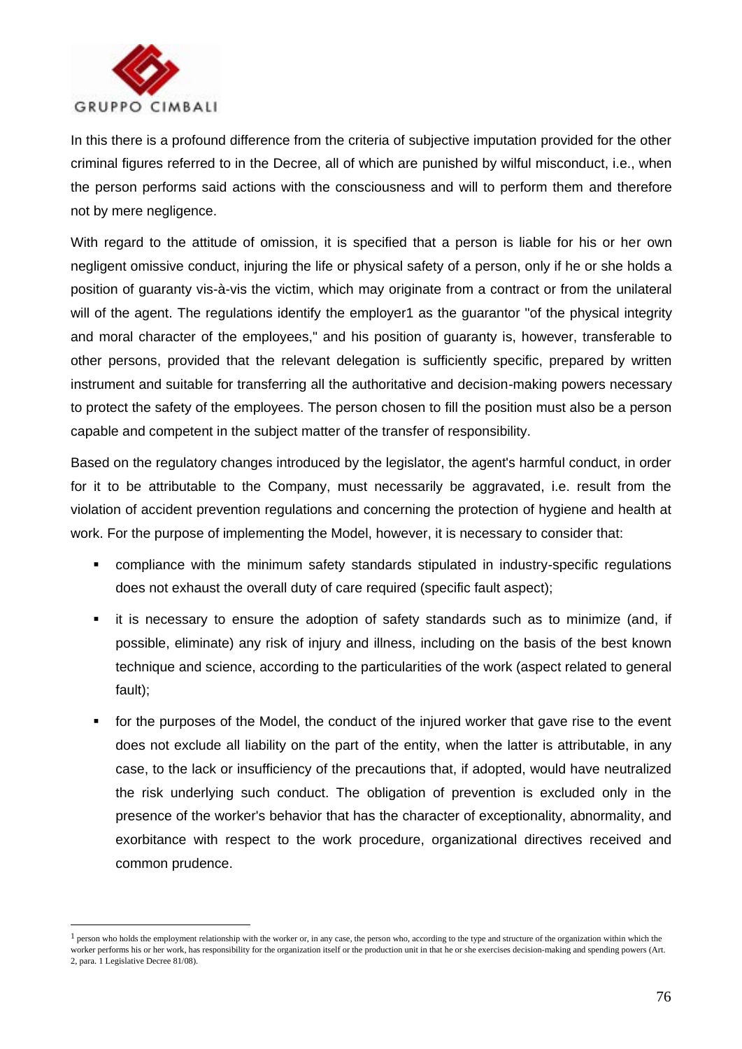In this there is a profound difference from the criteria of subjective imputation provided for the other criminal figures referred to in the Decree, all of which are punished by wilful misconduct, i.e., when the person performs said actions with the consciousness and will to perform them and therefore not by mere negligence.

With regard to the attitude of omission, it is specified that a person is liable for his or her own negligent omissive conduct, injuring the life or physical safety of a person, only if he or she holds a position of guaranty vis-à-vis the victim, which may originate from a contract or from the unilateral will of the agent. The regulations identify the employer[1] as the guarantor "of the physical integrity and moral character of the employees," and his position of guaranty is, however, transferable to other persons, provided that the relevant delegation is sufficiently specific, prepared by written instrument and suitable for transferring all the authoritative and decision-making powers necessary to protect the safety of the employees. The person chosen to fill the position must also be a person capable and competent in the subject matter of the transfer of responsibility.

Based on the regulatory changes introduced by the legislator, the agent's harmful conduct, in order for it to be attributable to the Company, must necessarily be aggravated, i.e. result from the violation of accident prevention regulations and concerning the protection of hygiene and health at work. For the purpose of implementing the Model, however, it is necessary to consider that:

- compliance with the minimum safety standards stipulated in industry-specific regulations does not exhaust the overall duty of care required (specific fault aspect);
- it is necessary to ensure the adoption of safety standards such as to minimize (and, if possible, eliminate) any risk of injury and illness, including on the basis of the best known technique and science, according to the particularities of the work (aspect related to general fault);
- for the purposes of the Model, the conduct of the injured worker that gave rise to the event does not exclude all liability on the part of the entity, when the latter is attributable, in any case, to the lack or insufficiency of the precautions that, if adopted, would have neutralized the risk underlying such conduct. The obligation of prevention is excluded only in the presence of the worker's behavior that has the character of exceptionality, abnormality, and exorbitance with respect to the work procedure, organizational directives received and common prudence.

---

[1] person who holds the employment relationship with the worker or, in any case, the person who, according to the type and structure of the organization within which the worker performs his or her work, has responsibility for the organization itself or the production unit in that he or she exercises decision-making and spending powers (Art. 2, para. 1 Legislative Decree 81/08).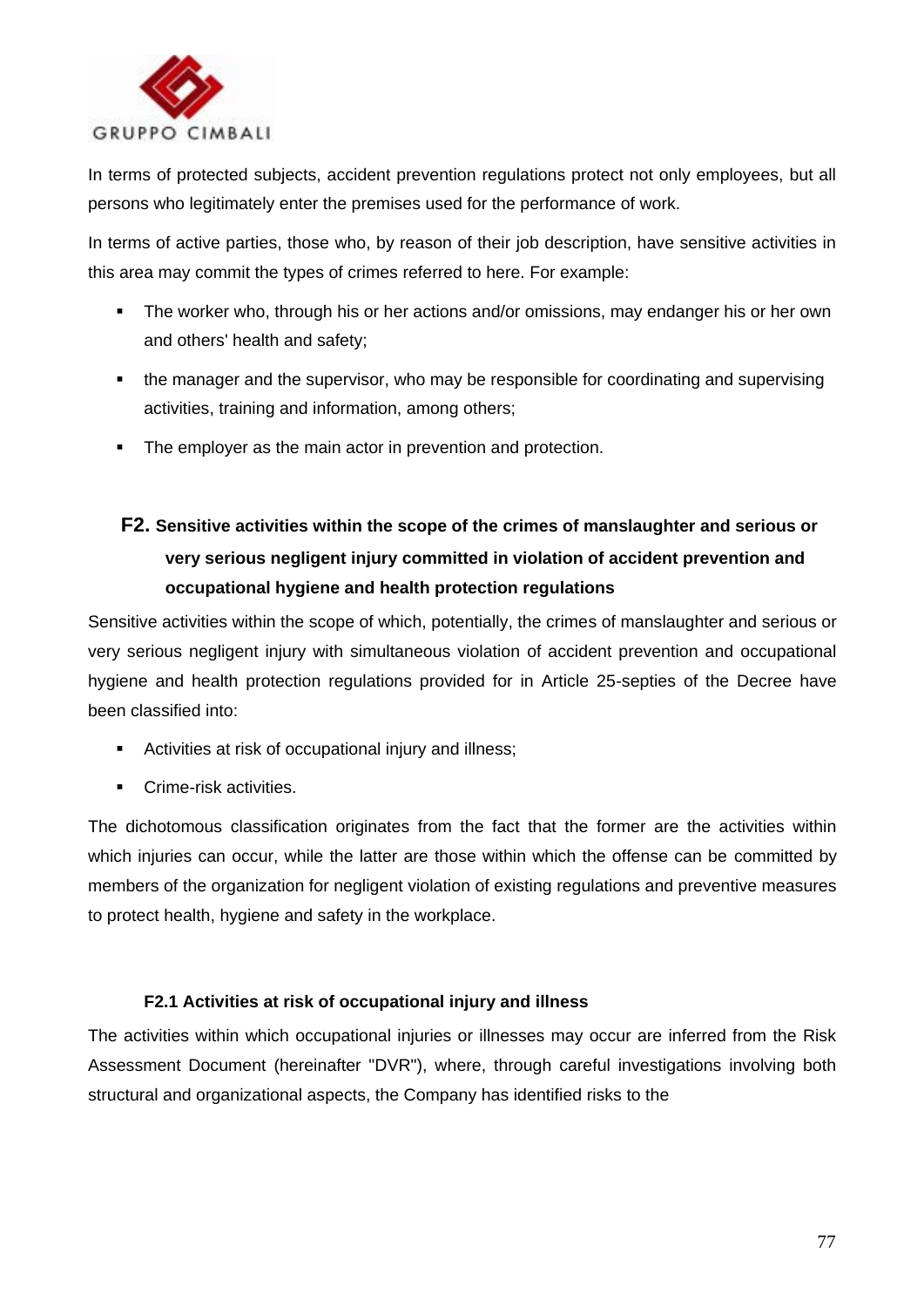In terms of protected subjects, accident prevention regulations protect not only employees, but all persons who legitimately enter the premises used for the performance of work.

In terms of active parties, those who, by reason of their job description, have sensitive activities in this area may commit the types of crimes referred to here. For example:

- The worker who, through his or her actions and/or omissions, may endanger his or her own and others' health and safety;
- the manager and the supervisor, who may be responsible for coordinating and supervising activities, training and information, among others;
- The employer as the main actor in prevention and protection.

## F2. Sensitive activities within the scope of the crimes of manslaughter and serious or very serious negligent injury committed in violation of accident prevention and occupational hygiene and health protection regulations

Sensitive activities within the scope of which, potentially, the crimes of manslaughter and serious or very serious negligent injury with simultaneous violation of accident prevention and occupational hygiene and health protection regulations provided for in Article 25-septies of the Decree have been classified into:

- Activities at risk of occupational injury and illness;
- Crime-risk activities.

The dichotomous classification originates from the fact that the former are the activities within which injuries can occur, while the latter are those within which the offense can be committed by members of the organization for negligent violation of existing regulations and preventive measures to protect health, hygiene and safety in the workplace.

### F2.1 Activities at risk of occupational injury and illness

The activities within which occupational injuries or illnesses may occur are inferred from the Risk Assessment Document (hereinafter "DVR"), where, through careful investigations involving both structural and organizational aspects, the Company has identified risks to the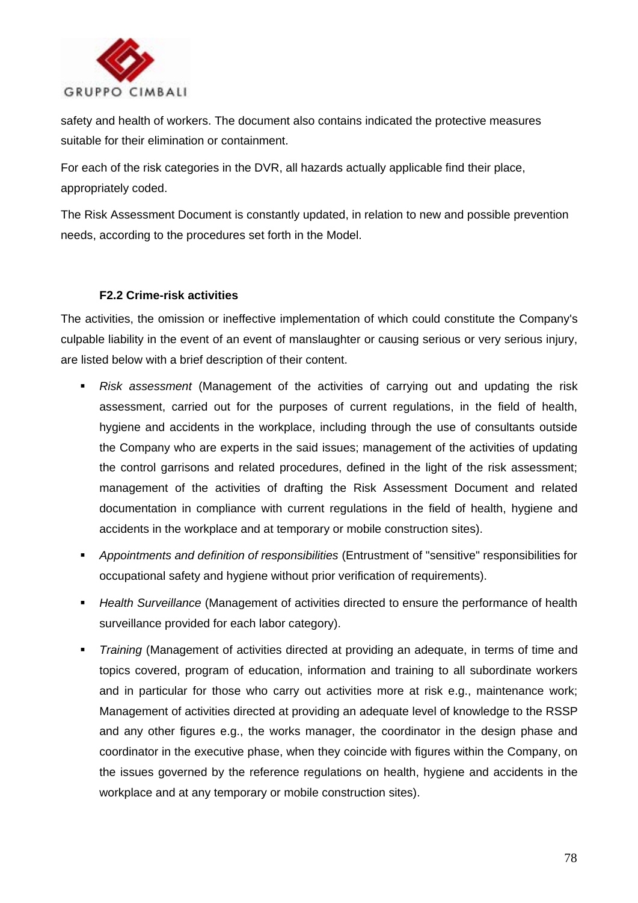safety and health of workers. The document also contains indicated the protective measures suitable for their elimination or containment.

For each of the risk categories in the DVR, all hazards actually applicable find their place, appropriately coded.

The Risk Assessment Document is constantly updated, in relation to new and possible prevention needs, according to the procedures set forth in the Model.

### F2.2 Crime-risk activities

The activities, the omission or ineffective implementation of which could constitute the Company's culpable liability in the event of an event of manslaughter or causing serious or very serious injury, are listed below with a brief description of their content.

- *Risk assessment* (Management of the activities of carrying out and updating the risk assessment, carried out for the purposes of current regulations, in the field of health, hygiene and accidents in the workplace, including through the use of consultants outside the Company who are experts in the said issues; management of the activities of updating the control garrisons and related procedures, defined in the light of the risk assessment; management of the activities of drafting the Risk Assessment Document and related documentation in compliance with current regulations in the field of health, hygiene and accidents in the workplace and at temporary or mobile construction sites).
- *Appointments and definition of responsibilities* (Entrustment of "sensitive" responsibilities for occupational safety and hygiene without prior verification of requirements).
- *Health Surveillance* (Management of activities directed to ensure the performance of health surveillance provided for each labor category).
- *Training* (Management of activities directed at providing an adequate, in terms of time and topics covered, program of education, information and training to all subordinate workers and in particular for those who carry out activities more at risk e.g., maintenance work; Management of activities directed at providing an adequate level of knowledge to the RSSP and any other figures e.g., the works manager, the coordinator in the design phase and coordinator in the executive phase, when they coincide with figures within the Company, on the issues governed by the reference regulations on health, hygiene and accidents in the workplace and at any temporary or mobile construction sites).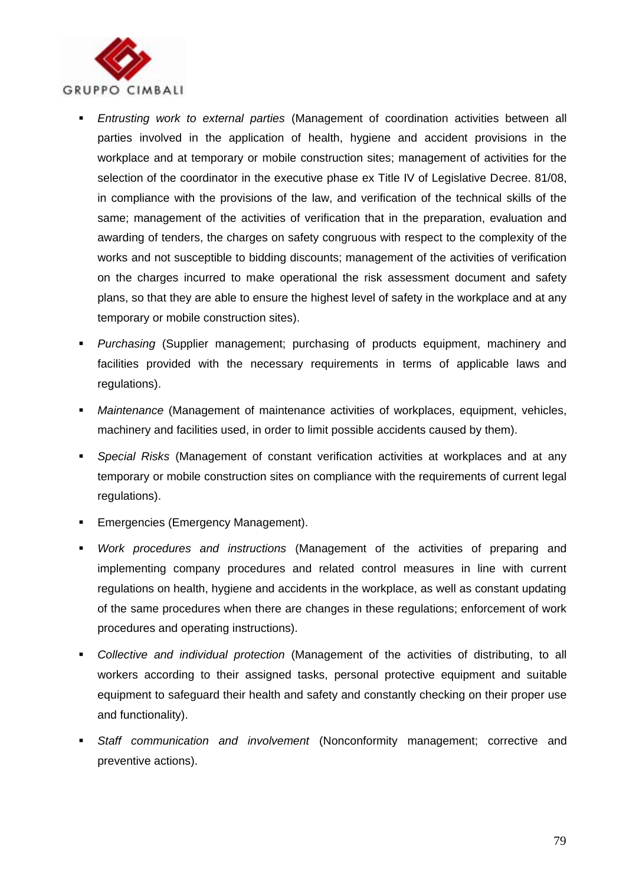- *Entrusting work to external parties* (Management of coordination activities between all parties involved in the application of health, hygiene and accident provisions in the workplace and at temporary or mobile construction sites; management of activities for the selection of the coordinator in the executive phase ex Title IV of Legislative Decree. 81/08, in compliance with the provisions of the law, and verification of the technical skills of the same; management of the activities of verification that in the preparation, evaluation and awarding of tenders, the charges on safety congruous with respect to the complexity of the works and not susceptible to bidding discounts; management of the activities of verification on the charges incurred to make operational the risk assessment document and safety plans, so that they are able to ensure the highest level of safety in the workplace and at any temporary or mobile construction sites).
- *Purchasing* (Supplier management; purchasing of products equipment, machinery and facilities provided with the necessary requirements in terms of applicable laws and regulations).
- *Maintenance* (Management of maintenance activities of workplaces, equipment, vehicles, machinery and facilities used, in order to limit possible accidents caused by them).
- *Special Risks* (Management of constant verification activities at workplaces and at any temporary or mobile construction sites on compliance with the requirements of current legal regulations).
- Emergencies (Emergency Management).
- *Work procedures and instructions* (Management of the activities of preparing and implementing company procedures and related control measures in line with current regulations on health, hygiene and accidents in the workplace, as well as constant updating of the same procedures when there are changes in these regulations; enforcement of work procedures and operating instructions).
- *Collective and individual protection* (Management of the activities of distributing, to all workers according to their assigned tasks, personal protective equipment and suitable equipment to safeguard their health and safety and constantly checking on their proper use and functionality).
- *Staff communication and involvement* (Nonconformity management; corrective and preventive actions).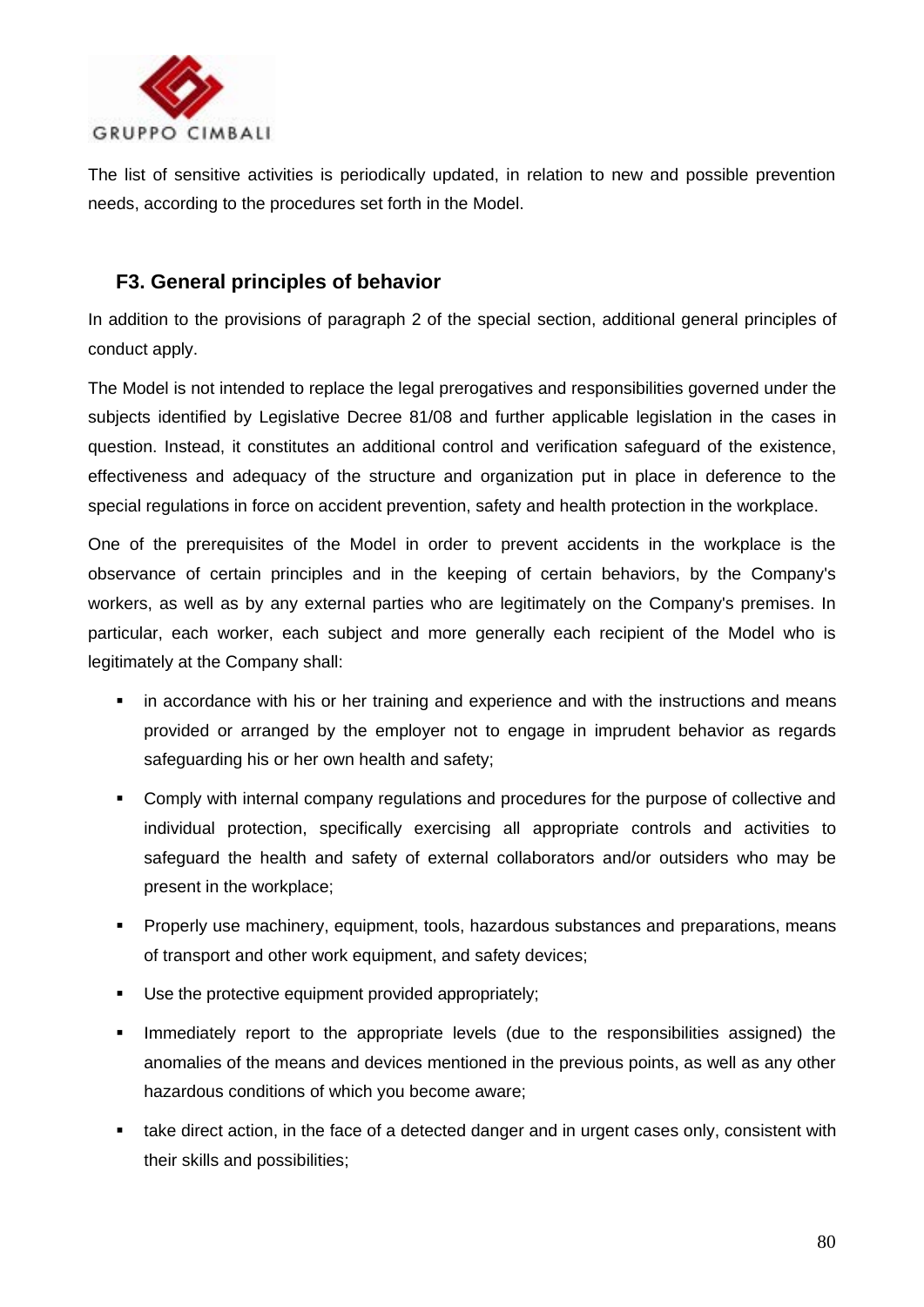The list of sensitive activities is periodically updated, in relation to new and possible prevention needs, according to the procedures set forth in the Model.

## F3. General principles of behavior

In addition to the provisions of paragraph 2 of the special section, additional general principles of conduct apply.

The Model is not intended to replace the legal prerogatives and responsibilities governed under the subjects identified by Legislative Decree 81/08 and further applicable legislation in the cases in question. Instead, it constitutes an additional control and verification safeguard of the existence, effectiveness and adequacy of the structure and organization put in place in deference to the special regulations in force on accident prevention, safety and health protection in the workplace.

One of the prerequisites of the Model in order to prevent accidents in the workplace is the observance of certain principles and in the keeping of certain behaviors, by the Company's workers, as well as by any external parties who are legitimately on the Company's premises. In particular, each worker, each subject and more generally each recipient of the Model who is legitimately at the Company shall:

- in accordance with his or her training and experience and with the instructions and means provided or arranged by the employer not to engage in imprudent behavior as regards safeguarding his or her own health and safety;
- Comply with internal company regulations and procedures for the purpose of collective and individual protection, specifically exercising all appropriate controls and activities to safeguard the health and safety of external collaborators and/or outsiders who may be present in the workplace;
- Properly use machinery, equipment, tools, hazardous substances and preparations, means of transport and other work equipment, and safety devices;
- Use the protective equipment provided appropriately;
- Immediately report to the appropriate levels (due to the responsibilities assigned) the anomalies of the means and devices mentioned in the previous points, as well as any other hazardous conditions of which you become aware;
- take direct action, in the face of a detected danger and in urgent cases only, consistent with their skills and possibilities;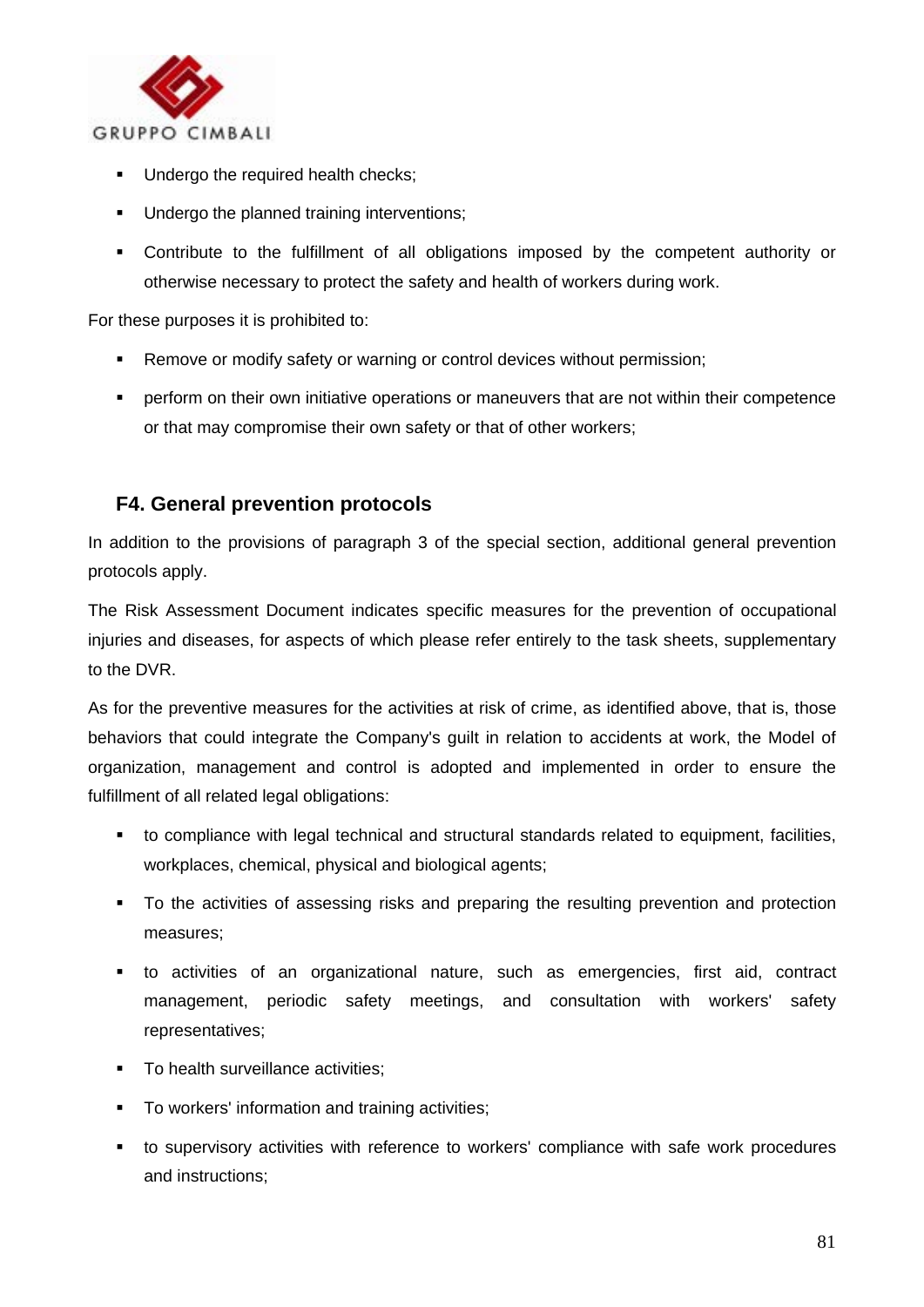- Undergo the required health checks;
- Undergo the planned training interventions;
- Contribute to the fulfillment of all obligations imposed by the competent authority or otherwise necessary to protect the safety and health of workers during work.

For these purposes it is prohibited to:

- Remove or modify safety or warning or control devices without permission;
- perform on their own initiative operations or maneuvers that are not within their competence or that may compromise their own safety or that of other workers;

### F4. General prevention protocols

In addition to the provisions of paragraph 3 of the special section, additional general prevention protocols apply.

The Risk Assessment Document indicates specific measures for the prevention of occupational injuries and diseases, for aspects of which please refer entirely to the task sheets, supplementary to the DVR.

As for the preventive measures for the activities at risk of crime, as identified above, that is, those behaviors that could integrate the Company's guilt in relation to accidents at work, the Model of organization, management and control is adopted and implemented in order to ensure the fulfillment of all related legal obligations:

- to compliance with legal technical and structural standards related to equipment, facilities, workplaces, chemical, physical and biological agents;
- To the activities of assessing risks and preparing the resulting prevention and protection measures;
- to activities of an organizational nature, such as emergencies, first aid, contract management, periodic safety meetings, and consultation with workers' safety representatives;
- To health surveillance activities;
- To workers' information and training activities;
- to supervisory activities with reference to workers' compliance with safe work procedures and instructions;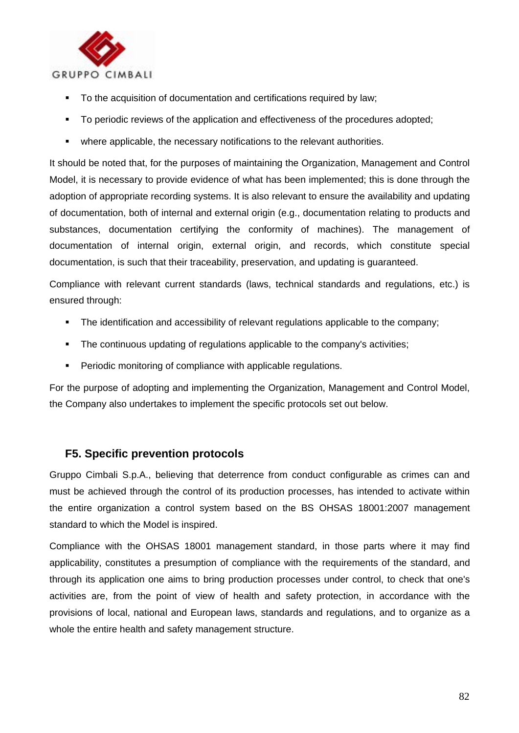- To the acquisition of documentation and certifications required by law;
- To periodic reviews of the application and effectiveness of the procedures adopted;
- where applicable, the necessary notifications to the relevant authorities.

It should be noted that, for the purposes of maintaining the Organization, Management and Control Model, it is necessary to provide evidence of what has been implemented; this is done through the adoption of appropriate recording systems. It is also relevant to ensure the availability and updating of documentation, both of internal and external origin (e.g., documentation relating to products and substances, documentation certifying the conformity of machines). The management of documentation of internal origin, external origin, and records, which constitute special documentation, is such that their traceability, preservation, and updating is guaranteed.

Compliance with relevant current standards (laws, technical standards and regulations, etc.) is ensured through:

- The identification and accessibility of relevant regulations applicable to the company;
- The continuous updating of regulations applicable to the company's activities;
- Periodic monitoring of compliance with applicable regulations.

For the purpose of adopting and implementing the Organization, Management and Control Model, the Company also undertakes to implement the specific protocols set out below.

## F5. Specific prevention protocols

Gruppo Cimbali S.p.A., believing that deterrence from conduct configurable as crimes can and must be achieved through the control of its production processes, has intended to activate within the entire organization a control system based on the BS OHSAS 18001:2007 management standard to which the Model is inspired.

Compliance with the OHSAS 18001 management standard, in those parts where it may find applicability, constitutes a presumption of compliance with the requirements of the standard, and through its application one aims to bring production processes under control, to check that one's activities are, from the point of view of health and safety protection, in accordance with the provisions of local, national and European laws, standards and regulations, and to organize as a whole the entire health and safety management structure.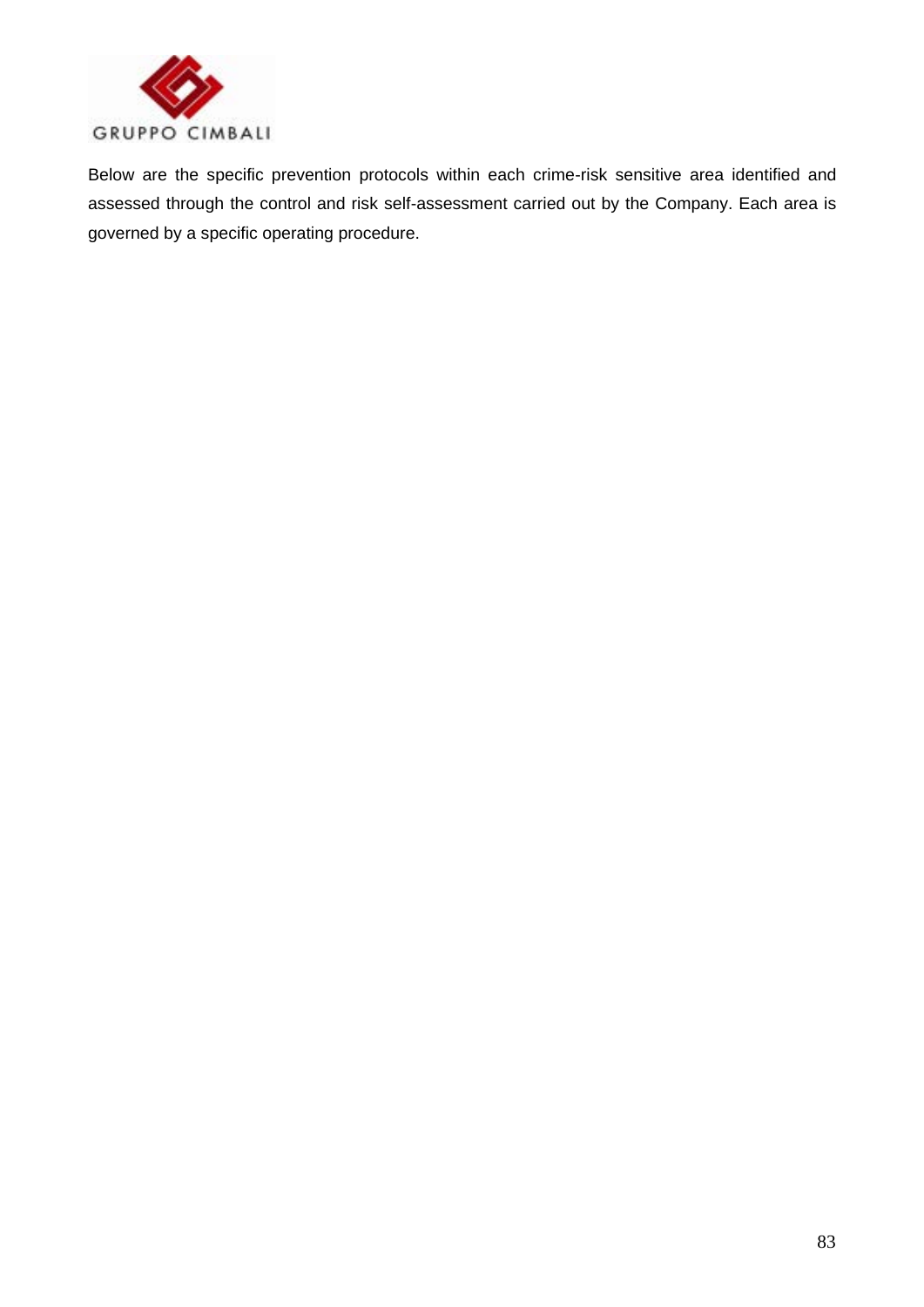Below are the specific prevention protocols within each crime-risk sensitive area identified and assessed through the control and risk self-assessment carried out by the Company. Each area is governed by a specific operating procedure.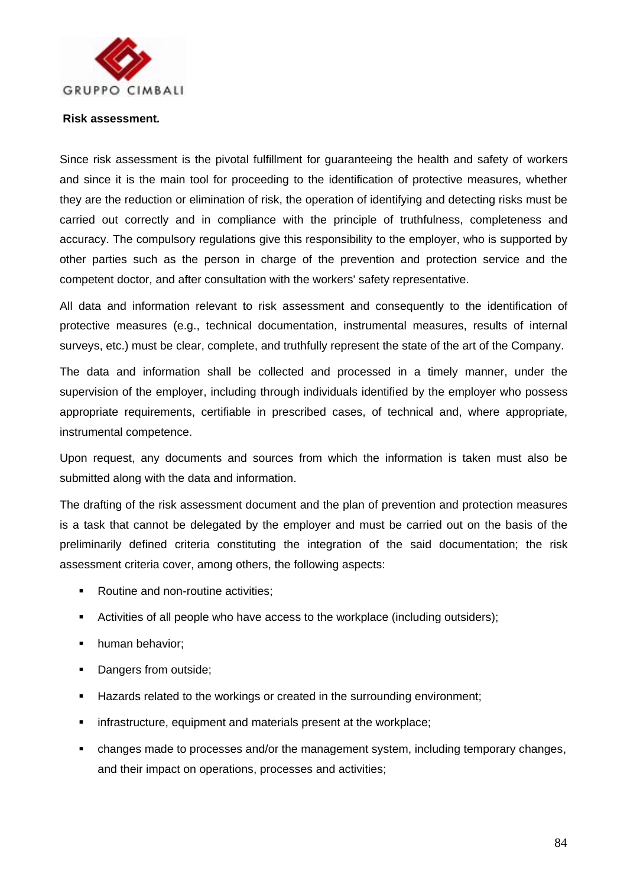**Risk assessment.**

Since risk assessment is the pivotal fulfillment for guaranteeing the health and safety of workers and since it is the main tool for proceeding to the identification of protective measures, whether they are the reduction or elimination of risk, the operation of identifying and detecting risks must be carried out correctly and in compliance with the principle of truthfulness, completeness and accuracy. The compulsory regulations give this responsibility to the employer, who is supported by other parties such as the person in charge of the prevention and protection service and the competent doctor, and after consultation with the workers' safety representative.

All data and information relevant to risk assessment and consequently to the identification of protective measures (e.g., technical documentation, instrumental measures, results of internal surveys, etc.) must be clear, complete, and truthfully represent the state of the art of the Company.

The data and information shall be collected and processed in a timely manner, under the supervision of the employer, including through individuals identified by the employer who possess appropriate requirements, certifiable in prescribed cases, of technical and, where appropriate, instrumental competence.

Upon request, any documents and sources from which the information is taken must also be submitted along with the data and information.

The drafting of the risk assessment document and the plan of prevention and protection measures is a task that cannot be delegated by the employer and must be carried out on the basis of the preliminarily defined criteria constituting the integration of the said documentation; the risk assessment criteria cover, among others, the following aspects:

- Routine and non-routine activities;
- Activities of all people who have access to the workplace (including outsiders);
- human behavior;
- Dangers from outside;
- Hazards related to the workings or created in the surrounding environment;
- infrastructure, equipment and materials present at the workplace;
- changes made to processes and/or the management system, including temporary changes, and their impact on operations, processes and activities;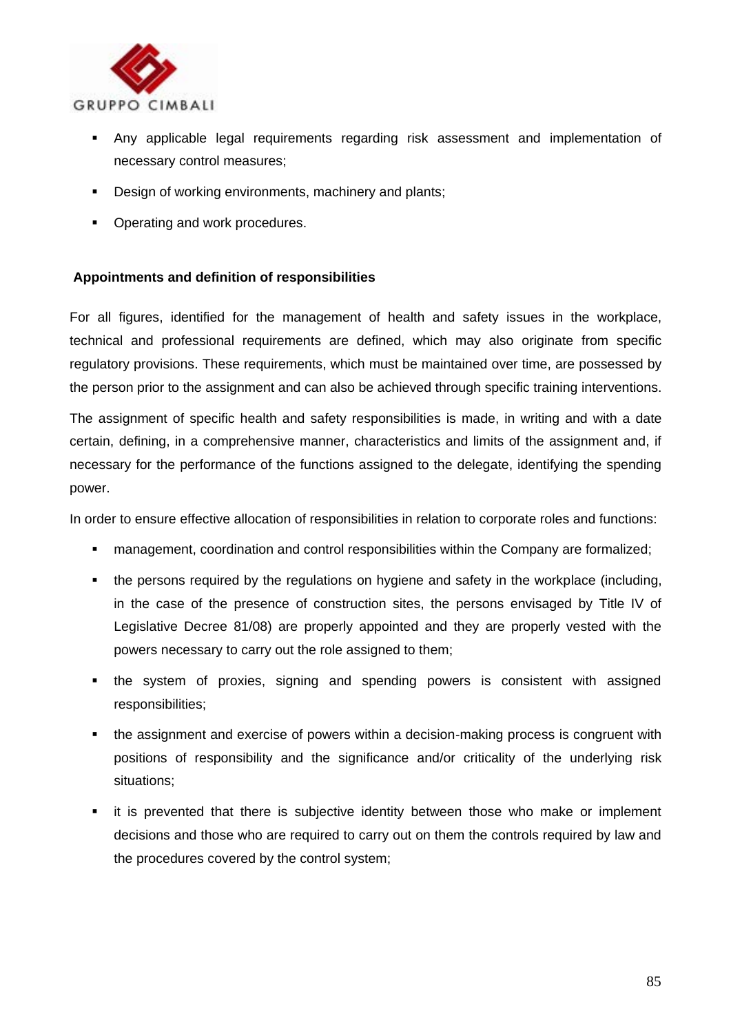- Any applicable legal requirements regarding risk assessment and implementation of necessary control measures;
- Design of working environments, machinery and plants;
- Operating and work procedures.

**Appointments and definition of responsibilities**

For all figures, identified for the management of health and safety issues in the workplace, technical and professional requirements are defined, which may also originate from specific regulatory provisions. These requirements, which must be maintained over time, are possessed by the person prior to the assignment and can also be achieved through specific training interventions.

The assignment of specific health and safety responsibilities is made, in writing and with a date certain, defining, in a comprehensive manner, characteristics and limits of the assignment and, if necessary for the performance of the functions assigned to the delegate, identifying the spending power.

In order to ensure effective allocation of responsibilities in relation to corporate roles and functions:

- management, coordination and control responsibilities within the Company are formalized;
- the persons required by the regulations on hygiene and safety in the workplace (including, in the case of the presence of construction sites, the persons envisaged by Title IV of Legislative Decree 81/08) are properly appointed and they are properly vested with the powers necessary to carry out the role assigned to them;
- the system of proxies, signing and spending powers is consistent with assigned responsibilities;
- the assignment and exercise of powers within a decision-making process is congruent with positions of responsibility and the significance and/or criticality of the underlying risk situations;
- it is prevented that there is subjective identity between those who make or implement decisions and those who are required to carry out on them the controls required by law and the procedures covered by the control system;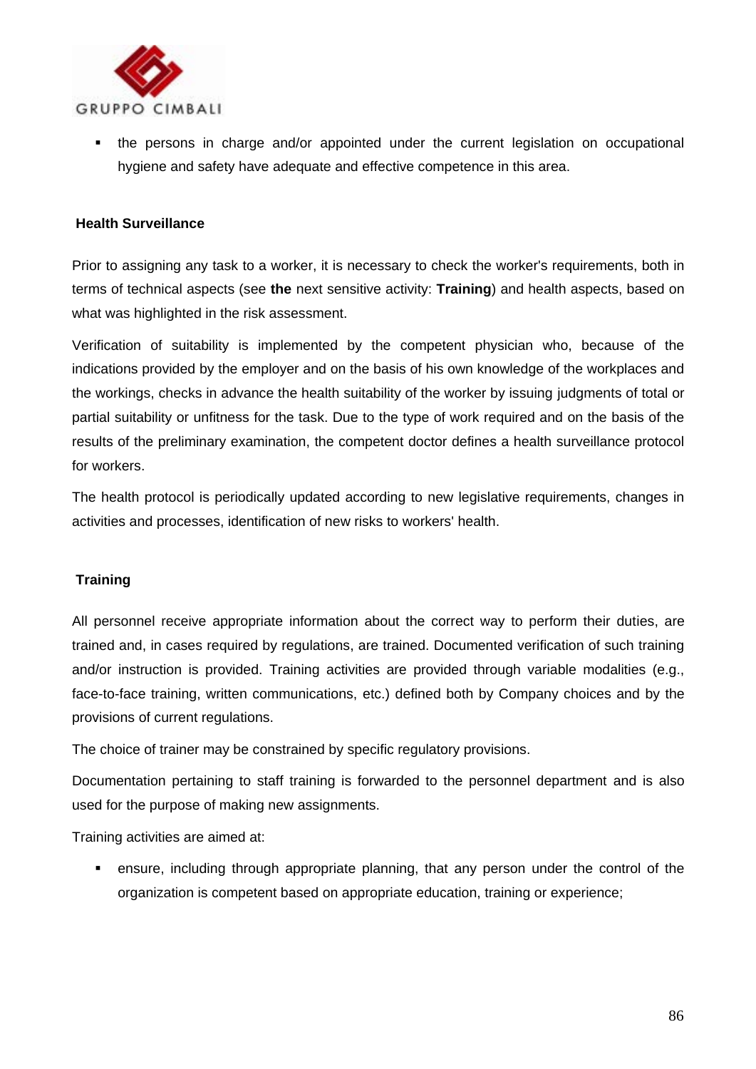- the persons in charge and/or appointed under the current legislation on occupational hygiene and safety have adequate and effective competence in this area.

**Health Surveillance**

Prior to assigning any task to a worker, it is necessary to check the worker's requirements, both in terms of technical aspects (see **the** next sensitive activity: **Training**) and health aspects, based on what was highlighted in the risk assessment.

Verification of suitability is implemented by the competent physician who, because of the indications provided by the employer and on the basis of his own knowledge of the workplaces and the workings, checks in advance the health suitability of the worker by issuing judgments of total or partial suitability or unfitness for the task. Due to the type of work required and on the basis of the results of the preliminary examination, the competent doctor defines a health surveillance protocol for workers.

The health protocol is periodically updated according to new legislative requirements, changes in activities and processes, identification of new risks to workers' health.

**Training**

All personnel receive appropriate information about the correct way to perform their duties, are trained and, in cases required by regulations, are trained. Documented verification of such training and/or instruction is provided. Training activities are provided through variable modalities (e.g., face-to-face training, written communications, etc.) defined both by Company choices and by the provisions of current regulations.

The choice of trainer may be constrained by specific regulatory provisions.

Documentation pertaining to staff training is forwarded to the personnel department and is also used for the purpose of making new assignments.

Training activities are aimed at:

- ensure, including through appropriate planning, that any person under the control of the organization is competent based on appropriate education, training or experience;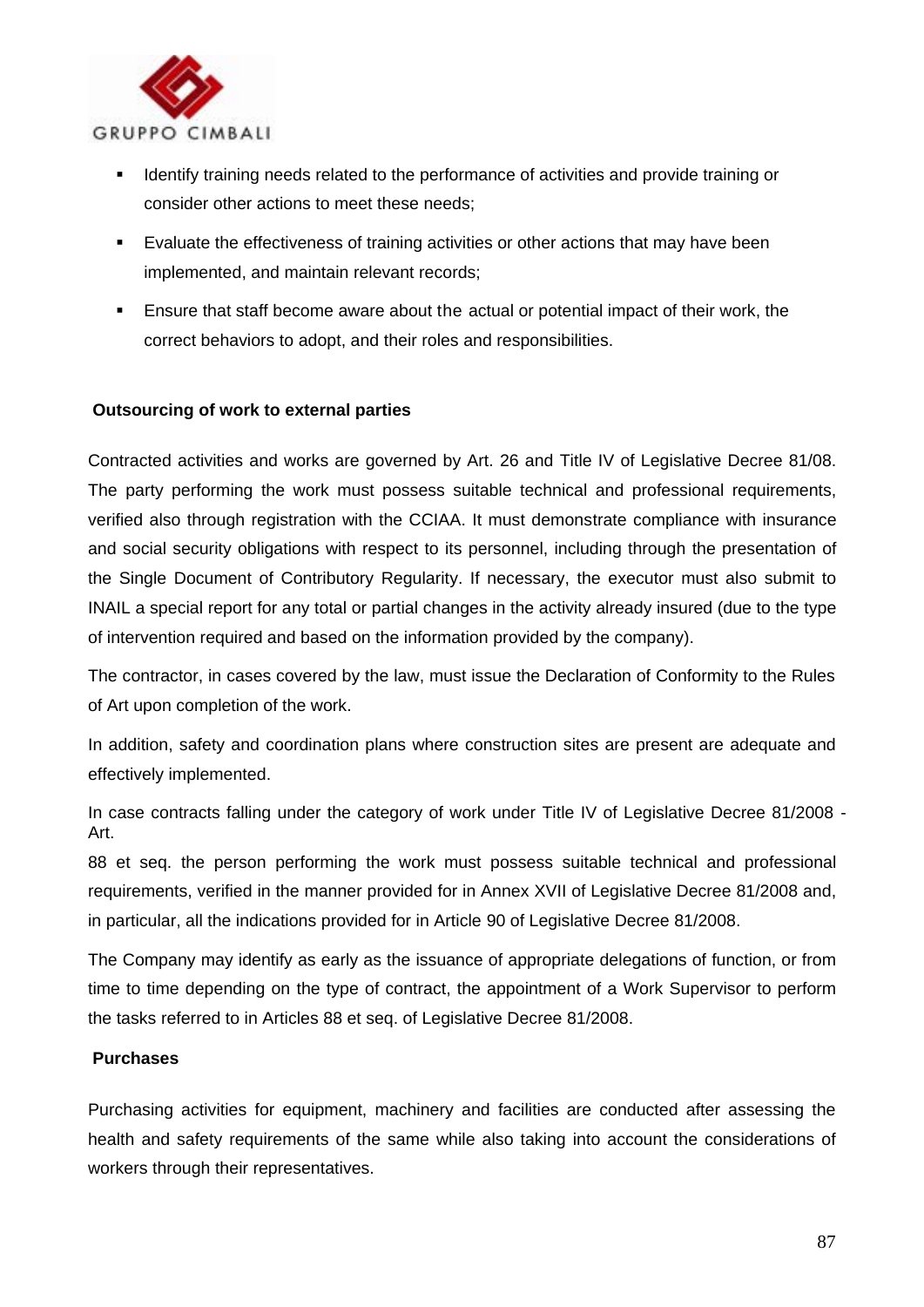- Identify training needs related to the performance of activities and provide training or consider other actions to meet these needs;
- Evaluate the effectiveness of training activities or other actions that may have been implemented, and maintain relevant records;
- Ensure that staff become aware about the actual or potential impact of their work, the correct behaviors to adopt, and their roles and responsibilities.

**Outsourcing of work to external parties**

Contracted activities and works are governed by Art. 26 and Title IV of Legislative Decree 81/08. The party performing the work must possess suitable technical and professional requirements, verified also through registration with the CCIAA. It must demonstrate compliance with insurance and social security obligations with respect to its personnel, including through the presentation of the Single Document of Contributory Regularity. If necessary, the executor must also submit to INAIL a special report for any total or partial changes in the activity already insured (due to the type of intervention required and based on the information provided by the company).

The contractor, in cases covered by the law, must issue the Declaration of Conformity to the Rules of Art upon completion of the work.

In addition, safety and coordination plans where construction sites are present are adequate and effectively implemented.

In case contracts falling under the category of work under Title IV of Legislative Decree 81/2008 - Art.
88 et seq. the person performing the work must possess suitable technical and professional requirements, verified in the manner provided for in Annex XVII of Legislative Decree 81/2008 and, in particular, all the indications provided for in Article 90 of Legislative Decree 81/2008.

The Company may identify as early as the issuance of appropriate delegations of function, or from time to time depending on the type of contract, the appointment of a Work Supervisor to perform the tasks referred to in Articles 88 et seq. of Legislative Decree 81/2008.

**Purchases**

Purchasing activities for equipment, machinery and facilities are conducted after assessing the health and safety requirements of the same while also taking into account the considerations of workers through their representatives.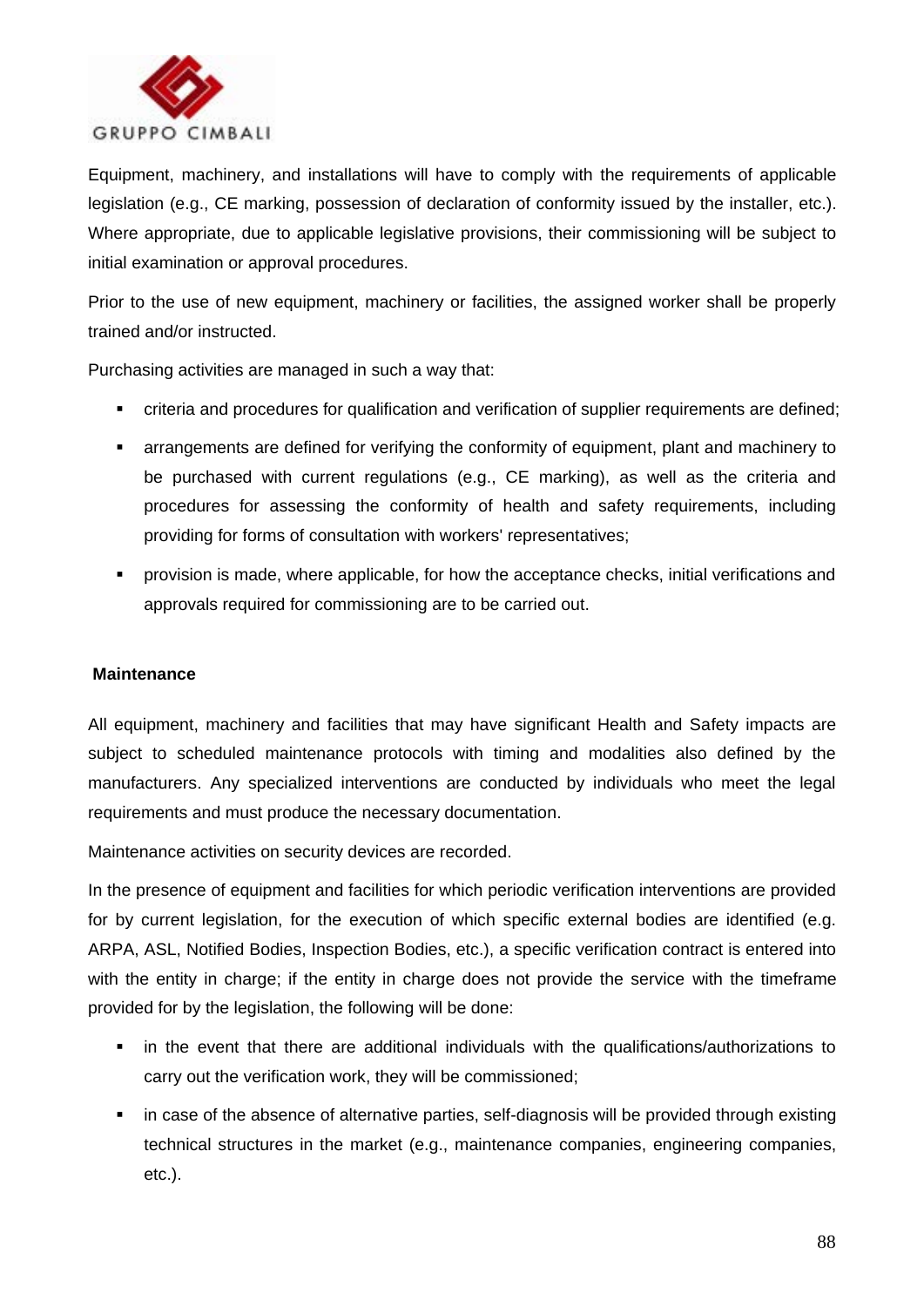Equipment, machinery, and installations will have to comply with the requirements of applicable legislation (e.g., CE marking, possession of declaration of conformity issued by the installer, etc.). Where appropriate, due to applicable legislative provisions, their commissioning will be subject to initial examination or approval procedures.

Prior to the use of new equipment, machinery or facilities, the assigned worker shall be properly trained and/or instructed.

Purchasing activities are managed in such a way that:

- criteria and procedures for qualification and verification of supplier requirements are defined;
- arrangements are defined for verifying the conformity of equipment, plant and machinery to be purchased with current regulations (e.g., CE marking), as well as the criteria and procedures for assessing the conformity of health and safety requirements, including providing for forms of consultation with workers' representatives;
- provision is made, where applicable, for how the acceptance checks, initial verifications and approvals required for commissioning are to be carried out.

**Maintenance**

All equipment, machinery and facilities that may have significant Health and Safety impacts are subject to scheduled maintenance protocols with timing and modalities also defined by the manufacturers. Any specialized interventions are conducted by individuals who meet the legal requirements and must produce the necessary documentation.

Maintenance activities on security devices are recorded.

In the presence of equipment and facilities for which periodic verification interventions are provided for by current legislation, for the execution of which specific external bodies are identified (e.g. ARPA, ASL, Notified Bodies, Inspection Bodies, etc.), a specific verification contract is entered into with the entity in charge; if the entity in charge does not provide the service with the timeframe provided for by the legislation, the following will be done:

- in the event that there are additional individuals with the qualifications/authorizations to carry out the verification work, they will be commissioned;
- in case of the absence of alternative parties, self-diagnosis will be provided through existing technical structures in the market (e.g., maintenance companies, engineering companies, etc.).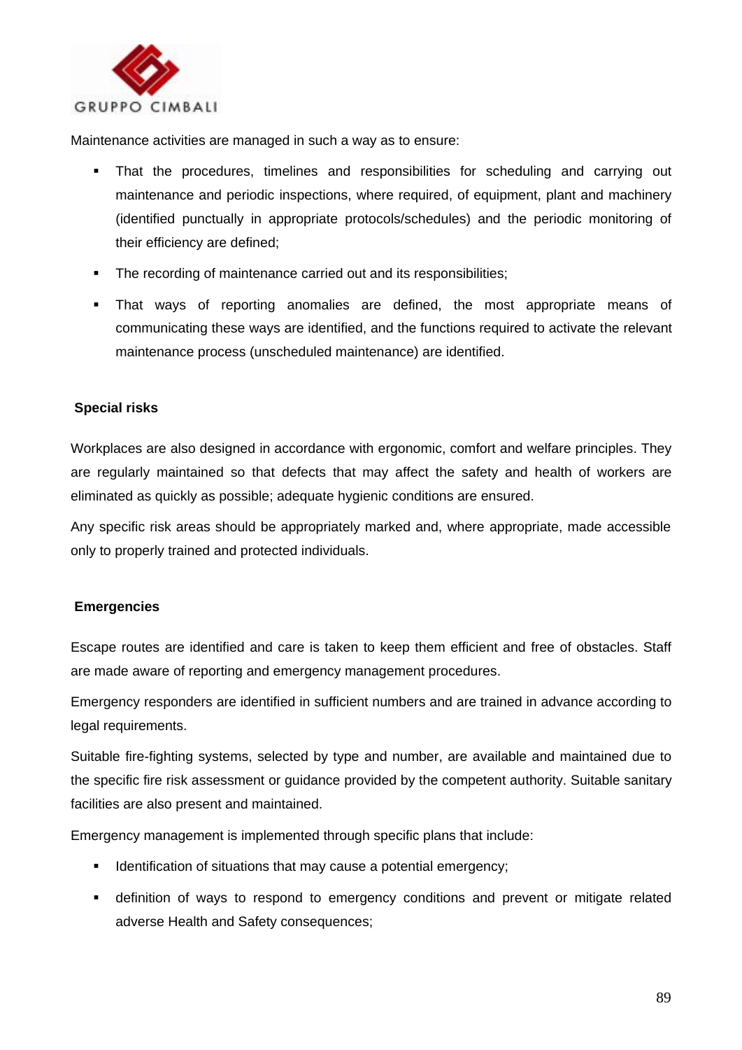Maintenance activities are managed in such a way as to ensure:

- That the procedures, timelines and responsibilities for scheduling and carrying out maintenance and periodic inspections, where required, of equipment, plant and machinery (identified punctually in appropriate protocols/schedules) and the periodic monitoring of their efficiency are defined;
- The recording of maintenance carried out and its responsibilities;
- That ways of reporting anomalies are defined, the most appropriate means of communicating these ways are identified, and the functions required to activate the relevant maintenance process (unscheduled maintenance) are identified.

**Special risks**

Workplaces are also designed in accordance with ergonomic, comfort and welfare principles. They are regularly maintained so that defects that may affect the safety and health of workers are eliminated as quickly as possible; adequate hygienic conditions are ensured.

Any specific risk areas should be appropriately marked and, where appropriate, made accessible only to properly trained and protected individuals.

**Emergencies**

Escape routes are identified and care is taken to keep them efficient and free of obstacles. Staff are made aware of reporting and emergency management procedures.

Emergency responders are identified in sufficient numbers and are trained in advance according to legal requirements.

Suitable fire-fighting systems, selected by type and number, are available and maintained due to the specific fire risk assessment or guidance provided by the competent authority. Suitable sanitary facilities are also present and maintained.

Emergency management is implemented through specific plans that include:

- Identification of situations that may cause a potential emergency;
- definition of ways to respond to emergency conditions and prevent or mitigate related adverse Health and Safety consequences;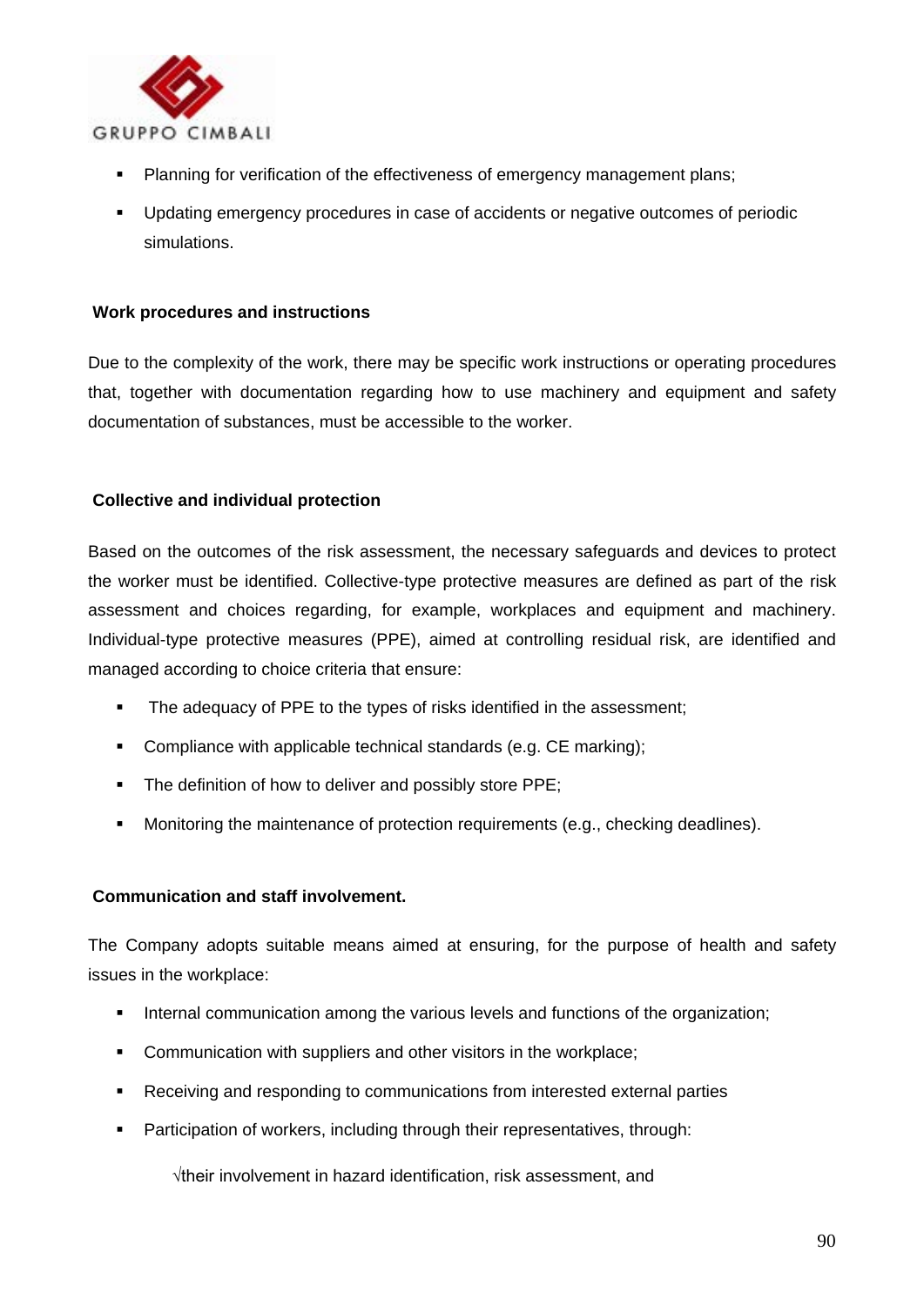- Planning for verification of the effectiveness of emergency management plans;
- Updating emergency procedures in case of accidents or negative outcomes of periodic simulations.

**Work procedures and instructions**

Due to the complexity of the work, there may be specific work instructions or operating procedures that, together with documentation regarding how to use machinery and equipment and safety documentation of substances, must be accessible to the worker.

**Collective and individual protection**

Based on the outcomes of the risk assessment, the necessary safeguards and devices to protect the worker must be identified. Collective-type protective measures are defined as part of the risk assessment and choices regarding, for example, workplaces and equipment and machinery. Individual-type protective measures (PPE), aimed at controlling residual risk, are identified and managed according to choice criteria that ensure:

- The adequacy of PPE to the types of risks identified in the assessment;
- Compliance with applicable technical standards (e.g. CE marking);
- The definition of how to deliver and possibly store PPE;
- Monitoring the maintenance of protection requirements (e.g., checking deadlines).

**Communication and staff involvement.**

The Company adopts suitable means aimed at ensuring, for the purpose of health and safety issues in the workplace:

- Internal communication among the various levels and functions of the organization;
- Communication with suppliers and other visitors in the workplace;
- Receiving and responding to communications from interested external parties
- Participation of workers, including through their representatives, through:

  √their involvement in hazard identification, risk assessment, and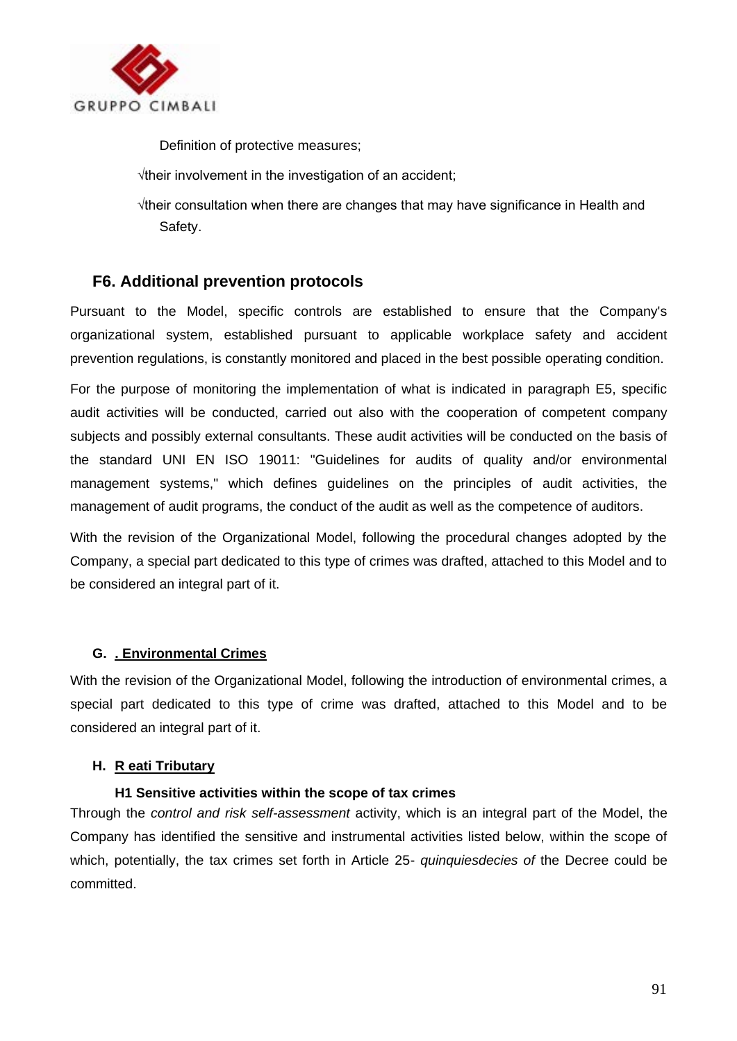Definition of protective measures;

√their involvement in the investigation of an accident;

√their consultation when there are changes that may have significance in Health and Safety.

## F6. Additional prevention protocols

Pursuant to the Model, specific controls are established to ensure that the Company's organizational system, established pursuant to applicable workplace safety and accident prevention regulations, is constantly monitored and placed in the best possible operating condition.

For the purpose of monitoring the implementation of what is indicated in paragraph E5, specific audit activities will be conducted, carried out also with the cooperation of competent company subjects and possibly external consultants. These audit activities will be conducted on the basis of the standard UNI EN ISO 19011: "Guidelines for audits of quality and/or environmental management systems," which defines guidelines on the principles of audit activities, the management of audit programs, the conduct of the audit as well as the competence of auditors.

With the revision of the Organizational Model, following the procedural changes adopted by the Company, a special part dedicated to this type of crimes was drafted, attached to this Model and to be considered an integral part of it.

## G. . Environmental Crimes

With the revision of the Organizational Model, following the introduction of environmental crimes, a special part dedicated to this type of crime was drafted, attached to this Model and to be considered an integral part of it.

## H. R eati Tributary

### H1 Sensitive activities within the scope of tax crimes

Through the *control and risk self-assessment* activity, which is an integral part of the Model, the Company has identified the sensitive and instrumental activities listed below, within the scope of which, potentially, the tax crimes set forth in Article 25- *quinquiesdecies of* the Decree could be committed.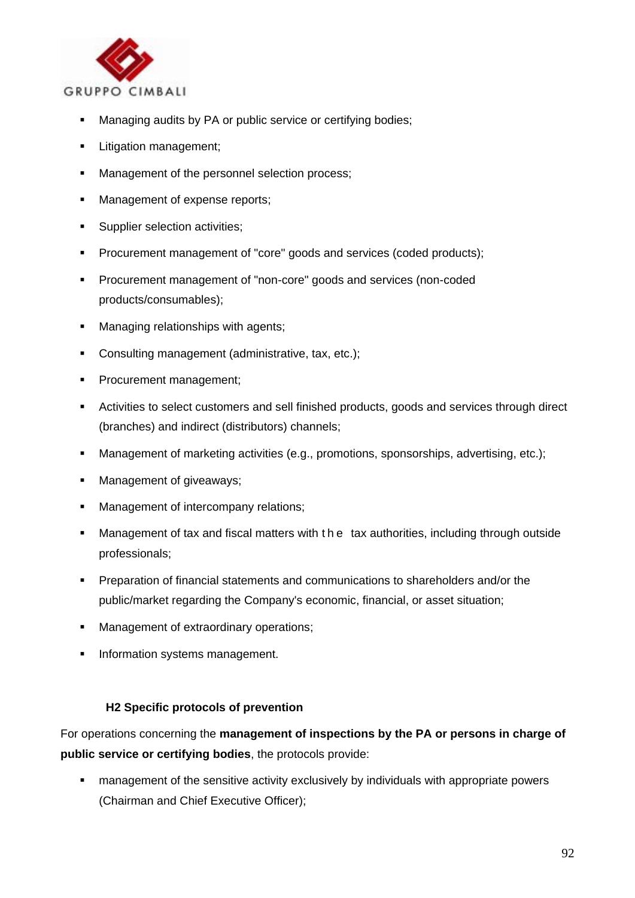- Managing audits by PA or public service or certifying bodies;
- Litigation management;
- Management of the personnel selection process;
- Management of expense reports;
- Supplier selection activities;
- Procurement management of "core" goods and services (coded products);
- Procurement management of "non-core" goods and services (non-coded products/consumables);
- Managing relationships with agents;
- Consulting management (administrative, tax, etc.);
- Procurement management;
- Activities to select customers and sell finished products, goods and services through direct (branches) and indirect (distributors) channels;
- Management of marketing activities (e.g., promotions, sponsorships, advertising, etc.);
- Management of giveaways;
- Management of intercompany relations;
- Management of tax and fiscal matters with the tax authorities, including through outside professionals;
- Preparation of financial statements and communications to shareholders and/or the public/market regarding the Company's economic, financial, or asset situation;
- Management of extraordinary operations;
- Information systems management.

### H2 Specific protocols of prevention

For operations concerning the **management of inspections by the PA or persons in charge of public service or certifying bodies**, the protocols provide:

- management of the sensitive activity exclusively by individuals with appropriate powers (Chairman and Chief Executive Officer);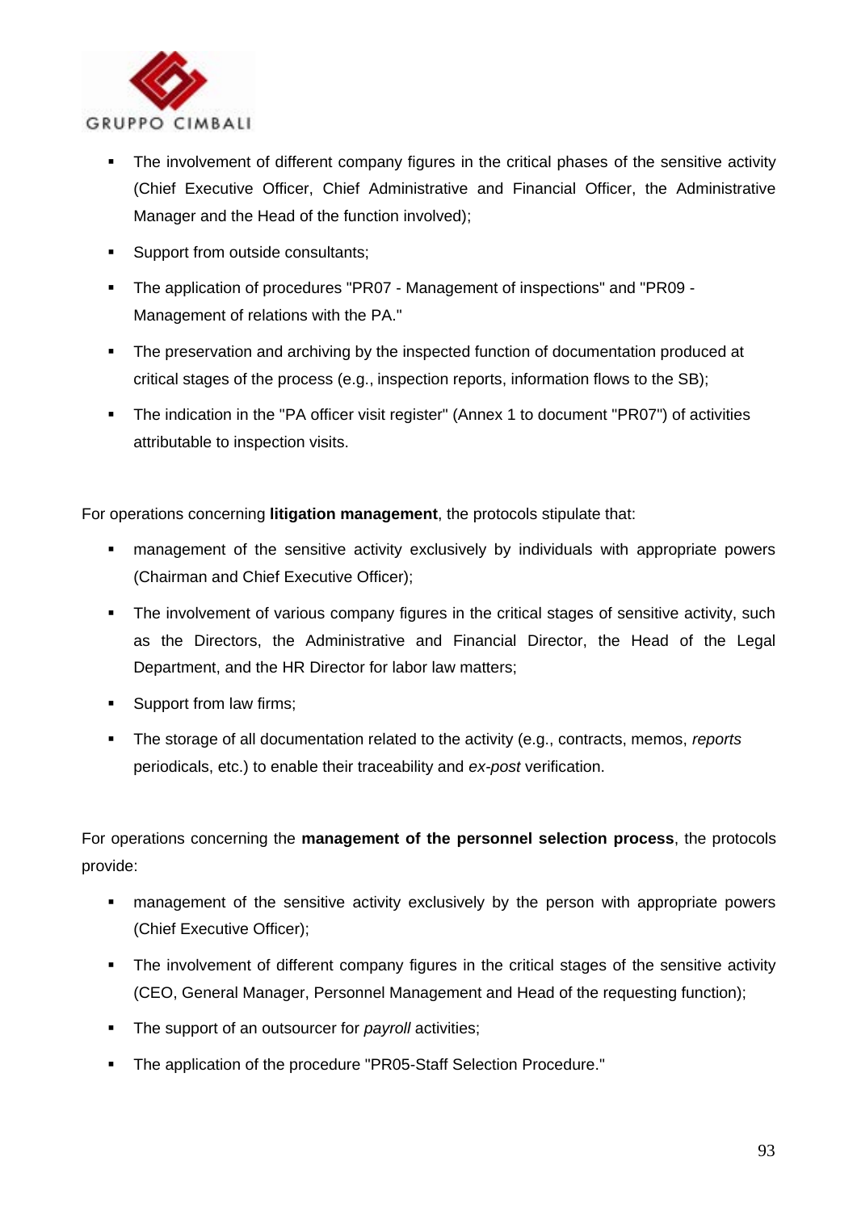- The involvement of different company figures in the critical phases of the sensitive activity (Chief Executive Officer, Chief Administrative and Financial Officer, the Administrative Manager and the Head of the function involved);
- Support from outside consultants;
- The application of procedures "PR07 - Management of inspections" and "PR09 - Management of relations with the PA."
- The preservation and archiving by the inspected function of documentation produced at critical stages of the process (e.g., inspection reports, information flows to the SB);
- The indication in the "PA officer visit register" (Annex 1 to document "PR07") of activities attributable to inspection visits.

For operations concerning **litigation management**, the protocols stipulate that:

- management of the sensitive activity exclusively by individuals with appropriate powers (Chairman and Chief Executive Officer);
- The involvement of various company figures in the critical stages of sensitive activity, such as the Directors, the Administrative and Financial Director, the Head of the Legal Department, and the HR Director for labor law matters;
- Support from law firms;
- The storage of all documentation related to the activity (e.g., contracts, memos, *reports* periodicals, etc.) to enable their traceability and *ex-post* verification.

For operations concerning the **management of the personnel selection process**, the protocols provide:

- management of the sensitive activity exclusively by the person with appropriate powers (Chief Executive Officer);
- The involvement of different company figures in the critical stages of the sensitive activity (CEO, General Manager, Personnel Management and Head of the requesting function);
- The support of an outsourcer for *payroll* activities;
- The application of the procedure "PR05-Staff Selection Procedure."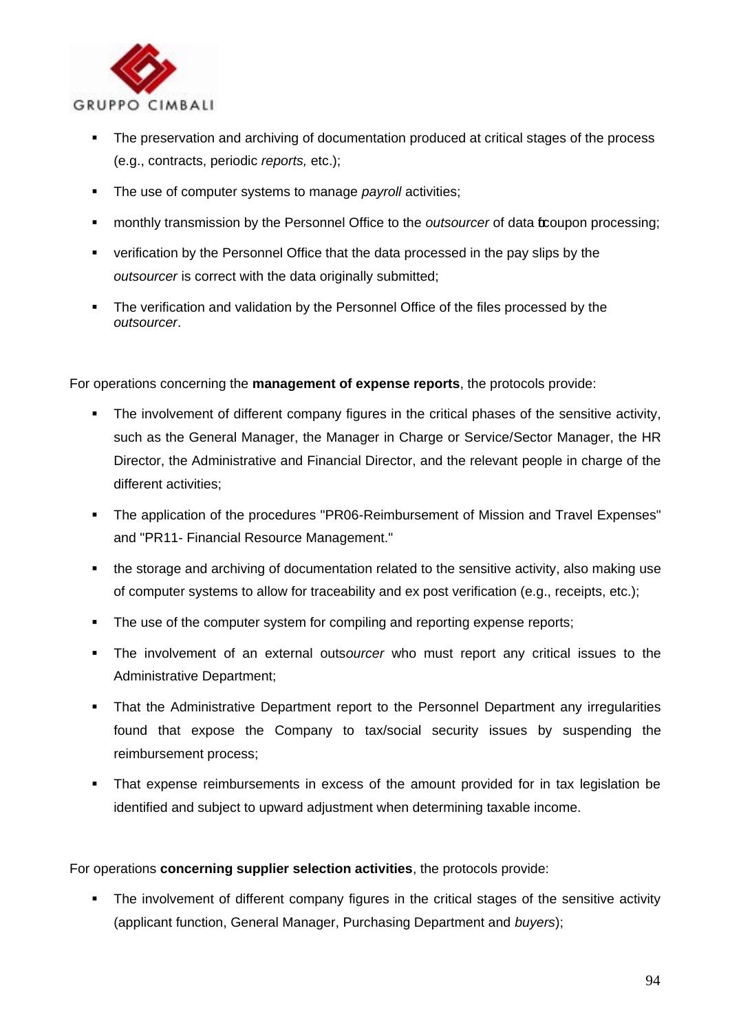- The preservation and archiving of documentation produced at critical stages of the process (e.g., contracts, periodic *reports,* etc.);
- The use of computer systems to manage *payroll* activities;
- monthly transmission by the Personnel Office to the *outsourcer* of data for coupon processing;
- verification by the Personnel Office that the data processed in the pay slips by the *outsourcer* is correct with the data originally submitted;
- The verification and validation by the Personnel Office of the files processed by the *outsourcer*.

For operations concerning the **management of expense reports**, the protocols provide:

- The involvement of different company figures in the critical phases of the sensitive activity, such as the General Manager, the Manager in Charge or Service/Sector Manager, the HR Director, the Administrative and Financial Director, and the relevant people in charge of the different activities;
- The application of the procedures "PR06-Reimbursement of Mission and Travel Expenses" and "PR11- Financial Resource Management."
- the storage and archiving of documentation related to the sensitive activity, also making use of computer systems to allow for traceability and ex post verification (e.g., receipts, etc.);
- The use of the computer system for compiling and reporting expense reports;
- The involvement of an external outs*ourcer* who must report any critical issues to the Administrative Department;
- That the Administrative Department report to the Personnel Department any irregularities found that expose the Company to tax/social security issues by suspending the reimbursement process;
- That expense reimbursements in excess of the amount provided for in tax legislation be identified and subject to upward adjustment when determining taxable income.

For operations **concerning supplier selection activities**, the protocols provide:

- The involvement of different company figures in the critical stages of the sensitive activity (applicant function, General Manager, Purchasing Department and *buyers*);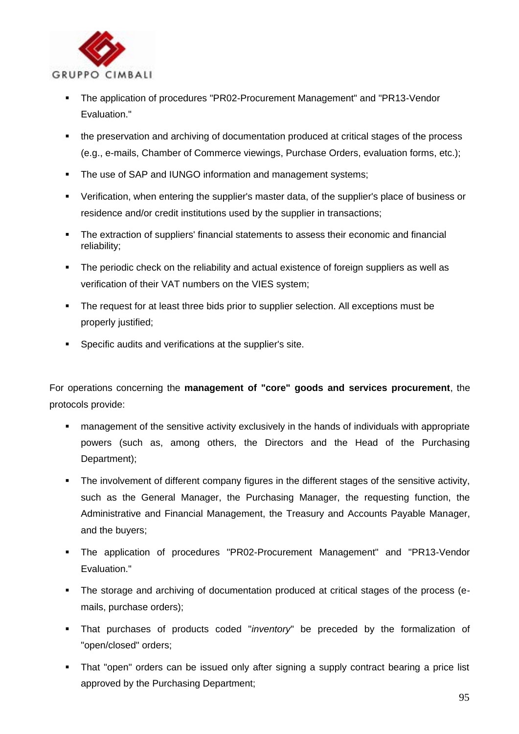- The application of procedures "PR02-Procurement Management" and "PR13-Vendor Evaluation."
- the preservation and archiving of documentation produced at critical stages of the process (e.g., e-mails, Chamber of Commerce viewings, Purchase Orders, evaluation forms, etc.);
- The use of SAP and IUNGO information and management systems;
- Verification, when entering the supplier's master data, of the supplier's place of business or residence and/or credit institutions used by the supplier in transactions;
- The extraction of suppliers' financial statements to assess their economic and financial reliability;
- The periodic check on the reliability and actual existence of foreign suppliers as well as verification of their VAT numbers on the VIES system;
- The request for at least three bids prior to supplier selection. All exceptions must be properly justified;
- Specific audits and verifications at the supplier's site.

For operations concerning the **management of "core" goods and services procurement**, the protocols provide:

- management of the sensitive activity exclusively in the hands of individuals with appropriate powers (such as, among others, the Directors and the Head of the Purchasing Department);
- The involvement of different company figures in the different stages of the sensitive activity, such as the General Manager, the Purchasing Manager, the requesting function, the Administrative and Financial Management, the Treasury and Accounts Payable Manager, and the buyers;
- The application of procedures "PR02-Procurement Management" and "PR13-Vendor Evaluation."
- The storage and archiving of documentation produced at critical stages of the process (e-mails, purchase orders);
- That purchases of products coded "*inventory*" be preceded by the formalization of "open/closed" orders;
- That "open" orders can be issued only after signing a supply contract bearing a price list approved by the Purchasing Department;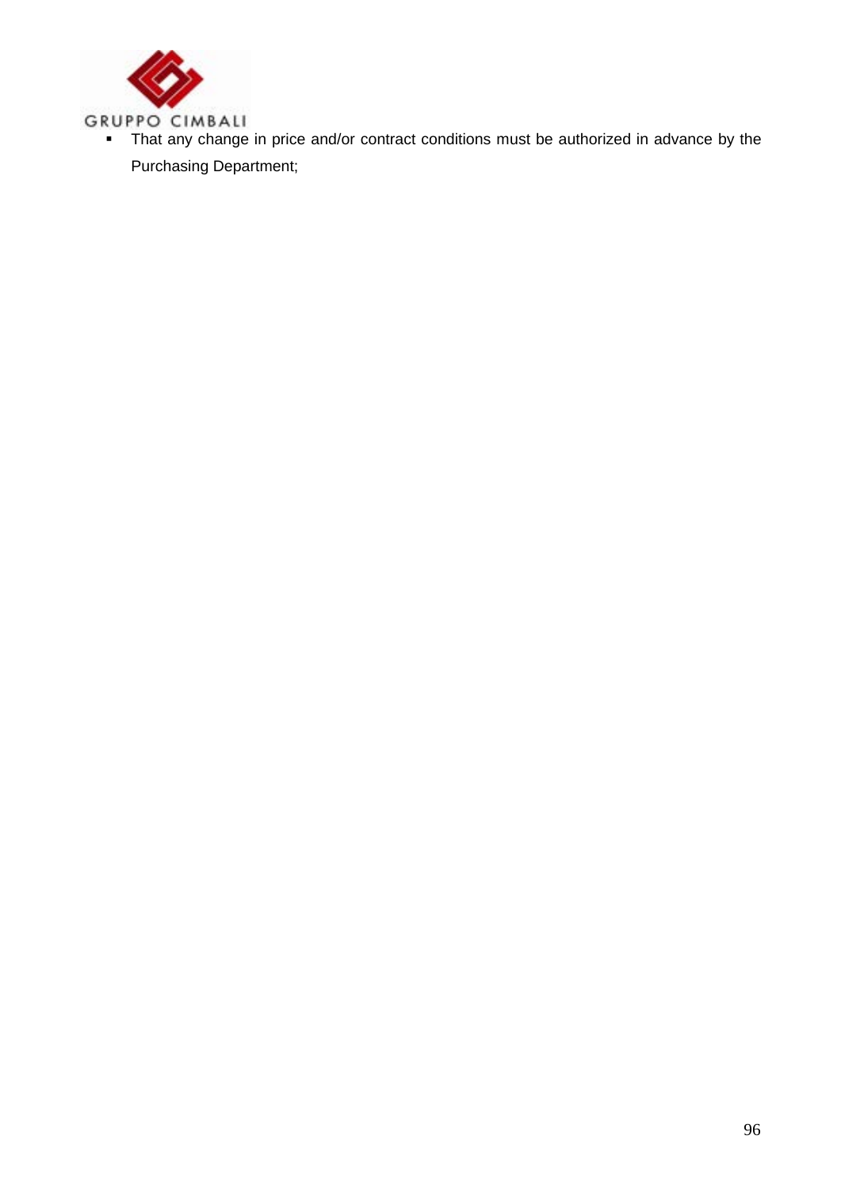- That any change in price and/or contract conditions must be authorized in advance by the Purchasing Department;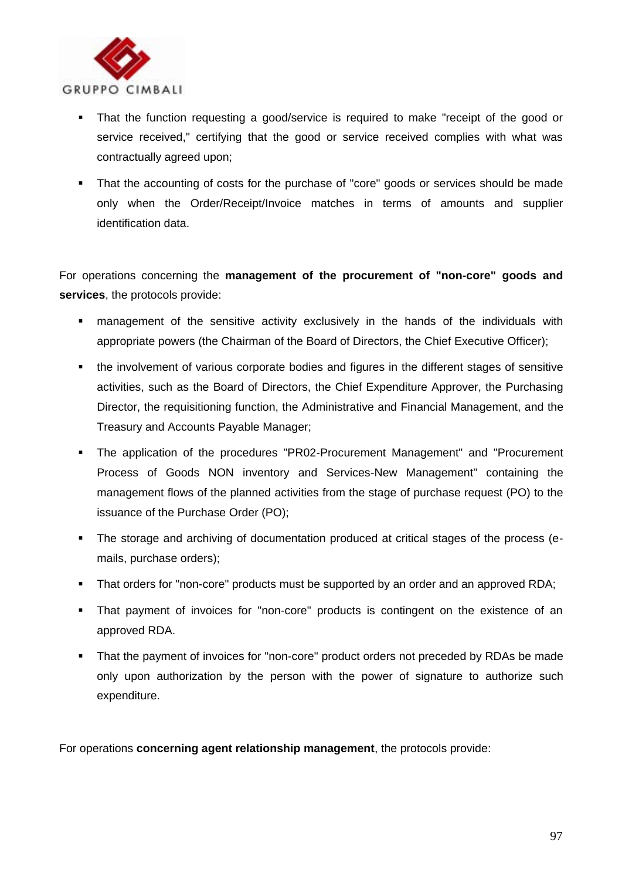- That the function requesting a good/service is required to make "receipt of the good or service received," certifying that the good or service received complies with what was contractually agreed upon;
- That the accounting of costs for the purchase of "core" goods or services should be made only when the Order/Receipt/Invoice matches in terms of amounts and supplier identification data.

For operations concerning the **management of the procurement of "non-core" goods and services**, the protocols provide:

- management of the sensitive activity exclusively in the hands of the individuals with appropriate powers (the Chairman of the Board of Directors, the Chief Executive Officer);
- the involvement of various corporate bodies and figures in the different stages of sensitive activities, such as the Board of Directors, the Chief Expenditure Approver, the Purchasing Director, the requisitioning function, the Administrative and Financial Management, and the Treasury and Accounts Payable Manager;
- The application of the procedures "PR02-Procurement Management" and "Procurement Process of Goods NON inventory and Services-New Management" containing the management flows of the planned activities from the stage of purchase request (PO) to the issuance of the Purchase Order (PO);
- The storage and archiving of documentation produced at critical stages of the process (e-mails, purchase orders);
- That orders for "non-core" products must be supported by an order and an approved RDA;
- That payment of invoices for "non-core" products is contingent on the existence of an approved RDA.
- That the payment of invoices for "non-core" product orders not preceded by RDAs be made only upon authorization by the person with the power of signature to authorize such expenditure.

For operations **concerning agent relationship management**, the protocols provide: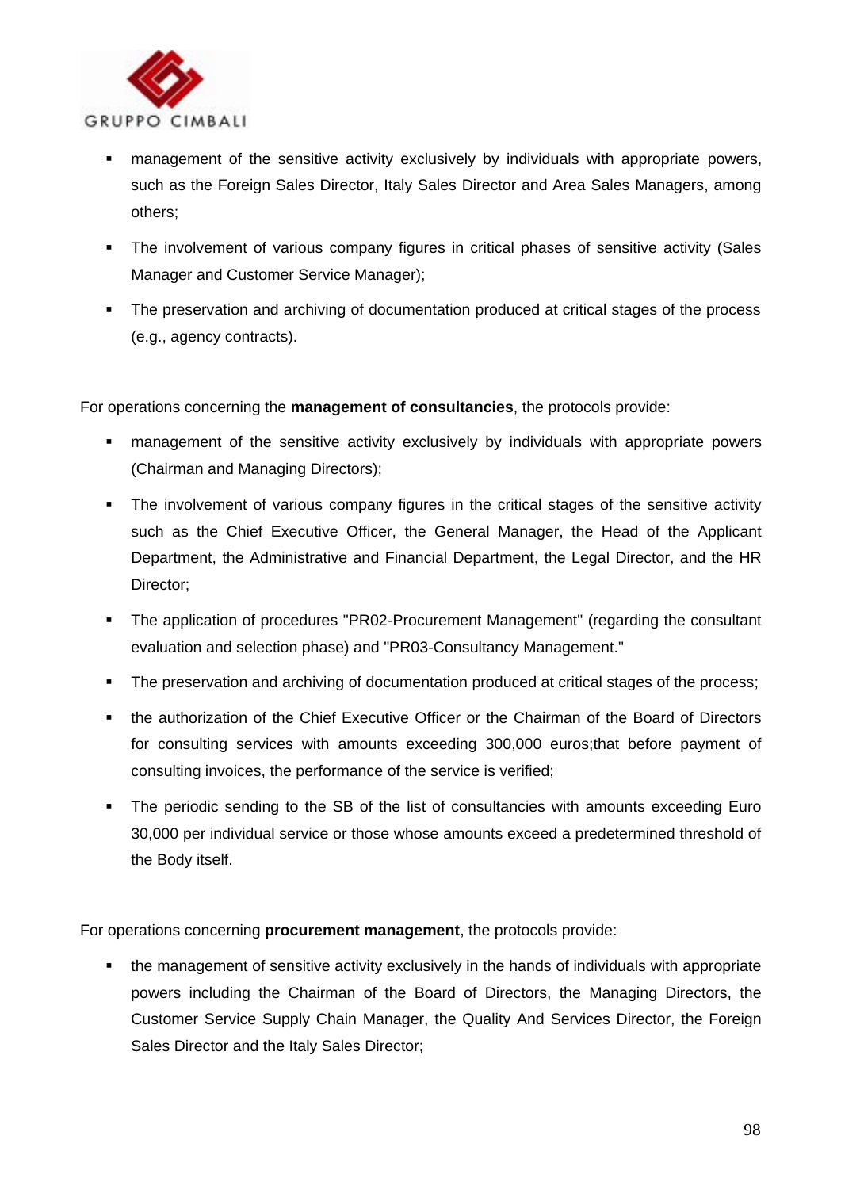- management of the sensitive activity exclusively by individuals with appropriate powers, such as the Foreign Sales Director, Italy Sales Director and Area Sales Managers, among others;
- The involvement of various company figures in critical phases of sensitive activity (Sales Manager and Customer Service Manager);
- The preservation and archiving of documentation produced at critical stages of the process (e.g., agency contracts).

For operations concerning the **management of consultancies**, the protocols provide:

- management of the sensitive activity exclusively by individuals with appropriate powers (Chairman and Managing Directors);
- The involvement of various company figures in the critical stages of the sensitive activity such as the Chief Executive Officer, the General Manager, the Head of the Applicant Department, the Administrative and Financial Department, the Legal Director, and the HR Director;
- The application of procedures "PR02-Procurement Management" (regarding the consultant evaluation and selection phase) and "PR03-Consultancy Management."
- The preservation and archiving of documentation produced at critical stages of the process;
- the authorization of the Chief Executive Officer or the Chairman of the Board of Directors for consulting services with amounts exceeding 300,000 euros;that before payment of consulting invoices, the performance of the service is verified;
- The periodic sending to the SB of the list of consultancies with amounts exceeding Euro 30,000 per individual service or those whose amounts exceed a predetermined threshold of the Body itself.

For operations concerning **procurement management**, the protocols provide:

- the management of sensitive activity exclusively in the hands of individuals with appropriate powers including the Chairman of the Board of Directors, the Managing Directors, the Customer Service Supply Chain Manager, the Quality And Services Director, the Foreign Sales Director and the Italy Sales Director;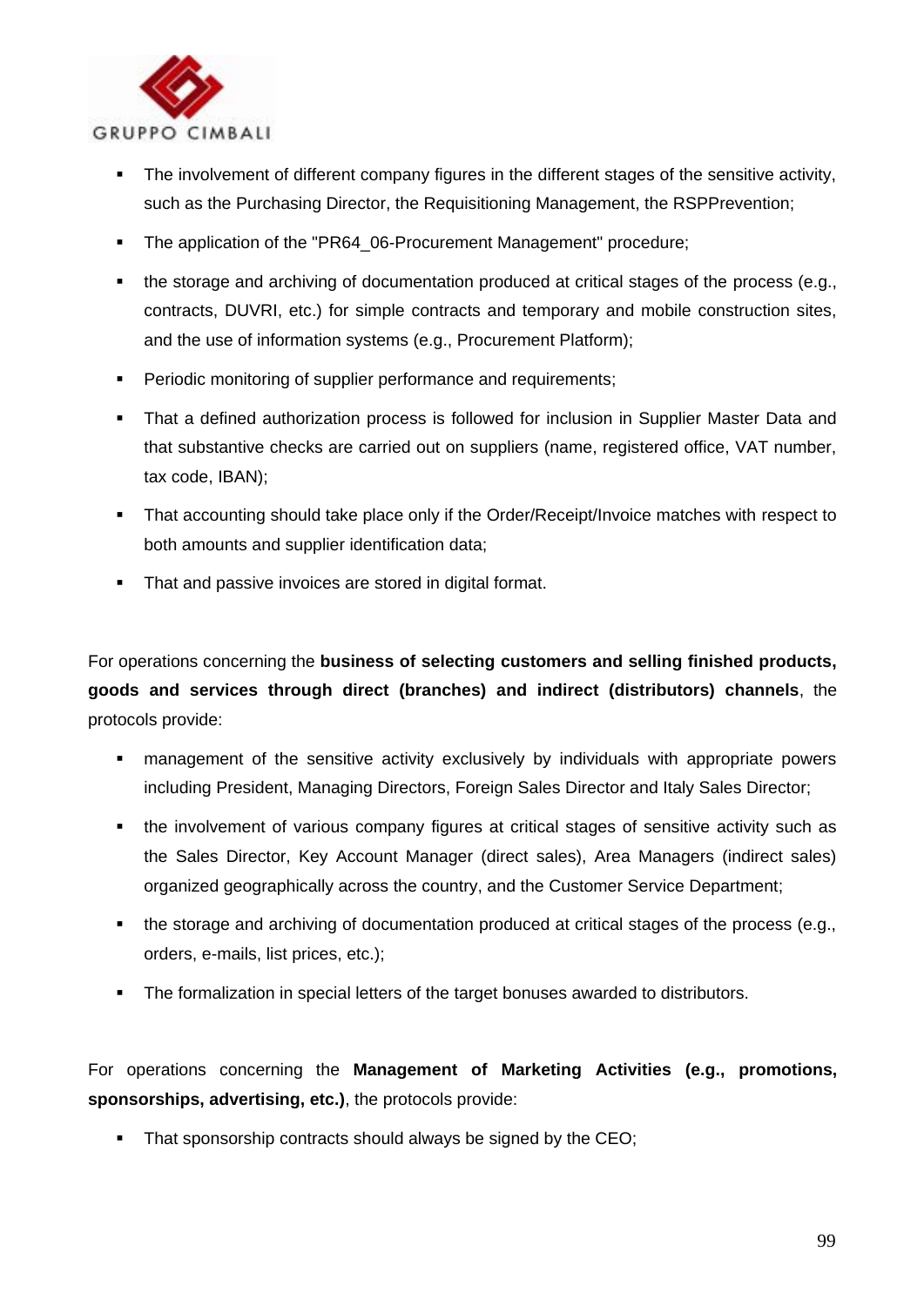- The involvement of different company figures in the different stages of the sensitive activity, such as the Purchasing Director, the Requisitioning Management, the RSPPrevention;
- The application of the "PR64_06-Procurement Management" procedure;
- the storage and archiving of documentation produced at critical stages of the process (e.g., contracts, DUVRI, etc.) for simple contracts and temporary and mobile construction sites, and the use of information systems (e.g., Procurement Platform);
- Periodic monitoring of supplier performance and requirements;
- That a defined authorization process is followed for inclusion in Supplier Master Data and that substantive checks are carried out on suppliers (name, registered office, VAT number, tax code, IBAN);
- That accounting should take place only if the Order/Receipt/Invoice matches with respect to both amounts and supplier identification data;
- That and passive invoices are stored in digital format.

For operations concerning the **business of selecting customers and selling finished products, goods and services through direct (branches) and indirect (distributors) channels**, the protocols provide:

- management of the sensitive activity exclusively by individuals with appropriate powers including President, Managing Directors, Foreign Sales Director and Italy Sales Director;
- the involvement of various company figures at critical stages of sensitive activity such as the Sales Director, Key Account Manager (direct sales), Area Managers (indirect sales) organized geographically across the country, and the Customer Service Department;
- the storage and archiving of documentation produced at critical stages of the process (e.g., orders, e-mails, list prices, etc.);
- The formalization in special letters of the target bonuses awarded to distributors.

For operations concerning the **Management of Marketing Activities (e.g., promotions, sponsorships, advertising, etc.)**, the protocols provide:

- That sponsorship contracts should always be signed by the CEO;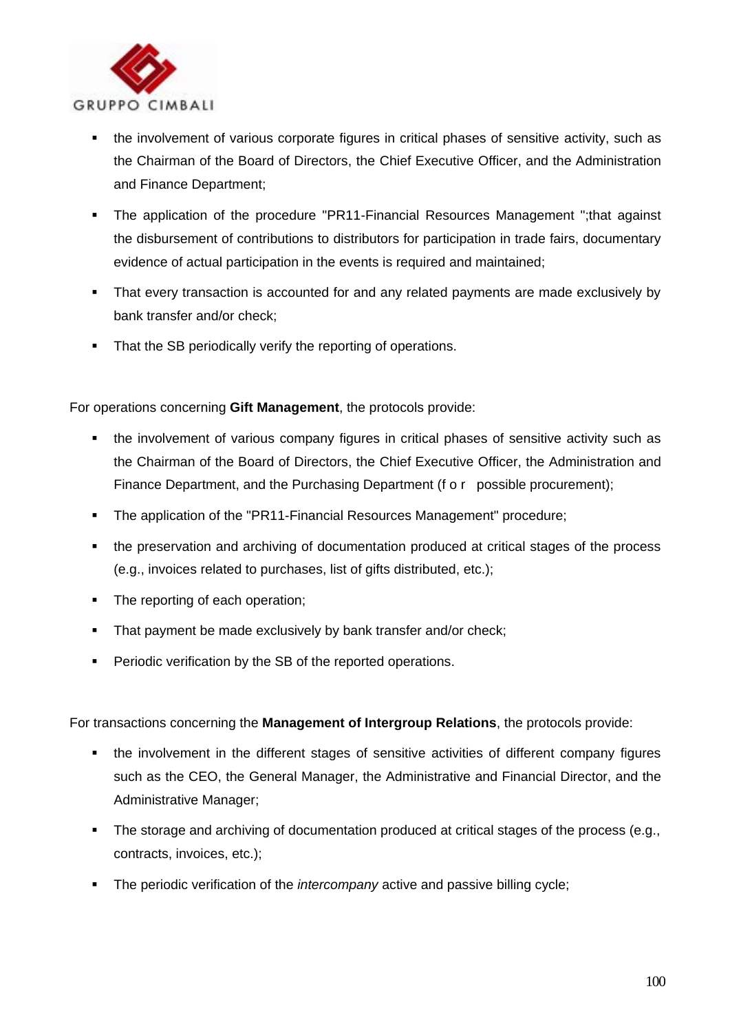- the involvement of various corporate figures in critical phases of sensitive activity, such as the Chairman of the Board of Directors, the Chief Executive Officer, and the Administration and Finance Department;
- The application of the procedure "PR11-Financial Resources Management ";that against the disbursement of contributions to distributors for participation in trade fairs, documentary evidence of actual participation in the events is required and maintained;
- That every transaction is accounted for and any related payments are made exclusively by bank transfer and/or check;
- That the SB periodically verify the reporting of operations.

For operations concerning **Gift Management**, the protocols provide:

- the involvement of various company figures in critical phases of sensitive activity such as the Chairman of the Board of Directors, the Chief Executive Officer, the Administration and Finance Department, and the Purchasing Department (f o r possible procurement);
- The application of the "PR11-Financial Resources Management" procedure;
- the preservation and archiving of documentation produced at critical stages of the process (e.g., invoices related to purchases, list of gifts distributed, etc.);
- The reporting of each operation;
- That payment be made exclusively by bank transfer and/or check;
- Periodic verification by the SB of the reported operations.

For transactions concerning the **Management of Intergroup Relations**, the protocols provide:

- the involvement in the different stages of sensitive activities of different company figures such as the CEO, the General Manager, the Administrative and Financial Director, and the Administrative Manager;
- The storage and archiving of documentation produced at critical stages of the process (e.g., contracts, invoices, etc.);
- The periodic verification of the *intercompany* active and passive billing cycle;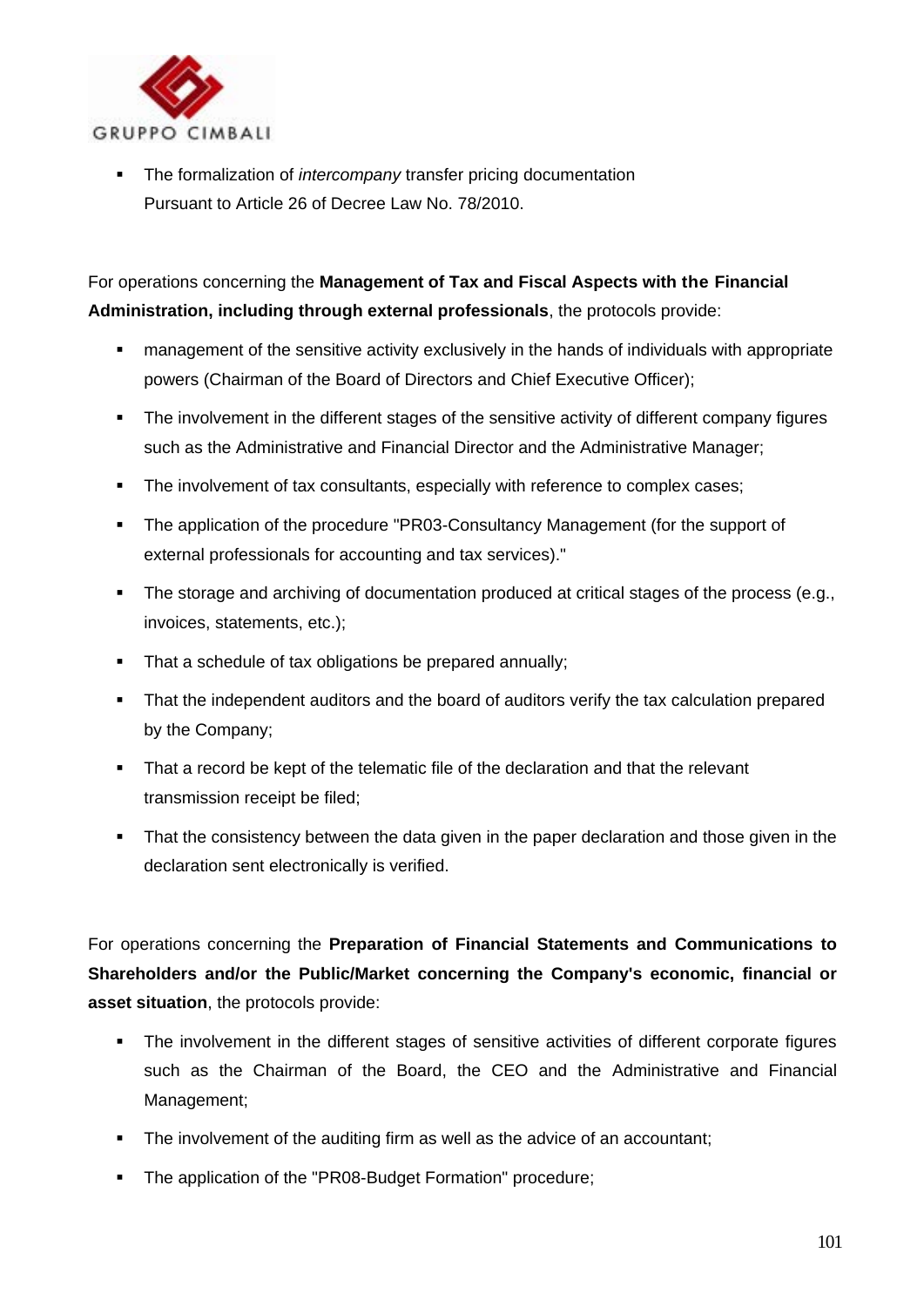- The formalization of *intercompany* transfer pricing documentation Pursuant to Article 26 of Decree Law No. 78/2010.

For operations concerning the **Management of Tax and Fiscal Aspects with the Financial Administration, including through external professionals**, the protocols provide:

- management of the sensitive activity exclusively in the hands of individuals with appropriate powers (Chairman of the Board of Directors and Chief Executive Officer);
- The involvement in the different stages of the sensitive activity of different company figures such as the Administrative and Financial Director and the Administrative Manager;
- The involvement of tax consultants, especially with reference to complex cases;
- The application of the procedure "PR03-Consultancy Management (for the support of external professionals for accounting and tax services)."
- The storage and archiving of documentation produced at critical stages of the process (e.g., invoices, statements, etc.);
- That a schedule of tax obligations be prepared annually;
- That the independent auditors and the board of auditors verify the tax calculation prepared by the Company;
- That a record be kept of the telematic file of the declaration and that the relevant transmission receipt be filed;
- That the consistency between the data given in the paper declaration and those given in the declaration sent electronically is verified.

For operations concerning the **Preparation of Financial Statements and Communications to Shareholders and/or the Public/Market concerning the Company's economic, financial or asset situation**, the protocols provide:

- The involvement in the different stages of sensitive activities of different corporate figures such as the Chairman of the Board, the CEO and the Administrative and Financial Management;
- The involvement of the auditing firm as well as the advice of an accountant;
- The application of the "PR08-Budget Formation" procedure;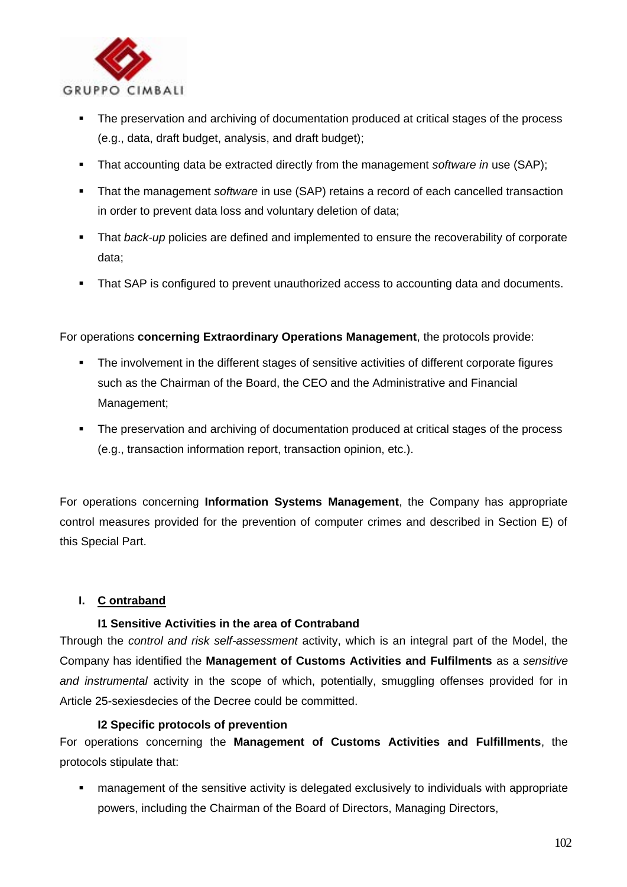- The preservation and archiving of documentation produced at critical stages of the process (e.g., data, draft budget, analysis, and draft budget);
- That accounting data be extracted directly from the management *software in* use (SAP);
- That the management *software* in use (SAP) retains a record of each cancelled transaction in order to prevent data loss and voluntary deletion of data;
- That *back-up* policies are defined and implemented to ensure the recoverability of corporate data;
- That SAP is configured to prevent unauthorized access to accounting data and documents.

For operations **concerning Extraordinary Operations Management**, the protocols provide:

- The involvement in the different stages of sensitive activities of different corporate figures such as the Chairman of the Board, the CEO and the Administrative and Financial Management;
- The preservation and archiving of documentation produced at critical stages of the process (e.g., transaction information report, transaction opinion, etc.).

For operations concerning **Information Systems Management**, the Company has appropriate control measures provided for the prevention of computer crimes and described in Section E) of this Special Part.

## I. C ontraband

### I1 Sensitive Activities in the area of Contraband

Through the *control and risk self-assessment* activity, which is an integral part of the Model, the Company has identified the **Management of Customs Activities and Fulfilments** as a *sensitive and instrumental* activity in the scope of which, potentially, smuggling offenses provided for in Article 25-sexiesdecies of the Decree could be committed.

### I2 Specific protocols of prevention

For operations concerning the **Management of Customs Activities and Fulfillments**, the protocols stipulate that:

- management of the sensitive activity is delegated exclusively to individuals with appropriate powers, including the Chairman of the Board of Directors, Managing Directors,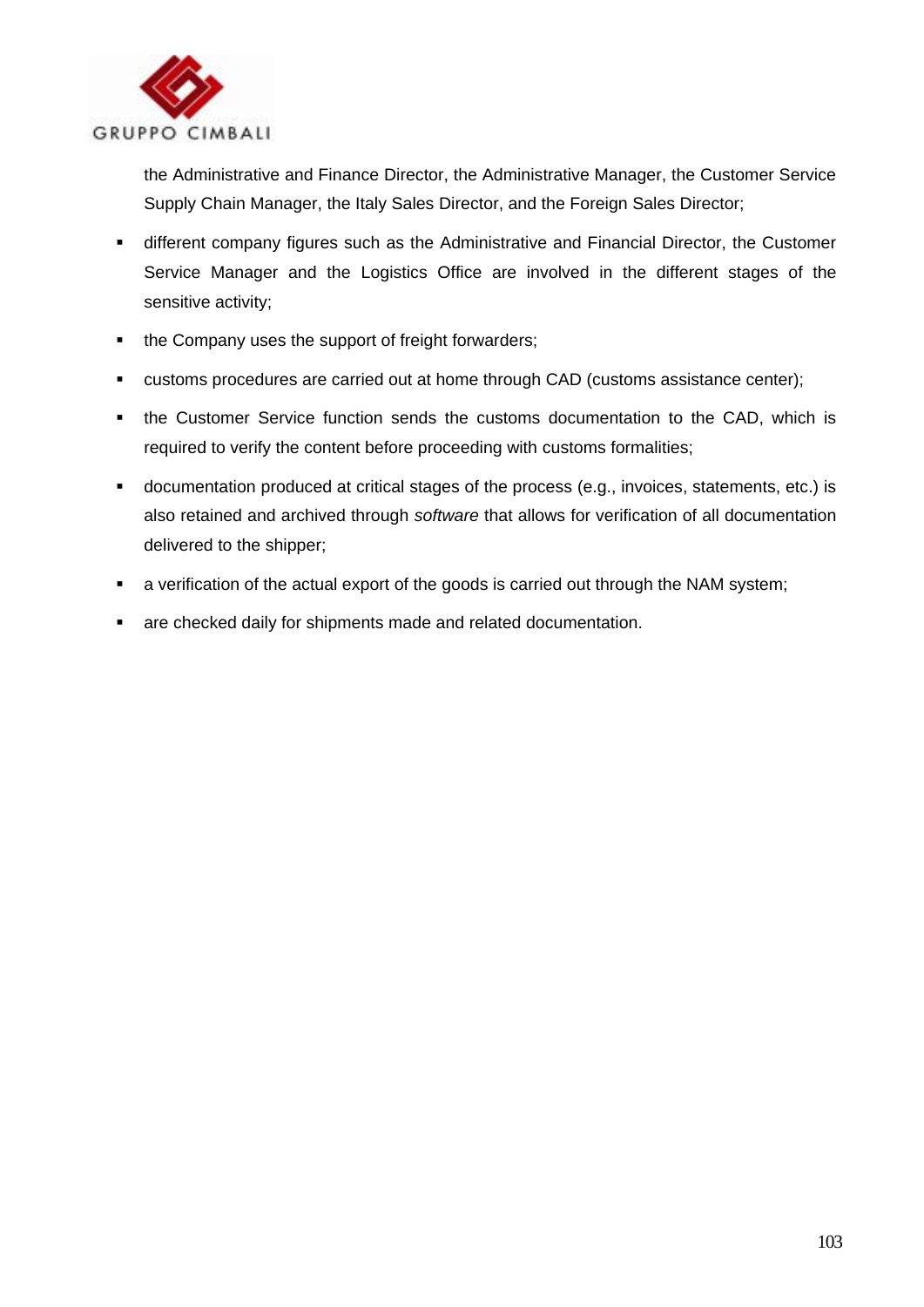the Administrative and Finance Director, the Administrative Manager, the Customer Service Supply Chain Manager, the Italy Sales Director, and the Foreign Sales Director;

- different company figures such as the Administrative and Financial Director, the Customer Service Manager and the Logistics Office are involved in the different stages of the sensitive activity;
- the Company uses the support of freight forwarders;
- customs procedures are carried out at home through CAD (customs assistance center);
- the Customer Service function sends the customs documentation to the CAD, which is required to verify the content before proceeding with customs formalities;
- documentation produced at critical stages of the process (e.g., invoices, statements, etc.) is also retained and archived through *software* that allows for verification of all documentation delivered to the shipper;
- a verification of the actual export of the goods is carried out through the NAM system;
- are checked daily for shipments made and related documentation.